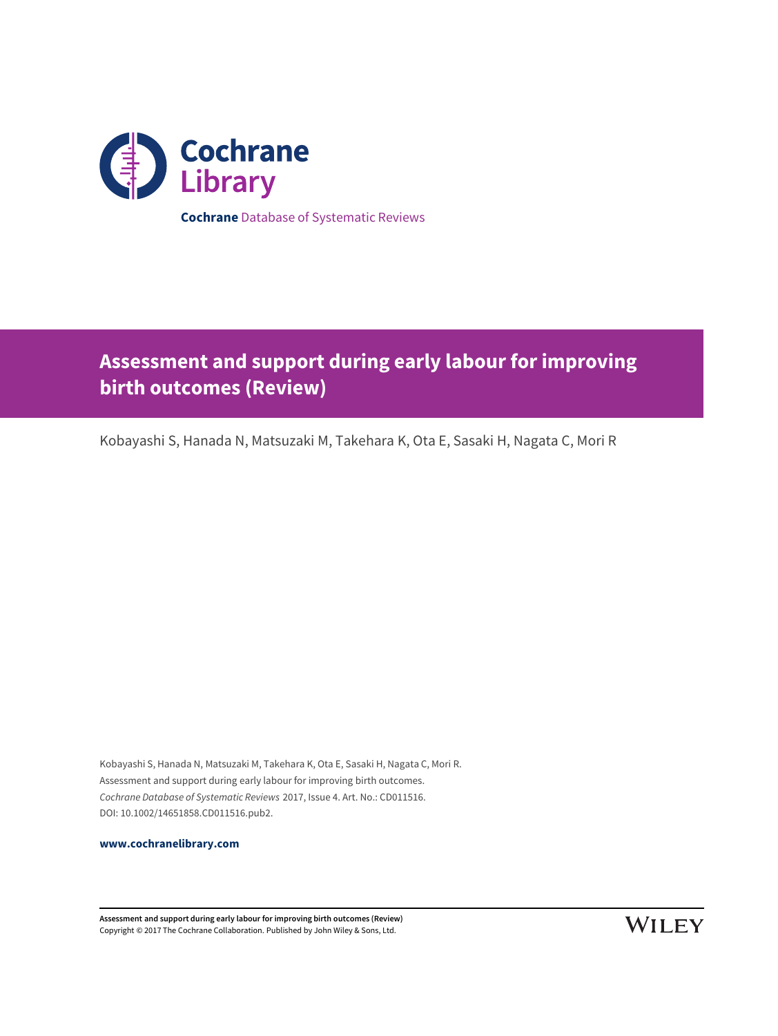**Cochrane** Database of Systematic Reviews

# Assessment and support during early labour for improving birth outcomes (Review)

Kobayashi S, Hanada N, Matsuzaki M, Takehara K, Ota E, Sasaki H, Nagata C, Mori R

Kobayashi S, Hanada N, Matsuzaki M, Takehara K, Ota E, Sasaki H, Nagata C, Mori R.
Assessment and support during early labour for improving birth outcomes.
*Cochrane Database of Systematic Reviews* 2017, Issue 4. Art. No.: CD011516.
DOI: 10.1002/14651858.CD011516.pub2.

**www.cochranelibrary.com**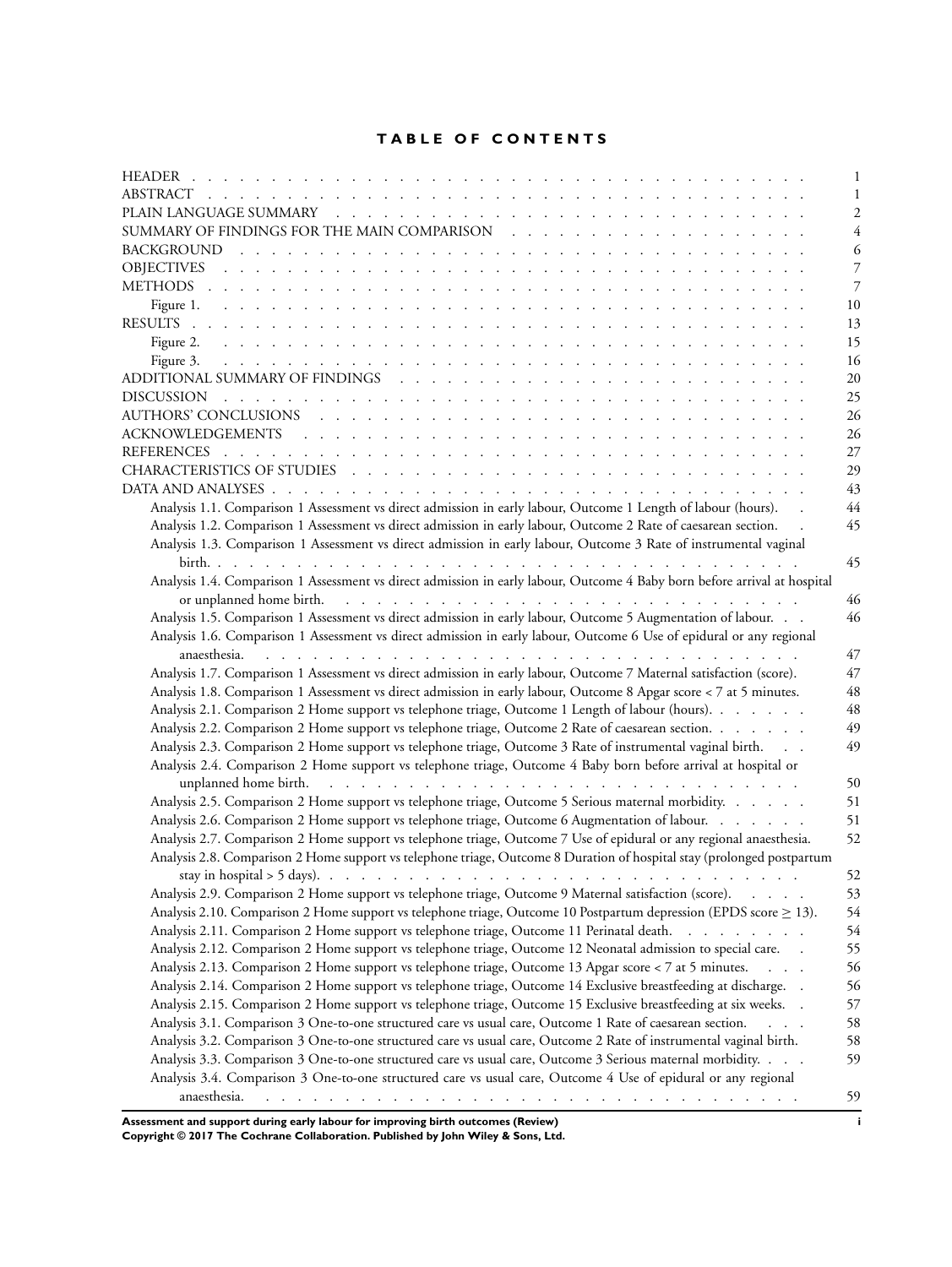# TABLE OF CONTENTS

| | |
|---|---|
| HEADER | 1 |
| ABSTRACT | 1 |
| PLAIN LANGUAGE SUMMARY | 2 |
| SUMMARY OF FINDINGS FOR THE MAIN COMPARISON | 4 |
| BACKGROUND | 6 |
| OBJECTIVES | 7 |
| METHODS | 7 |
| Figure 1. | 10 |
| RESULTS | 13 |
| Figure 2. | 15 |
| Figure 3. | 16 |
| ADDITIONAL SUMMARY OF FINDINGS | 20 |
| DISCUSSION | 25 |
| AUTHORS' CONCLUSIONS | 26 |
| ACKNOWLEDGEMENTS | 26 |
| REFERENCES | 27 |
| CHARACTERISTICS OF STUDIES | 29 |
| DATA AND ANALYSES | 43 |
| Analysis 1.1. Comparison 1 Assessment vs direct admission in early labour, Outcome 1 Length of labour (hours). | 44 |
| Analysis 1.2. Comparison 1 Assessment vs direct admission in early labour, Outcome 2 Rate of caesarean section. | 45 |
| Analysis 1.3. Comparison 1 Assessment vs direct admission in early labour, Outcome 3 Rate of instrumental vaginal birth. | 45 |
| Analysis 1.4. Comparison 1 Assessment vs direct admission in early labour, Outcome 4 Baby born before arrival at hospital or unplanned home birth. | 46 |
| Analysis 1.5. Comparison 1 Assessment vs direct admission in early labour, Outcome 5 Augmentation of labour. | 46 |
| Analysis 1.6. Comparison 1 Assessment vs direct admission in early labour, Outcome 6 Use of epidural or any regional anaesthesia. | 47 |
| Analysis 1.7. Comparison 1 Assessment vs direct admission in early labour, Outcome 7 Maternal satisfaction (score). | 47 |
| Analysis 1.8. Comparison 1 Assessment vs direct admission in early labour, Outcome 8 Apgar score < 7 at 5 minutes. | 48 |
| Analysis 2.1. Comparison 2 Home support vs telephone triage, Outcome 1 Length of labour (hours). | 48 |
| Analysis 2.2. Comparison 2 Home support vs telephone triage, Outcome 2 Rate of caesarean section. | 49 |
| Analysis 2.3. Comparison 2 Home support vs telephone triage, Outcome 3 Rate of instrumental vaginal birth. | 49 |
| Analysis 2.4. Comparison 2 Home support vs telephone triage, Outcome 4 Baby born before arrival at hospital or unplanned home birth. | 50 |
| Analysis 2.5. Comparison 2 Home support vs telephone triage, Outcome 5 Serious maternal morbidity. | 51 |
| Analysis 2.6. Comparison 2 Home support vs telephone triage, Outcome 6 Augmentation of labour. | 51 |
| Analysis 2.7. Comparison 2 Home support vs telephone triage, Outcome 7 Use of epidural or any regional anaesthesia. | 52 |
| Analysis 2.8. Comparison 2 Home support vs telephone triage, Outcome 8 Duration of hospital stay (prolonged postpartum stay in hospital > 5 days). | 52 |
| Analysis 2.9. Comparison 2 Home support vs telephone triage, Outcome 9 Maternal satisfaction (score). | 53 |
| Analysis 2.10. Comparison 2 Home support vs telephone triage, Outcome 10 Postpartum depression (EPDS score $\geq$ 13). | 54 |
| Analysis 2.11. Comparison 2 Home support vs telephone triage, Outcome 11 Perinatal death. | 54 |
| Analysis 2.12. Comparison 2 Home support vs telephone triage, Outcome 12 Neonatal admission to special care. | 55 |
| Analysis 2.13. Comparison 2 Home support vs telephone triage, Outcome 13 Apgar score < 7 at 5 minutes. | 56 |
| Analysis 2.14. Comparison 2 Home support vs telephone triage, Outcome 14 Exclusive breastfeeding at discharge. | 56 |
| Analysis 2.15. Comparison 2 Home support vs telephone triage, Outcome 15 Exclusive breastfeeding at six weeks. | 57 |
| Analysis 3.1. Comparison 3 One-to-one structured care vs usual care, Outcome 1 Rate of caesarean section. | 58 |
| Analysis 3.2. Comparison 3 One-to-one structured care vs usual care, Outcome 2 Rate of instrumental vaginal birth. | 58 |
| Analysis 3.3. Comparison 3 One-to-one structured care vs usual care, Outcome 3 Serious maternal morbidity. | 59 |
| Analysis 3.4. Comparison 3 One-to-one structured care vs usual care, Outcome 4 Use of epidural or any regional anaesthesia. | 59 |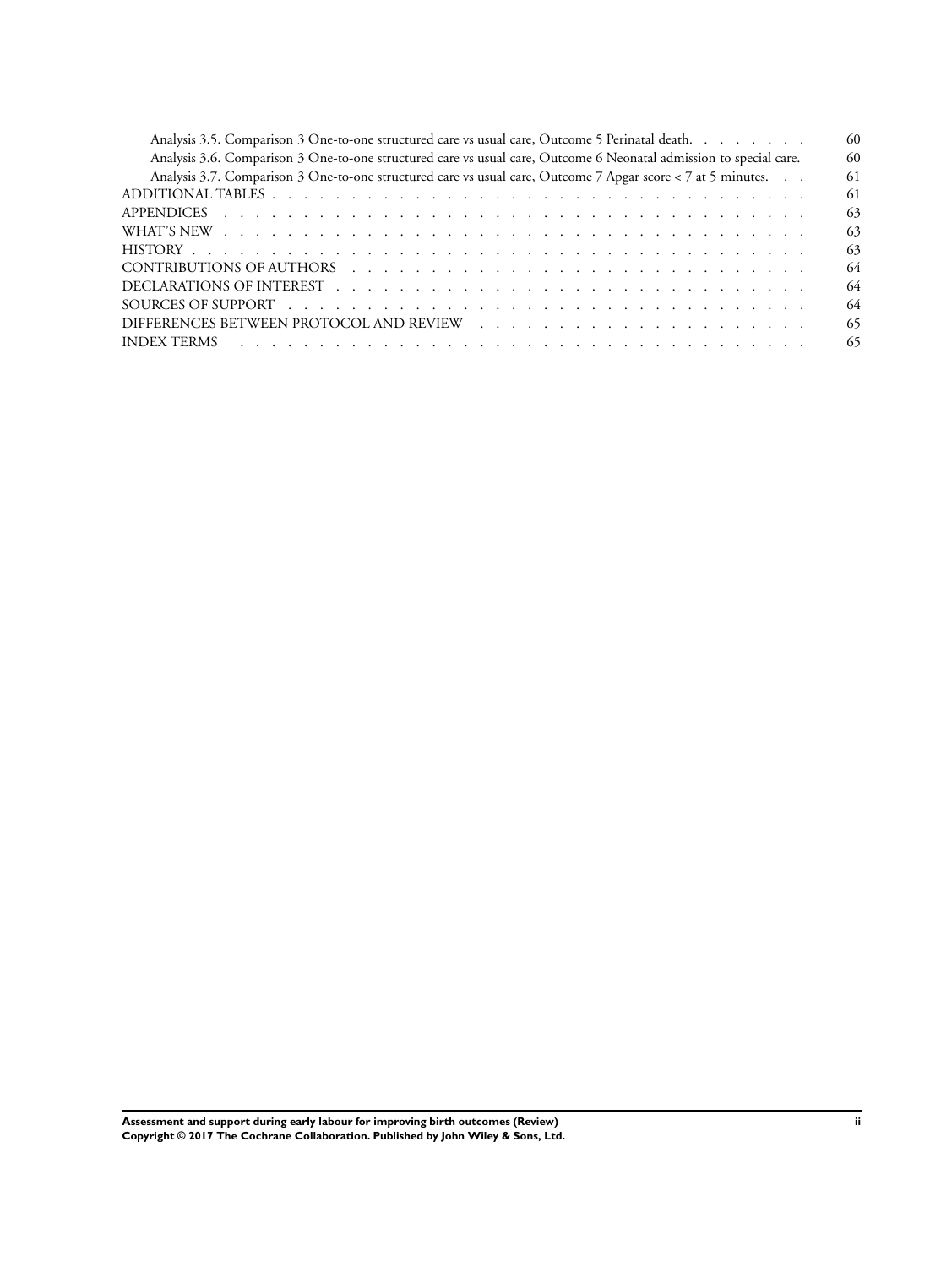Analysis 3.5. Comparison 3 One-to-one structured care vs usual care, Outcome 5 Perinatal death. . . . . . . . 60
Analysis 3.6. Comparison 3 One-to-one structured care vs usual care, Outcome 6 Neonatal admission to special care. 60
Analysis 3.7. Comparison 3 One-to-one structured care vs usual care, Outcome 7 Apgar score < 7 at 5 minutes. . . 61
ADDITIONAL TABLES . . . . . . . . . . . . . . . . . . . . . . . . . . . . . . . . 61
APPENDICES . . . . . . . . . . . . . . . . . . . . . . . . . . . . . . . . . . 63
WHAT'S NEW . . . . . . . . . . . . . . . . . . . . . . . . . . . . . . . . . . 63
HISTORY . . . . . . . . . . . . . . . . . . . . . . . . . . . . . . . . . . . 63
CONTRIBUTIONS OF AUTHORS . . . . . . . . . . . . . . . . . . . . . . . . . . . 64
DECLARATIONS OF INTEREST . . . . . . . . . . . . . . . . . . . . . . . . . . . 64
SOURCES OF SUPPORT . . . . . . . . . . . . . . . . . . . . . . . . . . . . . . 64
DIFFERENCES BETWEEN PROTOCOL AND REVIEW . . . . . . . . . . . . . . . . . . . . 65
INDEX TERMS . . . . . . . . . . . . . . . . . . . . . . . . . . . . . . . . . . 65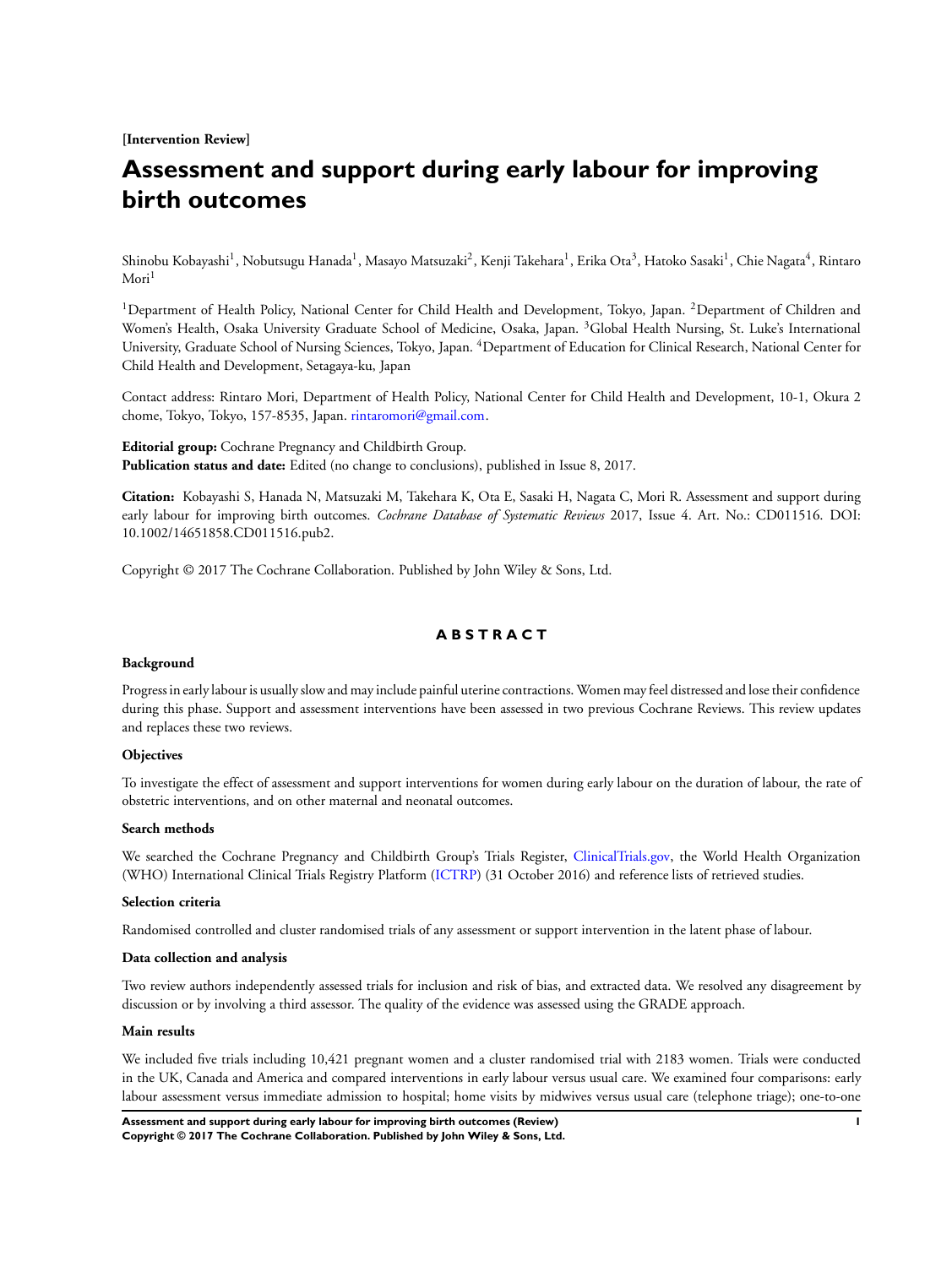**[Intervention Review]**

# Assessment and support during early labour for improving birth outcomes

Shinobu Kobayashi[1], Nobutsugu Hanada[1], Masayo Matsuzaki[2], Kenji Takehara[1], Erika Ota[3], Hatoko Sasaki[1], Chie Nagata[4], Rintaro Mori[1]

[1]Department of Health Policy, National Center for Child Health and Development, Tokyo, Japan. [2]Department of Children and Women's Health, Osaka University Graduate School of Medicine, Osaka, Japan. [3]Global Health Nursing, St. Luke's International University, Graduate School of Nursing Sciences, Tokyo, Japan. [4]Department of Education for Clinical Research, National Center for Child Health and Development, Setagaya-ku, Japan

Contact address: Rintaro Mori, Department of Health Policy, National Center for Child Health and Development, 10-1, Okura 2 chome, Tokyo, Tokyo, 157-8535, Japan. rintaromori@gmail.com.

**Editorial group:** Cochrane Pregnancy and Childbirth Group.
**Publication status and date:** Edited (no change to conclusions), published in Issue 8, 2017.

**Citation:** Kobayashi S, Hanada N, Matsuzaki M, Takehara K, Ota E, Sasaki H, Nagata C, Mori R. Assessment and support during early labour for improving birth outcomes. *Cochrane Database of Systematic Reviews* 2017, Issue 4. Art. No.: CD011516. DOI: 10.1002/14651858.CD011516.pub2.

Copyright © 2017 The Cochrane Collaboration. Published by John Wiley & Sons, Ltd.

## ABSTRACT

### Background

Progress in early labour is usually slow and may include painful uterine contractions. Women may feel distressed and lose their confidence during this phase. Support and assessment interventions have been assessed in two previous Cochrane Reviews. This review updates and replaces these two reviews.

### Objectives

To investigate the effect of assessment and support interventions for women during early labour on the duration of labour, the rate of obstetric interventions, and on other maternal and neonatal outcomes.

### Search methods

We searched the Cochrane Pregnancy and Childbirth Group's Trials Register, ClinicalTrials.gov, the World Health Organization (WHO) International Clinical Trials Registry Platform (ICTRP) (31 October 2016) and reference lists of retrieved studies.

### Selection criteria

Randomised controlled and cluster randomised trials of any assessment or support intervention in the latent phase of labour.

### Data collection and analysis

Two review authors independently assessed trials for inclusion and risk of bias, and extracted data. We resolved any disagreement by discussion or by involving a third assessor. The quality of the evidence was assessed using the GRADE approach.

### Main results

We included five trials including 10,421 pregnant women and a cluster randomised trial with 2183 women. Trials were conducted in the UK, Canada and America and compared interventions in early labour versus usual care. We examined four comparisons: early labour assessment versus immediate admission to hospital; home visits by midwives versus usual care (telephone triage); one-to-one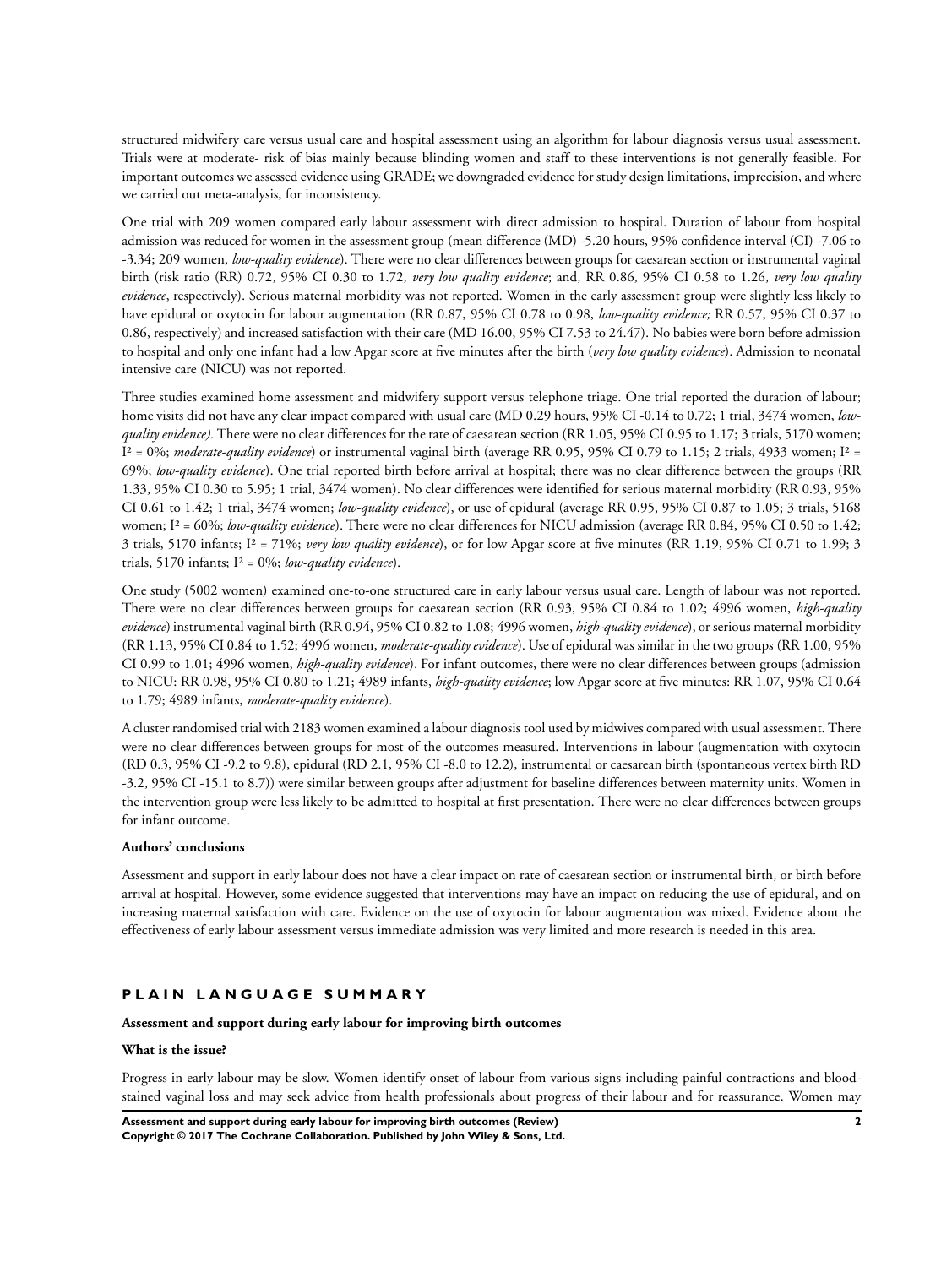structured midwifery care versus usual care and hospital assessment using an algorithm for labour diagnosis versus usual assessment. Trials were at moderate- risk of bias mainly because blinding women and staff to these interventions is not generally feasible. For important outcomes we assessed evidence using GRADE; we downgraded evidence for study design limitations, imprecision, and where we carried out meta-analysis, for inconsistency.

One trial with 209 women compared early labour assessment with direct admission to hospital. Duration of labour from hospital admission was reduced for women in the assessment group (mean difference (MD) -5.20 hours, 95% confidence interval (CI) -7.06 to -3.34; 209 women, *low-quality evidence*). There were no clear differences between groups for caesarean section or instrumental vaginal birth (risk ratio (RR) 0.72, 95% CI 0.30 to 1.72, *very low quality evidence*; and, RR 0.86, 95% CI 0.58 to 1.26, *very low quality evidence*, respectively). Serious maternal morbidity was not reported. Women in the early assessment group were slightly less likely to have epidural or oxytocin for labour augmentation (RR 0.87, 95% CI 0.78 to 0.98, *low-quality evidence;* RR 0.57, 95% CI 0.37 to 0.86, respectively) and increased satisfaction with their care (MD 16.00, 95% CI 7.53 to 24.47). No babies were born before admission to hospital and only one infant had a low Apgar score at five minutes after the birth (*very low quality evidence*). Admission to neonatal intensive care (NICU) was not reported.

Three studies examined home assessment and midwifery support versus telephone triage. One trial reported the duration of labour; home visits did not have any clear impact compared with usual care (MD 0.29 hours, 95% CI -0.14 to 0.72; 1 trial, 3474 women, *low-quality evidence).* There were no clear differences for the rate of caesarean section (RR 1.05, 95% CI 0.95 to 1.17; 3 trials, 5170 women; $I^2$ = 0%; *moderate-quality evidence*) or instrumental vaginal birth (average RR 0.95, 95% CI 0.79 to 1.15; 2 trials, 4933 women; $I^2$ = 69%; *low-quality evidence*). One trial reported birth before arrival at hospital; there was no clear difference between the groups (RR 1.33, 95% CI 0.30 to 5.95; 1 trial, 3474 women). No clear differences were identified for serious maternal morbidity (RR 0.93, 95% CI 0.61 to 1.42; 1 trial, 3474 women; *low-quality evidence*), or use of epidural (average RR 0.95, 95% CI 0.87 to 1.05; 3 trials, 5168 women; $I^2$ = 60%; *low-quality evidence*). There were no clear differences for NICU admission (average RR 0.84, 95% CI 0.50 to 1.42; 3 trials, 5170 infants; $I^2$ = 71%; *very low quality evidence*), or for low Apgar score at five minutes (RR 1.19, 95% CI 0.71 to 1.99; 3 trials, 5170 infants; $I^2$ = 0%; *low-quality evidence*).

One study (5002 women) examined one-to-one structured care in early labour versus usual care. Length of labour was not reported. There were no clear differences between groups for caesarean section (RR 0.93, 95% CI 0.84 to 1.02; 4996 women, *high-quality evidence*) instrumental vaginal birth (RR 0.94, 95% CI 0.82 to 1.08; 4996 women, *high-quality evidence*), or serious maternal morbidity (RR 1.13, 95% CI 0.84 to 1.52; 4996 women, *moderate-quality evidence*). Use of epidural was similar in the two groups (RR 1.00, 95% CI 0.99 to 1.01; 4996 women, *high-quality evidence*). For infant outcomes, there were no clear differences between groups (admission to NICU: RR 0.98, 95% CI 0.80 to 1.21; 4989 infants, *high-quality evidence*; low Apgar score at five minutes: RR 1.07, 95% CI 0.64 to 1.79; 4989 infants, *moderate-quality evidence*).

A cluster randomised trial with 2183 women examined a labour diagnosis tool used by midwives compared with usual assessment. There were no clear differences between groups for most of the outcomes measured. Interventions in labour (augmentation with oxytocin (RD 0.3, 95% CI -9.2 to 9.8), epidural (RD 2.1, 95% CI -8.0 to 12.2), instrumental or caesarean birth (spontaneous vertex birth RD -3.2, 95% CI -15.1 to 8.7)) were similar between groups after adjustment for baseline differences between maternity units. Women in the intervention group were less likely to be admitted to hospital at first presentation. There were no clear differences between groups for infant outcome.

**Authors' conclusions**

Assessment and support in early labour does not have a clear impact on rate of caesarean section or instrumental birth, or birth before arrival at hospital. However, some evidence suggested that interventions may have an impact on reducing the use of epidural, and on increasing maternal satisfaction with care. Evidence on the use of oxytocin for labour augmentation was mixed. Evidence about the effectiveness of early labour assessment versus immediate admission was very limited and more research is needed in this area.

## PLAIN LANGUAGE SUMMARY

**Assessment and support during early labour for improving birth outcomes**

**What is the issue?**

Progress in early labour may be slow. Women identify onset of labour from various signs including painful contractions and blood-stained vaginal loss and may seek advice from health professionals about progress of their labour and for reassurance. Women may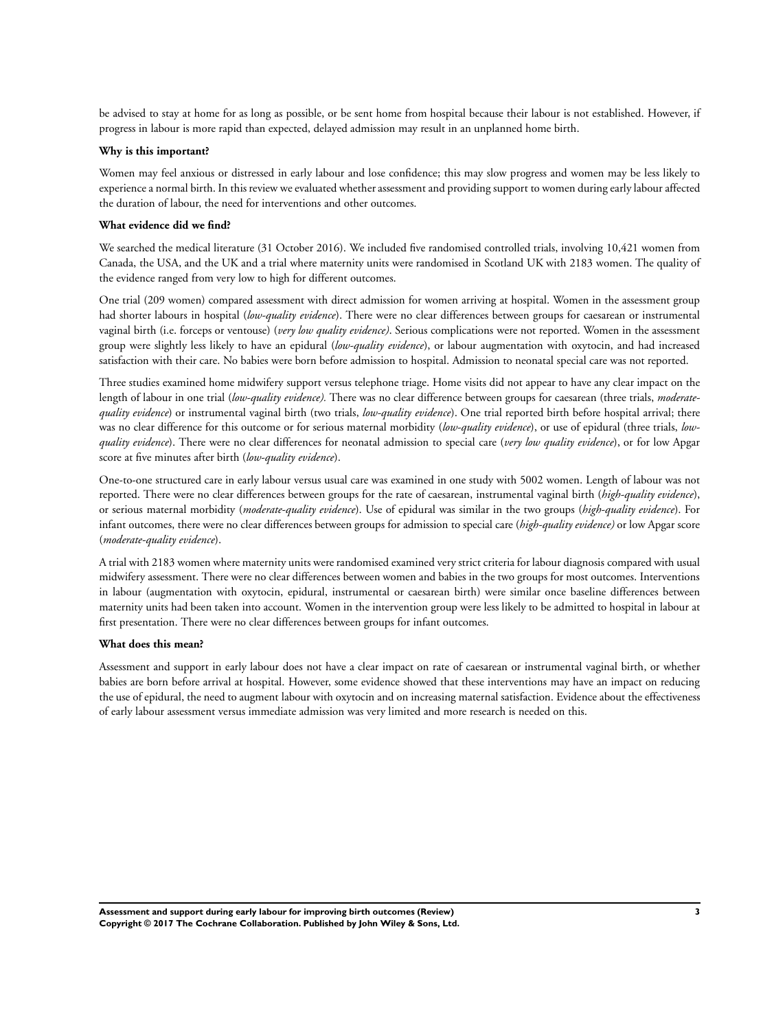be advised to stay at home for as long as possible, or be sent home from hospital because their labour is not established. However, if progress in labour is more rapid than expected, delayed admission may result in an unplanned home birth.

**Why is this important?**

Women may feel anxious or distressed in early labour and lose confidence; this may slow progress and women may be less likely to experience a normal birth. In this review we evaluated whether assessment and providing support to women during early labour affected the duration of labour, the need for interventions and other outcomes.

**What evidence did we find?**

We searched the medical literature (31 October 2016). We included five randomised controlled trials, involving 10,421 women from Canada, the USA, and the UK and a trial where maternity units were randomised in Scotland UK with 2183 women. The quality of the evidence ranged from very low to high for different outcomes.

One trial (209 women) compared assessment with direct admission for women arriving at hospital. Women in the assessment group had shorter labours in hospital (*low-quality evidence*). There were no clear differences between groups for caesarean or instrumental vaginal birth (i.e. forceps or ventouse) (*very low quality evidence)*. Serious complications were not reported. Women in the assessment group were slightly less likely to have an epidural (*low-quality evidence*), or labour augmentation with oxytocin, and had increased satisfaction with their care. No babies were born before admission to hospital. Admission to neonatal special care was not reported.

Three studies examined home midwifery support versus telephone triage. Home visits did not appear to have any clear impact on the length of labour in one trial (*low-quality evidence).* There was no clear difference between groups for caesarean (three trials, *moderate-quality evidence*) or instrumental vaginal birth (two trials, *low-quality evidence*). One trial reported birth before hospital arrival; there was no clear difference for this outcome or for serious maternal morbidity (*low-quality evidence*), or use of epidural (three trials, *low-quality evidence*). There were no clear differences for neonatal admission to special care (*very low quality evidence*), or for low Apgar score at five minutes after birth (*low-quality evidence*).

One-to-one structured care in early labour versus usual care was examined in one study with 5002 women. Length of labour was not reported. There were no clear differences between groups for the rate of caesarean, instrumental vaginal birth (*high-quality evidence*), or serious maternal morbidity (*moderate-quality evidence*). Use of epidural was similar in the two groups (*high-quality evidence*). For infant outcomes, there were no clear differences between groups for admission to special care (*high-quality evidence)* or low Apgar score (*moderate-quality evidence*).

A trial with 2183 women where maternity units were randomised examined very strict criteria for labour diagnosis compared with usual midwifery assessment. There were no clear differences between women and babies in the two groups for most outcomes. Interventions in labour (augmentation with oxytocin, epidural, instrumental or caesarean birth) were similar once baseline differences between maternity units had been taken into account. Women in the intervention group were less likely to be admitted to hospital in labour at first presentation. There were no clear differences between groups for infant outcomes.

**What does this mean?**

Assessment and support in early labour does not have a clear impact on rate of caesarean or instrumental vaginal birth, or whether babies are born before arrival at hospital. However, some evidence showed that these interventions may have an impact on reducing the use of epidural, the need to augment labour with oxytocin and on increasing maternal satisfaction. Evidence about the effectiveness of early labour assessment versus immediate admission was very limited and more research is needed on this.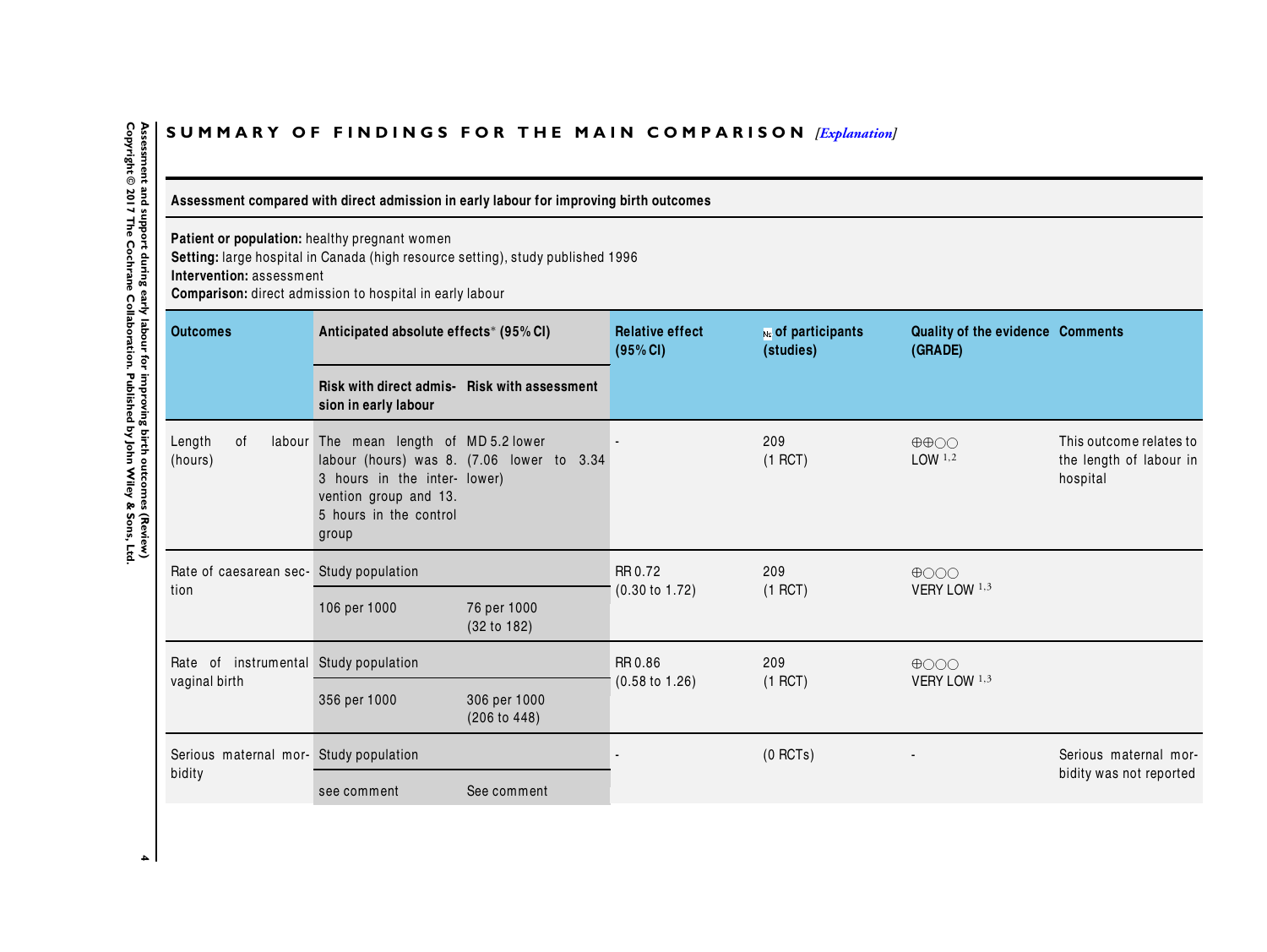## SUMMARY OF FINDINGS FOR THE MAIN COMPARISON *[Explanation]*

**Assessment compared with direct admission in early labour for improving birth outcomes**

**Patient or population:** healthy pregnant women
**Setting:** large hospital in Canada (high resource setting), study published 1996
**Intervention:** assessment
**Comparison:** direct admission to hospital in early labour

| Outcomes | Anticipated absolute effects* (95% CI) | | Relative effect (95% CI) | № of participants (studies) | Quality of the evidence (GRADE) | Comments |
|---|---|---|---|---|---|---|
| | Risk with direct admission in early labour | Risk with assessment | | | | |
| Length of labour (hours) | The mean length of labour (hours) was 8.3 hours in the intervention group and 13.5 hours in the control group | MD 5.2 lower (7.06 lower to 3.34 lower) | - | 209 (1 RCT) | ⊕⊕○○ LOW [1,2] | This outcome relates to the length of labour in hospital |
| Rate of caesarean section | Study population | | RR 0.72 (0.30 to 1.72) | 209 (1 RCT) | ⊕○○○ VERY LOW [1,3] | |
| | 106 per 1000 | 76 per 1000 (32 to 182) | | | | |
| Rate of instrumental vaginal birth | Study population | | RR 0.86 (0.58 to 1.26) | 209 (1 RCT) | ⊕○○○ VERY LOW [1,3] | |
| | 356 per 1000 | 306 per 1000 (206 to 448) | | | | |
| Serious maternal morbidity | Study population | | - | (0 RCTs) | - | Serious maternal morbidity was not reported |
| | see comment | See comment | | | | |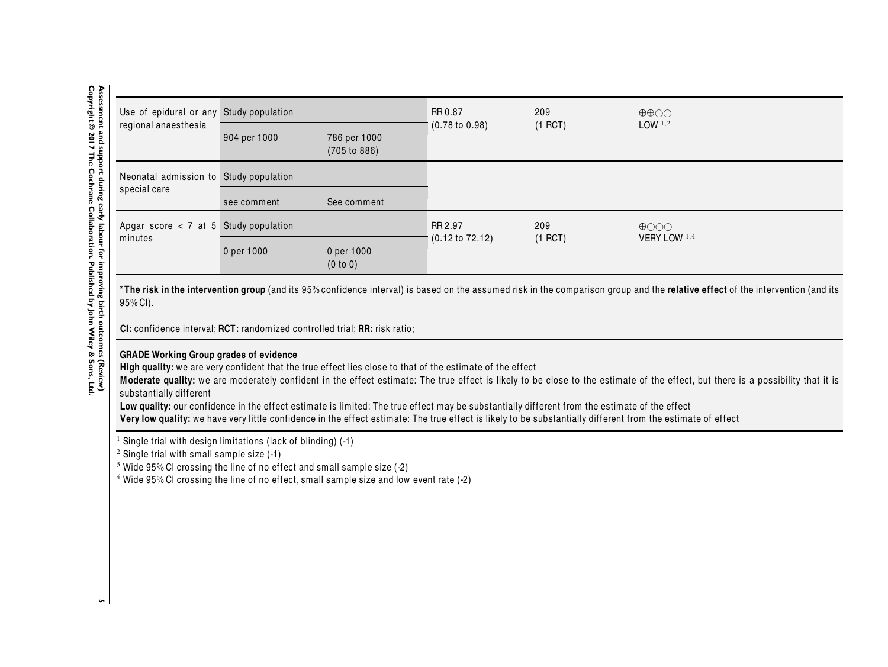| Outcomes | | | Relative effect (95% CI) | No of participants (studies) | Quality of the evidence (GRADE) |
|---|---|---|---|---|---|
| Use of epidural or any regional anaesthesia | Study population | | RR 0.87 (0.78 to 0.98) | 209 (1 RCT) | ⊕⊕○○ LOW [1,2] |
| | 904 per 1000 | 786 per 1000 (705 to 886) | | | |
| Neonatal admission to special care | Study population | | | | |
| | see comment | See comment | | | |
| Apgar score < 7 at 5 minutes | Study population | | RR 2.97 (0.12 to 72.12) | 209 (1 RCT) | ⊕○○○ VERY LOW [1,4] |
| | 0 per 1000 | 0 per 1000 (0 to 0) | | | |

***The risk in the intervention group** (and its 95% confidence interval) is based on the assumed risk in the comparison group and the **relative effect** of the intervention (and its 95% CI).

**CI:** confidence interval; **RCT:** randomized controlled trial; **RR:** risk ratio;

**GRADE Working Group grades of evidence**
**High quality:** we are very confident that the true effect lies close to that of the estimate of the effect
**Moderate quality:** we are moderately confident in the effect estimate: The true effect is likely to be close to the estimate of the effect, but there is a possibility that it is substantially different
**Low quality:** our confidence in the effect estimate is limited: The true effect may be substantially different from the estimate of the effect
**Very low quality:** we have very little confidence in the effect estimate: The true effect is likely to be substantially different from the estimate of effect

[1] Single trial with design limitations (lack of blinding) (-1)
[2] Single trial with small sample size (-1)
[3] Wide 95% CI crossing the line of no effect and small sample size (-2)
[4] Wide 95% CI crossing the line of no effect, small sample size and low event rate (-2)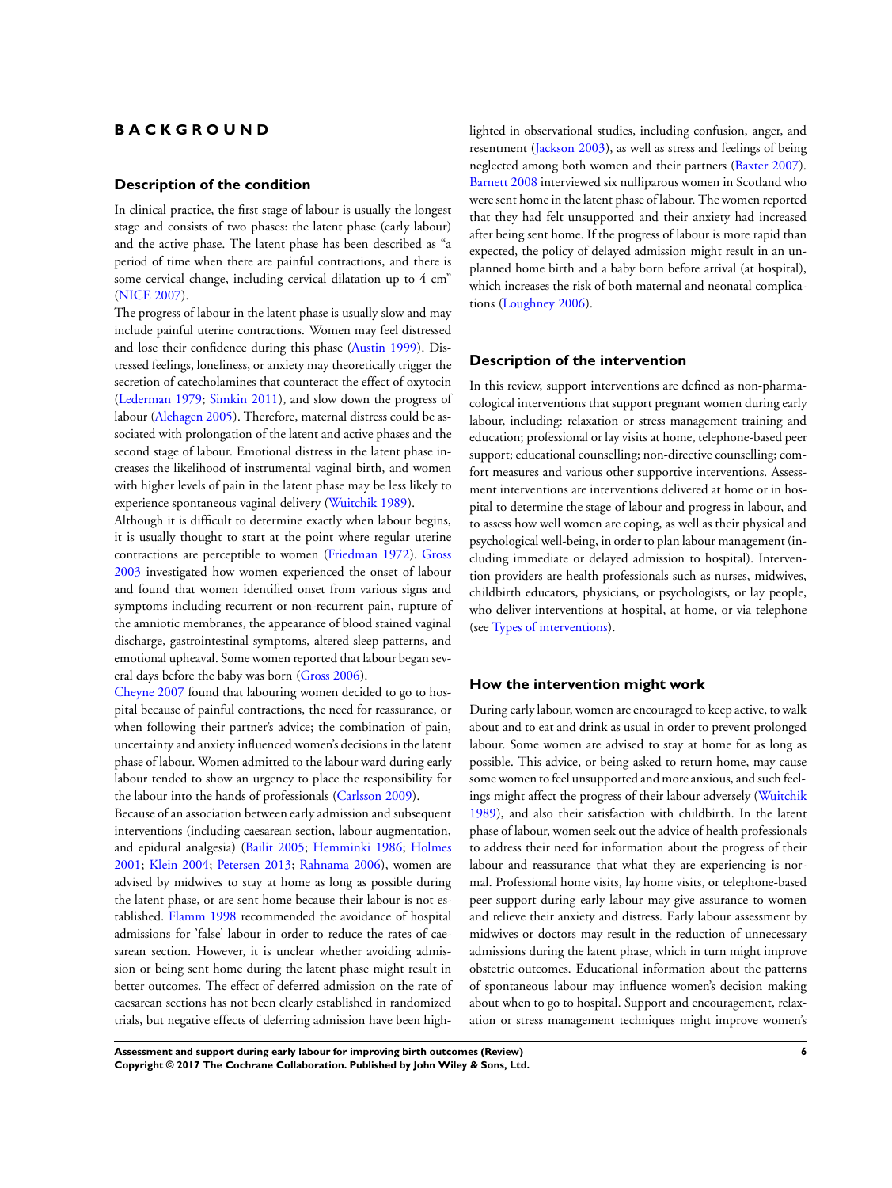# BACKGROUND

## Description of the condition

In clinical practice, the first stage of labour is usually the longest stage and consists of two phases: the latent phase (early labour) and the active phase. The latent phase has been described as "a period of time when there are painful contractions, and there is some cervical change, including cervical dilatation up to 4 cm" (NICE 2007).

The progress of labour in the latent phase is usually slow and may include painful uterine contractions. Women may feel distressed and lose their confidence during this phase (Austin 1999). Distressed feelings, loneliness, or anxiety may theoretically trigger the secretion of catecholamines that counteract the effect of oxytocin (Lederman 1979; Simkin 2011), and slow down the progress of labour (Alehagen 2005). Therefore, maternal distress could be associated with prolongation of the latent and active phases and the second stage of labour. Emotional distress in the latent phase increases the likelihood of instrumental vaginal birth, and women with higher levels of pain in the latent phase may be less likely to experience spontaneous vaginal delivery (Wuitchik 1989).

Although it is difficult to determine exactly when labour begins, it is usually thought to start at the point where regular uterine contractions are perceptible to women (Friedman 1972). Gross 2003 investigated how women experienced the onset of labour and found that women identified onset from various signs and symptoms including recurrent or non-recurrent pain, rupture of the amniotic membranes, the appearance of blood stained vaginal discharge, gastrointestinal symptoms, altered sleep patterns, and emotional upheaval. Some women reported that labour began several days before the baby was born (Gross 2006).

Cheyne 2007 found that labouring women decided to go to hospital because of painful contractions, the need for reassurance, or when following their partner's advice; the combination of pain, uncertainty and anxiety influenced women's decisions in the latent phase of labour. Women admitted to the labour ward during early labour tended to show an urgency to place the responsibility for the labour into the hands of professionals (Carlsson 2009).

Because of an association between early admission and subsequent interventions (including caesarean section, labour augmentation, and epidural analgesia) (Bailit 2005; Hemminki 1986; Holmes 2001; Klein 2004; Petersen 2013; Rahnama 2006), women are advised by midwives to stay at home as long as possible during the latent phase, or are sent home because their labour is not established. Flamm 1998 recommended the avoidance of hospital admissions for 'false' labour in order to reduce the rates of caesarean section. However, it is unclear whether avoiding admission or being sent home during the latent phase might result in better outcomes. The effect of deferred admission on the rate of caesarean sections has not been clearly established in randomized trials, but negative effects of deferring admission have been highlighted in observational studies, including confusion, anger, and resentment (Jackson 2003), as well as stress and feelings of being neglected among both women and their partners (Baxter 2007). Barnett 2008 interviewed six nulliparous women in Scotland who were sent home in the latent phase of labour. The women reported that they had felt unsupported and their anxiety had increased after being sent home. If the progress of labour is more rapid than expected, the policy of delayed admission might result in an unplanned home birth and a baby born before arrival (at hospital), which increases the risk of both maternal and neonatal complications (Loughney 2006).

## Description of the intervention

In this review, support interventions are defined as non-pharmacological interventions that support pregnant women during early labour, including: relaxation or stress management training and education; professional or lay visits at home, telephone-based peer support; educational counselling; non-directive counselling; comfort measures and various other supportive interventions. Assessment interventions are interventions delivered at home or in hospital to determine the stage of labour and progress in labour, and to assess how well women are coping, as well as their physical and psychological well-being, in order to plan labour management (including immediate or delayed admission to hospital). Intervention providers are health professionals such as nurses, midwives, childbirth educators, physicians, or psychologists, or lay people, who deliver interventions at hospital, at home, or via telephone (see Types of interventions).

## How the intervention might work

During early labour, women are encouraged to keep active, to walk about and to eat and drink as usual in order to prevent prolonged labour. Some women are advised to stay at home for as long as possible. This advice, or being asked to return home, may cause some women to feel unsupported and more anxious, and such feelings might affect the progress of their labour adversely (Wuitchik 1989), and also their satisfaction with childbirth. In the latent phase of labour, women seek out the advice of health professionals to address their need for information about the progress of their labour and reassurance that what they are experiencing is normal. Professional home visits, lay home visits, or telephone-based peer support during early labour may give assurance to women and relieve their anxiety and distress. Early labour assessment by midwives or doctors may result in the reduction of unnecessary admissions during the latent phase, which in turn might improve obstetric outcomes. Educational information about the patterns of spontaneous labour may influence women's decision making about when to go to hospital. Support and encouragement, relaxation or stress management techniques might improve women's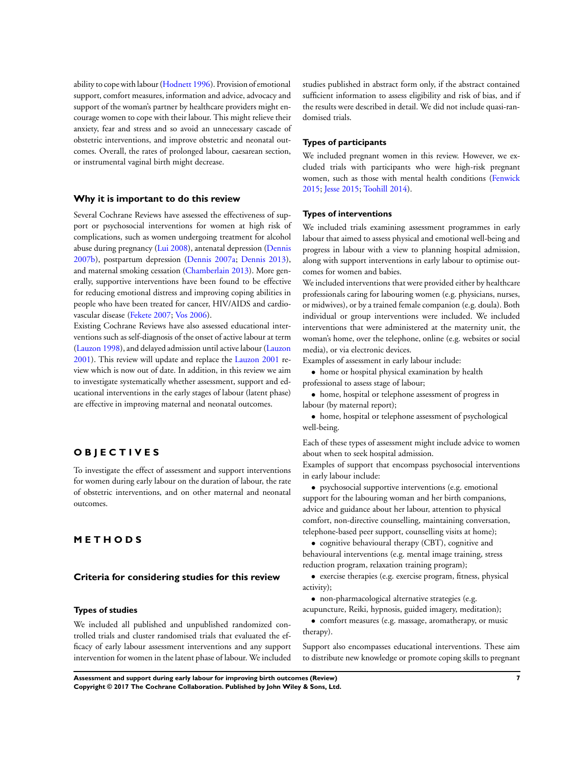ability to cope with labour (Hodnett 1996). Provision of emotional support, comfort measures, information and advice, advocacy and support of the woman's partner by healthcare providers might encourage women to cope with their labour. This might relieve their anxiety, fear and stress and so avoid an unnecessary cascade of obstetric interventions, and improve obstetric and neonatal outcomes. Overall, the rates of prolonged labour, caesarean section, or instrumental vaginal birth might decrease.

### Why it is important to do this review

Several Cochrane Reviews have assessed the effectiveness of support or psychosocial interventions for women at high risk of complications, such as women undergoing treatment for alcohol abuse during pregnancy (Lui 2008), antenatal depression (Dennis 2007b), postpartum depression (Dennis 2007a; Dennis 2013), and maternal smoking cessation (Chamberlain 2013). More generally, supportive interventions have been found to be effective for reducing emotional distress and improving coping abilities in people who have been treated for cancer, HIV/AIDS and cardiovascular disease (Fekete 2007; Vos 2006).

Existing Cochrane Reviews have also assessed educational interventions such as self-diagnosis of the onset of active labour at term (Lauzon 1998), and delayed admission until active labour (Lauzon 2001). This review will update and replace the Lauzon 2001 review which is now out of date. In addition, in this review we aim to investigate systematically whether assessment, support and educational interventions in the early stages of labour (latent phase) are effective in improving maternal and neonatal outcomes.

# OBJECTIVES

To investigate the effect of assessment and support interventions for women during early labour on the duration of labour, the rate of obstetric interventions, and on other maternal and neonatal outcomes.

# METHODS

## Criteria for considering studies for this review

### Types of studies

We included all published and unpublished randomized controlled trials and cluster randomised trials that evaluated the efficacy of early labour assessment interventions and any support intervention for women in the latent phase of labour. We included studies published in abstract form only, if the abstract contained sufficient information to assess eligibility and risk of bias, and if the results were described in detail. We did not include quasi-randomised trials.

### Types of participants

We included pregnant women in this review. However, we excluded trials with participants who were high-risk pregnant women, such as those with mental health conditions (Fenwick 2015; Jesse 2015; Toohill 2014).

### Types of interventions

We included trials examining assessment programmes in early labour that aimed to assess physical and emotional well-being and progress in labour with a view to planning hospital admission, along with support interventions in early labour to optimise outcomes for women and babies.

We included interventions that were provided either by healthcare professionals caring for labouring women (e.g. physicians, nurses, or midwives), or by a trained female companion (e.g. doula). Both individual or group interventions were included. We included interventions that were administered at the maternity unit, the woman's home, over the telephone, online (e.g. websites or social media), or via electronic devices.

Examples of assessment in early labour include:

- home or hospital physical examination by health professional to assess stage of labour;
- home, hospital or telephone assessment of progress in labour (by maternal report);
- home, hospital or telephone assessment of psychological well-being.

Each of these types of assessment might include advice to women about when to seek hospital admission.

Examples of support that encompass psychosocial interventions in early labour include:

- psychosocial supportive interventions (e.g. emotional support for the labouring woman and her birth companions, advice and guidance about her labour, attention to physical comfort, non-directive counselling, maintaining conversation, telephone-based peer support, counselling visits at home);
- cognitive behavioural therapy (CBT), cognitive and behavioural interventions (e.g. mental image training, stress reduction program, relaxation training program);
- exercise therapies (e.g. exercise program, fitness, physical activity);
- non-pharmacological alternative strategies (e.g. acupuncture, Reiki, hypnosis, guided imagery, meditation);
- comfort measures (e.g. massage, aromatherapy, or music therapy).

Support also encompasses educational interventions. These aim to distribute new knowledge or promote coping skills to pregnant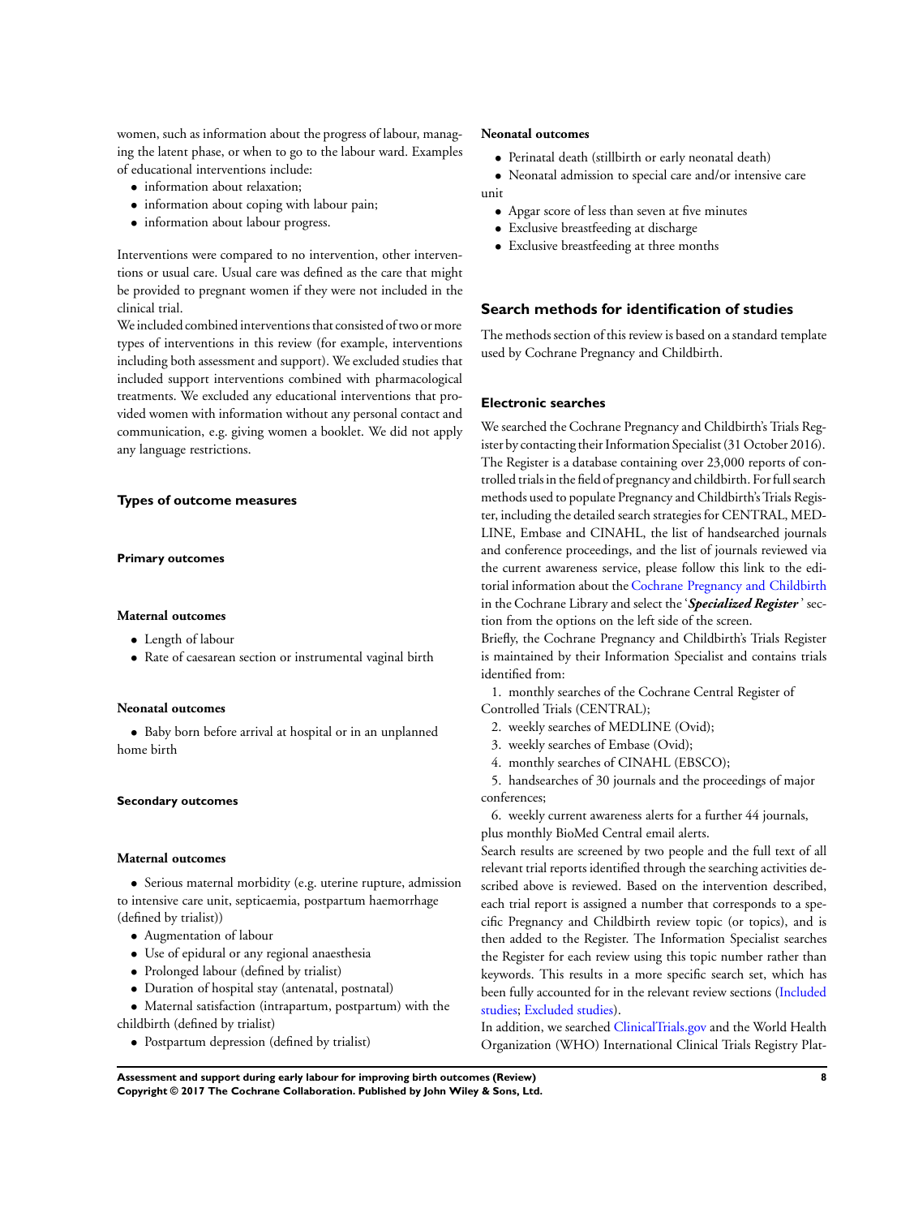women, such as information about the progress of labour, managing the latent phase, or when to go to the labour ward. Examples of educational interventions include:

- information about relaxation;
- information about coping with labour pain;
- information about labour progress.

Interventions were compared to no intervention, other interventions or usual care. Usual care was defined as the care that might be provided to pregnant women if they were not included in the clinical trial.

We included combined interventions that consisted of two or more types of interventions in this review (for example, interventions including both assessment and support). We excluded studies that included support interventions combined with pharmacological treatments. We excluded any educational interventions that provided women with information without any personal contact and communication, e.g. giving women a booklet. We did not apply any language restrictions.

### Types of outcome measures

#### Primary outcomes

##### Maternal outcomes

- Length of labour
- Rate of caesarean section or instrumental vaginal birth

##### Neonatal outcomes

- Baby born before arrival at hospital or in an unplanned home birth

#### Secondary outcomes

##### Maternal outcomes

- Serious maternal morbidity (e.g. uterine rupture, admission to intensive care unit, septicaemia, postpartum haemorrhage (defined by trialist))
- Augmentation of labour
- Use of epidural or any regional anaesthesia
- Prolonged labour (defined by trialist)
- Duration of hospital stay (antenatal, postnatal)
- Maternal satisfaction (intrapartum, postpartum) with the childbirth (defined by trialist)
- Postpartum depression (defined by trialist)

##### Neonatal outcomes

- Perinatal death (stillbirth or early neonatal death)
- Neonatal admission to special care and/or intensive care unit
- Apgar score of less than seven at five minutes
- Exclusive breastfeeding at discharge
- Exclusive breastfeeding at three months

## Search methods for identification of studies

The methods section of this review is based on a standard template used by Cochrane Pregnancy and Childbirth.

### Electronic searches

We searched the Cochrane Pregnancy and Childbirth's Trials Register by contacting their Information Specialist (31 October 2016).

The Register is a database containing over 23,000 reports of controlled trials in the field of pregnancy and childbirth. For full search methods used to populate Pregnancy and Childbirth's Trials Register, including the detailed search strategies for CENTRAL, MEDLINE, Embase and CINAHL, the list of handsearched journals and conference proceedings, and the list of journals reviewed via the current awareness service, please follow this link to the editorial information about the Cochrane Pregnancy and Childbirth in the Cochrane Library and select the '***Specialized Register***' section from the options on the left side of the screen.

Briefly, the Cochrane Pregnancy and Childbirth's Trials Register is maintained by their Information Specialist and contains trials identified from:

1. monthly searches of the Cochrane Central Register of Controlled Trials (CENTRAL);
2. weekly searches of MEDLINE (Ovid);
3. weekly searches of Embase (Ovid);
4. monthly searches of CINAHL (EBSCO);
5. handsearches of 30 journals and the proceedings of major conferences;
6. weekly current awareness alerts for a further 44 journals, plus monthly BioMed Central email alerts.

Search results are screened by two people and the full text of all relevant trial reports identified through the searching activities described above is reviewed. Based on the intervention described, each trial report is assigned a number that corresponds to a specific Pregnancy and Childbirth review topic (or topics), and is then added to the Register. The Information Specialist searches the Register for each review using this topic number rather than keywords. This results in a more specific search set, which has been fully accounted for in the relevant review sections (Included studies; Excluded studies).

In addition, we searched ClinicalTrials.gov and the World Health Organization (WHO) International Clinical Trials Registry Plat-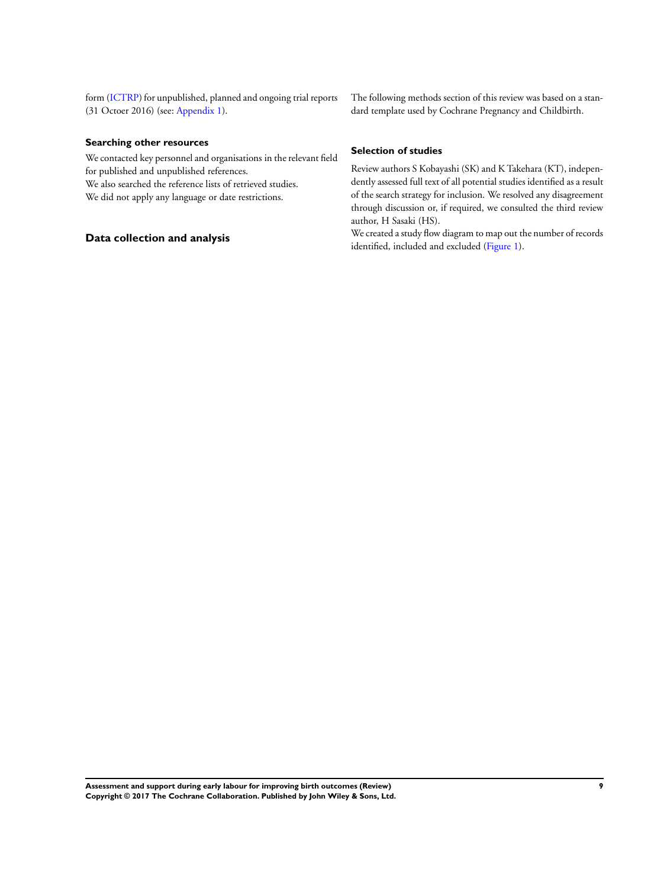form (ICTRP) for unpublished, planned and ongoing trial reports (31 Octoer 2016) (see: Appendix 1).

### Searching other resources

We contacted key personnel and organisations in the relevant field for published and unpublished references.
We also searched the reference lists of retrieved studies.
We did not apply any language or date restrictions.

## Data collection and analysis

The following methods section of this review was based on a standard template used by Cochrane Pregnancy and Childbirth.

### Selection of studies

Review authors S Kobayashi (SK) and K Takehara (KT), independently assessed full text of all potential studies identified as a result of the search strategy for inclusion. We resolved any disagreement through discussion or, if required, we consulted the third review author, H Sasaki (HS).
We created a study flow diagram to map out the number of records identified, included and excluded (Figure 1).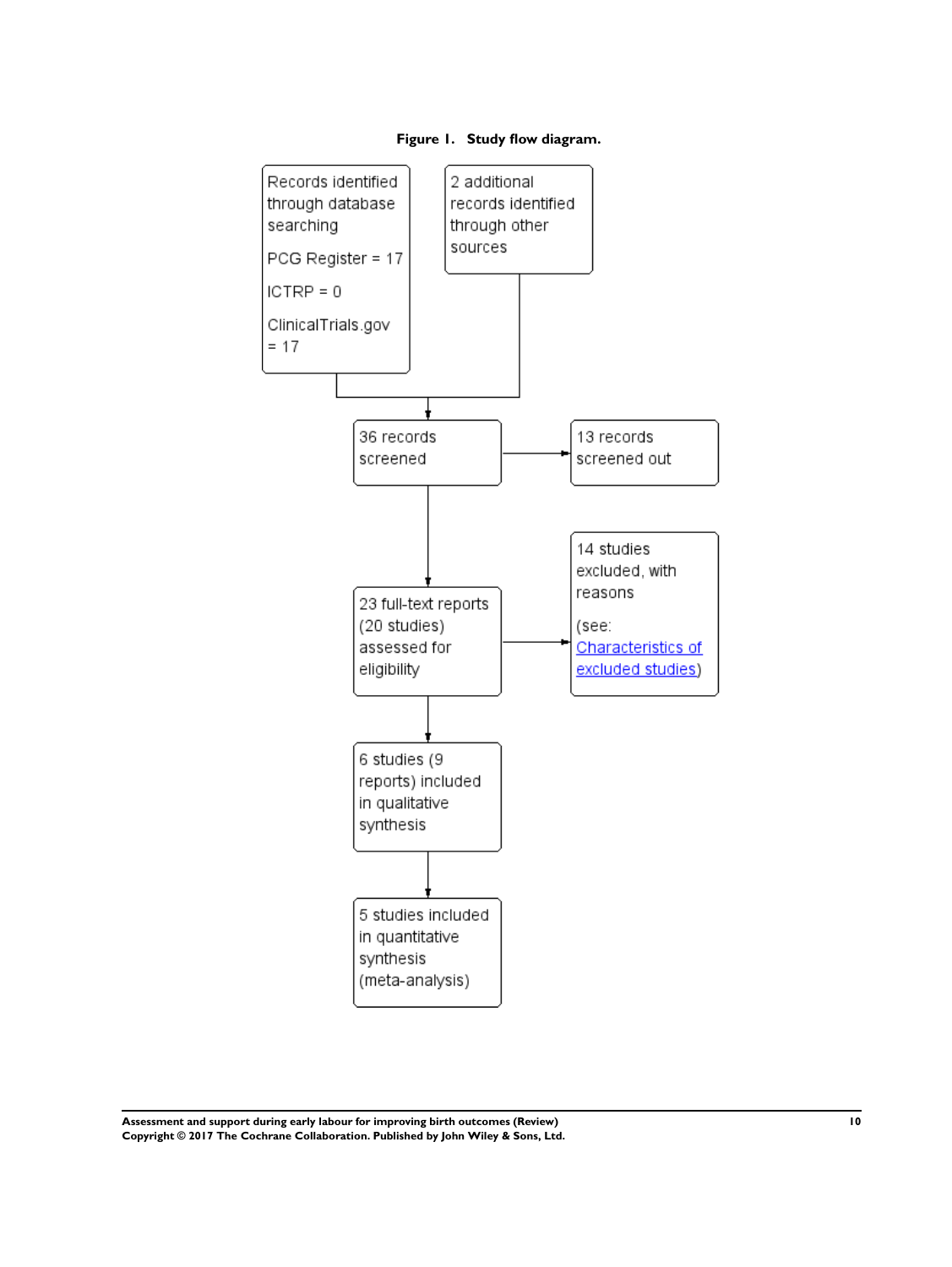**Figure 1. Study flow diagram.**

Records identified through database searching

PCG Register = 17

ICTRP = 0

ClinicalTrials.gov = 17

2 additional records identified through other sources

36 records screened

13 records screened out

23 full-text reports (20 studies) assessed for eligibility

14 studies excluded, with reasons

(see: Characteristics of excluded studies)

6 studies (9 reports) included in qualitative synthesis

5 studies included in quantitative synthesis (meta-analysis)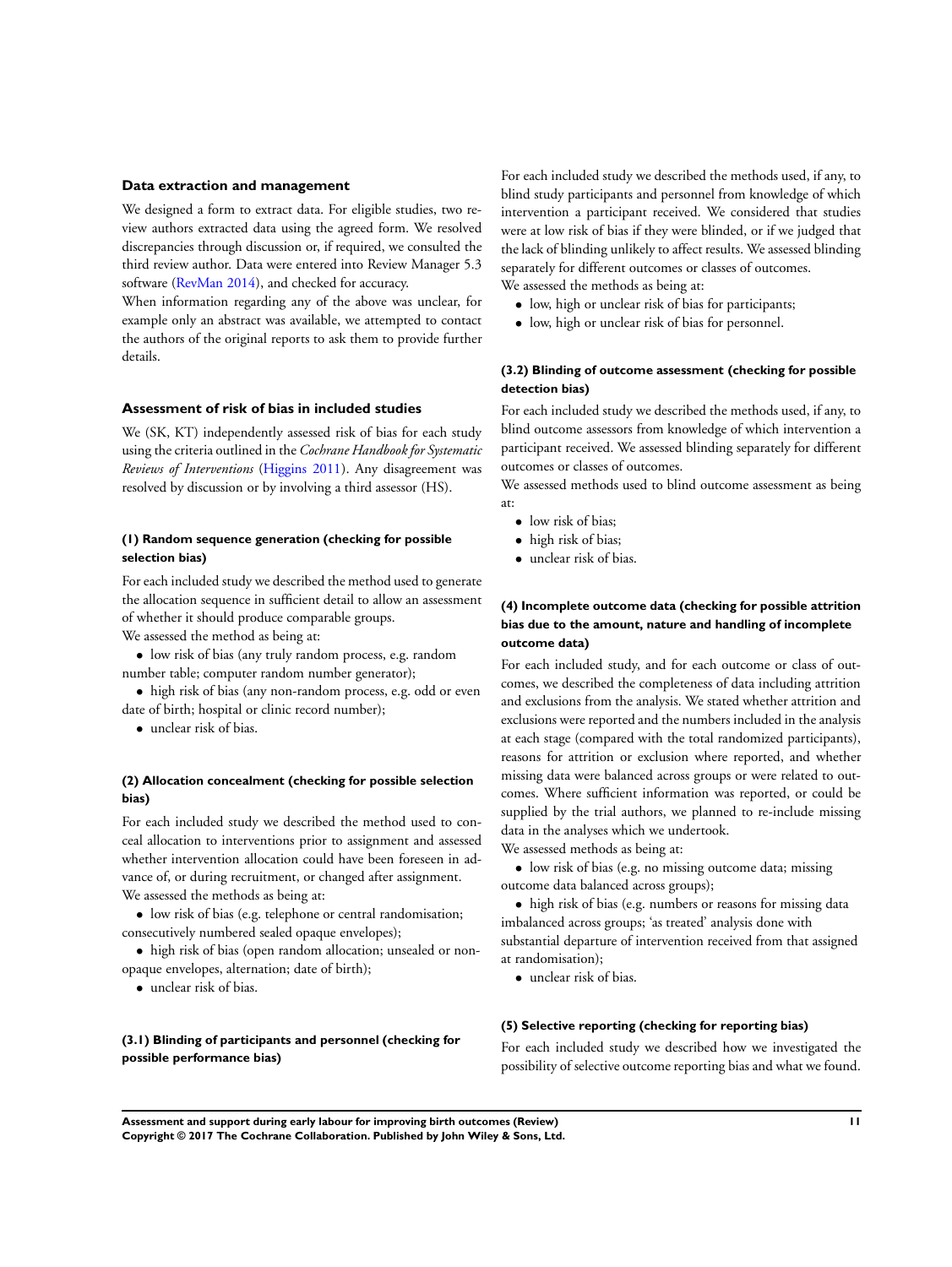### Data extraction and management

We designed a form to extract data. For eligible studies, two review authors extracted data using the agreed form. We resolved discrepancies through discussion or, if required, we consulted the third review author. Data were entered into Review Manager 5.3 software (RevMan 2014), and checked for accuracy.

When information regarding any of the above was unclear, for example only an abstract was available, we attempted to contact the authors of the original reports to ask them to provide further details.

### Assessment of risk of bias in included studies

We (SK, KT) independently assessed risk of bias for each study using the criteria outlined in the *Cochrane Handbook for Systematic Reviews of Interventions* (Higgins 2011). Any disagreement was resolved by discussion or by involving a third assessor (HS).

#### (1) Random sequence generation (checking for possible selection bias)

For each included study we described the method used to generate the allocation sequence in sufficient detail to allow an assessment of whether it should produce comparable groups.

We assessed the method as being at:

- low risk of bias (any truly random process, e.g. random number table; computer random number generator);
- high risk of bias (any non-random process, e.g. odd or even date of birth; hospital or clinic record number);
- unclear risk of bias.

#### (2) Allocation concealment (checking for possible selection bias)

For each included study we described the method used to conceal allocation to interventions prior to assignment and assessed whether intervention allocation could have been foreseen in advance of, or during recruitment, or changed after assignment.

We assessed the methods as being at:

- low risk of bias (e.g. telephone or central randomisation; consecutively numbered sealed opaque envelopes);
- high risk of bias (open random allocation; unsealed or non-opaque envelopes, alternation; date of birth);
- unclear risk of bias.

#### (3.1) Blinding of participants and personnel (checking for possible performance bias)

For each included study we described the methods used, if any, to blind study participants and personnel from knowledge of which intervention a participant received. We considered that studies were at low risk of bias if they were blinded, or if we judged that the lack of blinding unlikely to affect results. We assessed blinding separately for different outcomes or classes of outcomes.

We assessed the methods as being at:

- low, high or unclear risk of bias for participants;
- low, high or unclear risk of bias for personnel.

#### (3.2) Blinding of outcome assessment (checking for possible detection bias)

For each included study we described the methods used, if any, to blind outcome assessors from knowledge of which intervention a participant received. We assessed blinding separately for different outcomes or classes of outcomes.

We assessed methods used to blind outcome assessment as being at:

- low risk of bias;
- high risk of bias;
- unclear risk of bias.

#### (4) Incomplete outcome data (checking for possible attrition bias due to the amount, nature and handling of incomplete outcome data)

For each included study, and for each outcome or class of outcomes, we described the completeness of data including attrition and exclusions from the analysis. We stated whether attrition and exclusions were reported and the numbers included in the analysis at each stage (compared with the total randomized participants), reasons for attrition or exclusion where reported, and whether missing data were balanced across groups or were related to outcomes. Where sufficient information was reported, or could be supplied by the trial authors, we planned to re-include missing data in the analyses which we undertook.

We assessed methods as being at:

- low risk of bias (e.g. no missing outcome data; missing outcome data balanced across groups);
- high risk of bias (e.g. numbers or reasons for missing data imbalanced across groups; 'as treated' analysis done with substantial departure of intervention received from that assigned at randomisation);
- unclear risk of bias.

#### (5) Selective reporting (checking for reporting bias)

For each included study we described how we investigated the possibility of selective outcome reporting bias and what we found.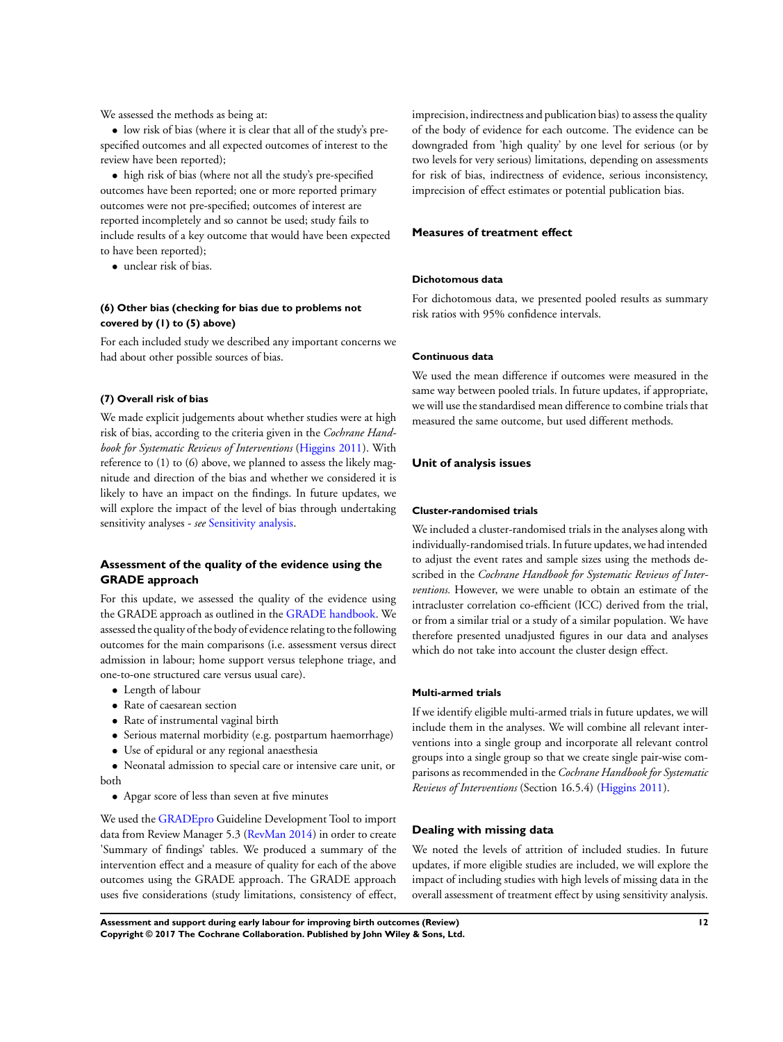We assessed the methods as being at:

- low risk of bias (where it is clear that all of the study's pre-specified outcomes and all expected outcomes of interest to the review have been reported);
- high risk of bias (where not all the study's pre-specified outcomes have been reported; one or more reported primary outcomes were not pre-specified; outcomes of interest are reported incompletely and so cannot be used; study fails to include results of a key outcome that would have been expected to have been reported);
- unclear risk of bias.

#### (6) Other bias (checking for bias due to problems not covered by (1) to (5) above)

For each included study we described any important concerns we had about other possible sources of bias.

#### (7) Overall risk of bias

We made explicit judgements about whether studies were at high risk of bias, according to the criteria given in the *Cochrane Handbook for Systematic Reviews of Interventions* (Higgins 2011). With reference to (1) to (6) above, we planned to assess the likely magnitude and direction of the bias and whether we considered it is likely to have an impact on the findings. In future updates, we will explore the impact of the level of bias through undertaking sensitivity analyses - *see* Sensitivity analysis.

### Assessment of the quality of the evidence using the GRADE approach

For this update, we assessed the quality of the evidence using the GRADE approach as outlined in the GRADE handbook. We assessed the quality of the body of evidence relating to the following outcomes for the main comparisons (i.e. assessment versus direct admission in labour; home support versus telephone triage, and one-to-one structured care versus usual care).

- Length of labour
- Rate of caesarean section
- Rate of instrumental vaginal birth
- Serious maternal morbidity (e.g. postpartum haemorrhage)
- Use of epidural or any regional anaesthesia
- Neonatal admission to special care or intensive care unit, or both
- Apgar score of less than seven at five minutes

We used the GRADEpro Guideline Development Tool to import data from Review Manager 5.3 (RevMan 2014) in order to create 'Summary of findings' tables. We produced a summary of the intervention effect and a measure of quality for each of the above outcomes using the GRADE approach. The GRADE approach uses five considerations (study limitations, consistency of effect, imprecision, indirectness and publication bias) to assess the quality of the body of evidence for each outcome. The evidence can be downgraded from 'high quality' by one level for serious (or by two levels for very serious) limitations, depending on assessments for risk of bias, indirectness of evidence, serious inconsistency, imprecision of effect estimates or potential publication bias.

### Measures of treatment effect

#### Dichotomous data

For dichotomous data, we presented pooled results as summary risk ratios with 95% confidence intervals.

#### Continuous data

We used the mean difference if outcomes were measured in the same way between pooled trials. In future updates, if appropriate, we will use the standardised mean difference to combine trials that measured the same outcome, but used different methods.

### Unit of analysis issues

#### Cluster-randomised trials

We included a cluster-randomised trials in the analyses along with individually-randomised trials. In future updates, we had intended to adjust the event rates and sample sizes using the methods described in the *Cochrane Handbook for Systematic Reviews of Interventions.* However, we were unable to obtain an estimate of the intracluster correlation co-efficient (ICC) derived from the trial, or from a similar trial or a study of a similar population. We have therefore presented unadjusted figures in our data and analyses which do not take into account the cluster design effect.

#### Multi-armed trials

If we identify eligible multi-armed trials in future updates, we will include them in the analyses. We will combine all relevant interventions into a single group and incorporate all relevant control groups into a single group so that we create single pair-wise comparisons as recommended in the *Cochrane Handbook for Systematic Reviews of Interventions* (Section 16.5.4) (Higgins 2011).

### Dealing with missing data

We noted the levels of attrition of included studies. In future updates, if more eligible studies are included, we will explore the impact of including studies with high levels of missing data in the overall assessment of treatment effect by using sensitivity analysis.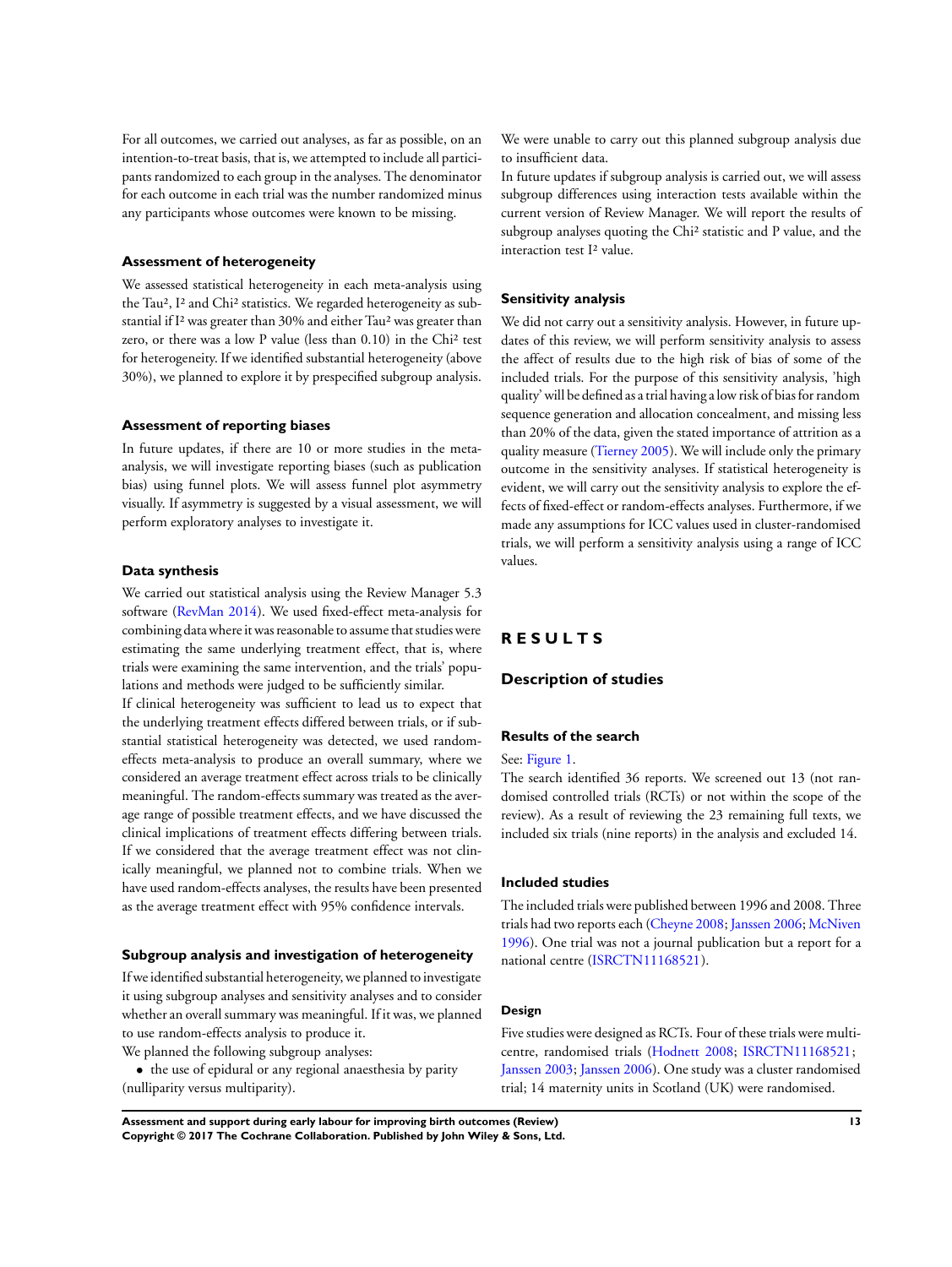For all outcomes, we carried out analyses, as far as possible, on an intention-to-treat basis, that is, we attempted to include all participants randomized to each group in the analyses. The denominator for each outcome in each trial was the number randomized minus any participants whose outcomes were known to be missing.

### Assessment of heterogeneity

We assessed statistical heterogeneity in each meta-analysis using the $Tau^2$, $I^2$ and $Chi^2$ statistics. We regarded heterogeneity as substantial if $I^2$ was greater than 30% and either $Tau^2$ was greater than zero, or there was a low P value (less than 0.10) in the $Chi^2$ test for heterogeneity. If we identified substantial heterogeneity (above 30%), we planned to explore it by prespecified subgroup analysis.

### Assessment of reporting biases

In future updates, if there are 10 or more studies in the meta-analysis, we will investigate reporting biases (such as publication bias) using funnel plots. We will assess funnel plot asymmetry visually. If asymmetry is suggested by a visual assessment, we will perform exploratory analyses to investigate it.

### Data synthesis

We carried out statistical analysis using the Review Manager 5.3 software (RevMan 2014). We used fixed-effect meta-analysis for combining data where it was reasonable to assume that studies were estimating the same underlying treatment effect, that is, where trials were examining the same intervention, and the trials' populations and methods were judged to be sufficiently similar.

If clinical heterogeneity was sufficient to lead us to expect that the underlying treatment effects differed between trials, or if substantial statistical heterogeneity was detected, we used random-effects meta-analysis to produce an overall summary, where we considered an average treatment effect across trials to be clinically meaningful. The random-effects summary was treated as the average range of possible treatment effects, and we have discussed the clinical implications of treatment effects differing between trials. If we considered that the average treatment effect was not clinically meaningful, we planned not to combine trials. When we have used random-effects analyses, the results have been presented as the average treatment effect with 95% confidence intervals.

### Subgroup analysis and investigation of heterogeneity

If we identified substantial heterogeneity, we planned to investigate it using subgroup analyses and sensitivity analyses and to consider whether an overall summary was meaningful. If it was, we planned to use random-effects analysis to produce it.

We planned the following subgroup analyses:

- the use of epidural or any regional anaesthesia by parity (nulliparity versus multiparity).

We were unable to carry out this planned subgroup analysis due to insufficient data.

In future updates if subgroup analysis is carried out, we will assess subgroup differences using interaction tests available within the current version of Review Manager. We will report the results of subgroup analyses quoting the $Chi^2$ statistic and P value, and the interaction test $I^2$ value.

### Sensitivity analysis

We did not carry out a sensitivity analysis. However, in future updates of this review, we will perform sensitivity analysis to assess the affect of results due to the high risk of bias of some of the included trials. For the purpose of this sensitivity analysis, 'high quality' will be defined as a trial having a low risk of bias for random sequence generation and allocation concealment, and missing less than 20% of the data, given the stated importance of attrition as a quality measure (Tierney 2005). We will include only the primary outcome in the sensitivity analyses. If statistical heterogeneity is evident, we will carry out the sensitivity analysis to explore the effects of fixed-effect or random-effects analyses. Furthermore, if we made any assumptions for ICC values used in cluster-randomised trials, we will perform a sensitivity analysis using a range of ICC values.

# RESULTS

## Description of studies

### Results of the search

See: Figure 1.

The search identified 36 reports. We screened out 13 (not randomised controlled trials (RCTs) or not within the scope of the review). As a result of reviewing the 23 remaining full texts, we included six trials (nine reports) in the analysis and excluded 14.

### Included studies

The included trials were published between 1996 and 2008. Three trials had two reports each (Cheyne 2008; Janssen 2006; McNiven 1996). One trial was not a journal publication but a report for a national centre (ISRCTN11168521).

#### Design

Five studies were designed as RCTs. Four of these trials were multicentre, randomised trials (Hodnett 2008; ISRCTN11168521; Janssen 2003; Janssen 2006). One study was a cluster randomised trial; 14 maternity units in Scotland (UK) were randomised.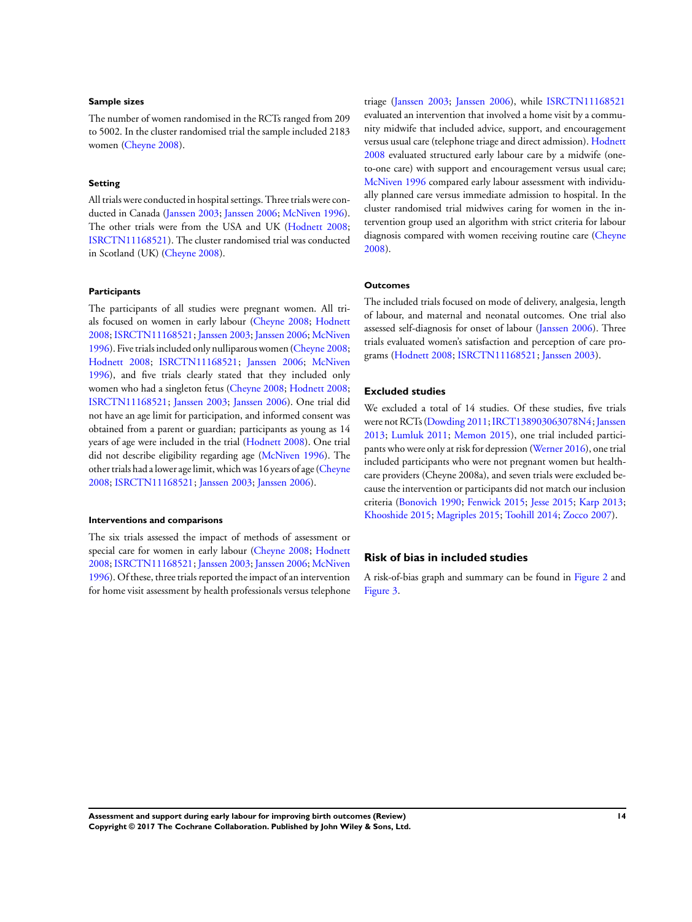#### Sample sizes

The number of women randomised in the RCTs ranged from 209 to 5002. In the cluster randomised trial the sample included 2183 women (Cheyne 2008).

#### Setting

All trials were conducted in hospital settings. Three trials were conducted in Canada (Janssen 2003; Janssen 2006; McNiven 1996). The other trials were from the USA and UK (Hodnett 2008; ISRCTN11168521). The cluster randomised trial was conducted in Scotland (UK) (Cheyne 2008).

#### Participants

The participants of all studies were pregnant women. All trials focused on women in early labour (Cheyne 2008; Hodnett 2008; ISRCTN11168521; Janssen 2003; Janssen 2006; McNiven 1996). Five trials included only nulliparous women (Cheyne 2008; Hodnett 2008; ISRCTN11168521; Janssen 2006; McNiven 1996), and five trials clearly stated that they included only women who had a singleton fetus (Cheyne 2008; Hodnett 2008; ISRCTN11168521; Janssen 2003; Janssen 2006). One trial did not have an age limit for participation, and informed consent was obtained from a parent or guardian; participants as young as 14 years of age were included in the trial (Hodnett 2008). One trial did not describe eligibility regarding age (McNiven 1996). The other trials had a lower age limit, which was 16 years of age (Cheyne 2008; ISRCTN11168521; Janssen 2003; Janssen 2006).

#### Interventions and comparisons

The six trials assessed the impact of methods of assessment or special care for women in early labour (Cheyne 2008; Hodnett 2008; ISRCTN11168521; Janssen 2003; Janssen 2006; McNiven 1996). Of these, three trials reported the impact of an intervention for home visit assessment by health professionals versus telephone triage (Janssen 2003; Janssen 2006), while ISRCTN11168521 evaluated an intervention that involved a home visit by a community midwife that included advice, support, and encouragement versus usual care (telephone triage and direct admission). Hodnett 2008 evaluated structured early labour care by a midwife (one-to-one care) with support and encouragement versus usual care; McNiven 1996 compared early labour assessment with individually planned care versus immediate admission to hospital. In the cluster randomised trial midwives caring for women in the intervention group used an algorithm with strict criteria for labour diagnosis compared with women receiving routine care (Cheyne 2008).

#### Outcomes

The included trials focused on mode of delivery, analgesia, length of labour, and maternal and neonatal outcomes. One trial also assessed self-diagnosis for onset of labour (Janssen 2006). Three trials evaluated women's satisfaction and perception of care programs (Hodnett 2008; ISRCTN11168521; Janssen 2003).

### Excluded studies

We excluded a total of 14 studies. Of these studies, five trials were not RCTs (Dowding 2011; IRCT138903063078N4; Janssen 2013; Lumluk 2011; Memon 2015), one trial included participants who were only at risk for depression (Werner 2016), one trial included participants who were not pregnant women but health-care providers (Cheyne 2008a), and seven trials were excluded because the intervention or participants did not match our inclusion criteria (Bonovich 1990; Fenwick 2015; Jesse 2015; Karp 2013; Khooshide 2015; Magriples 2015; Toohill 2014; Zocco 2007).

## Risk of bias in included studies

A risk-of-bias graph and summary can be found in Figure 2 and Figure 3.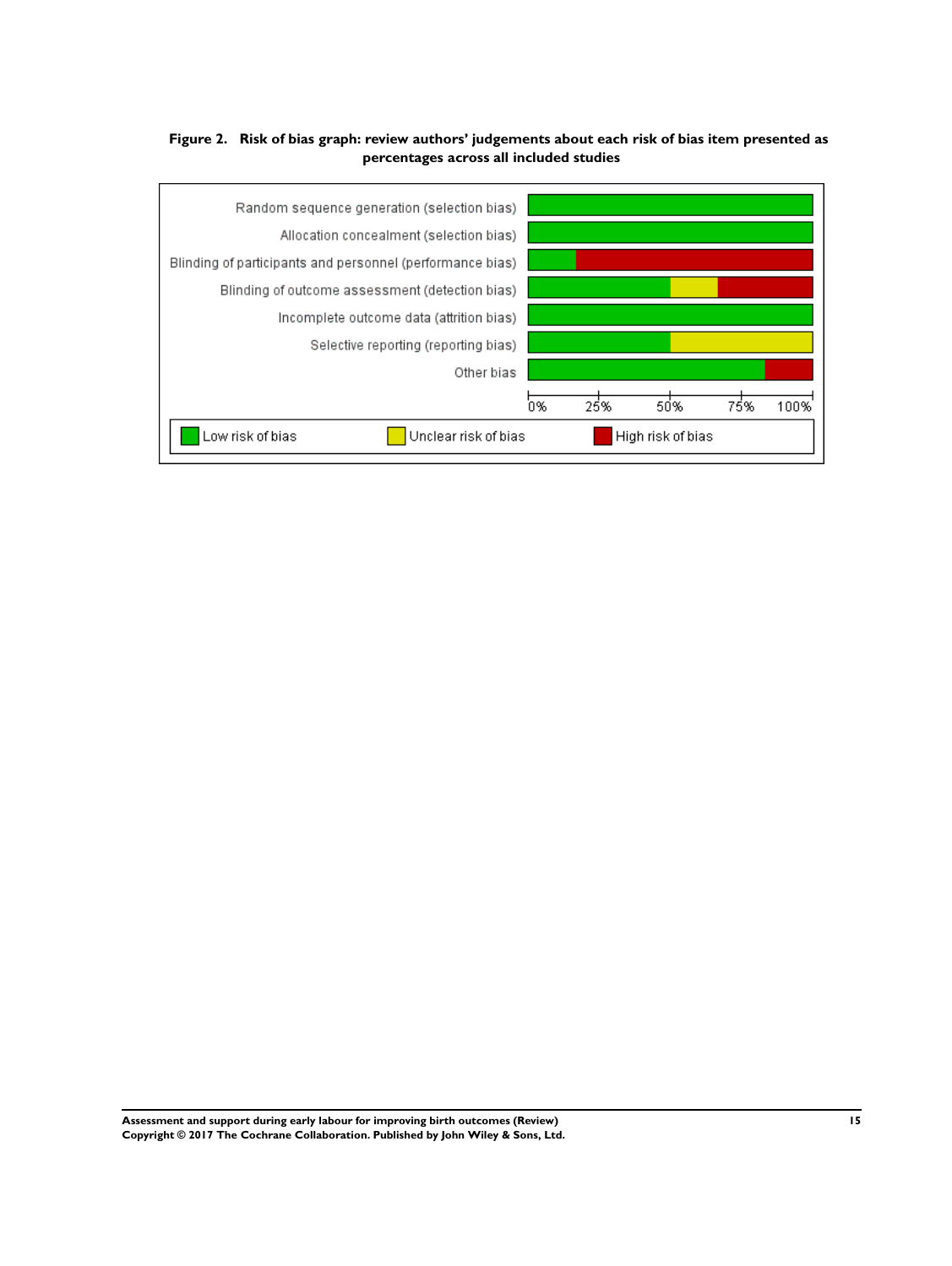**Figure 2. Risk of bias graph: review authors' judgements about each risk of bias item presented as percentages across all included studies**

| Risk of bias item | Low risk of bias | Unclear risk of bias | High risk of bias |
| --- | --- | --- | --- |
| Random sequence generation (selection bias) | | | |
| Allocation concealment (selection bias) | | | |
| Blinding of participants and personnel (performance bias) | | | |
| Blinding of outcome assessment (detection bias) | | | |
| Incomplete outcome data (attrition bias) | | | |
| Selective reporting (reporting bias) | | | |
| Other bias | | | |

0% 25% 50% 75% 100%

Low risk of bias | Unclear risk of bias | High risk of bias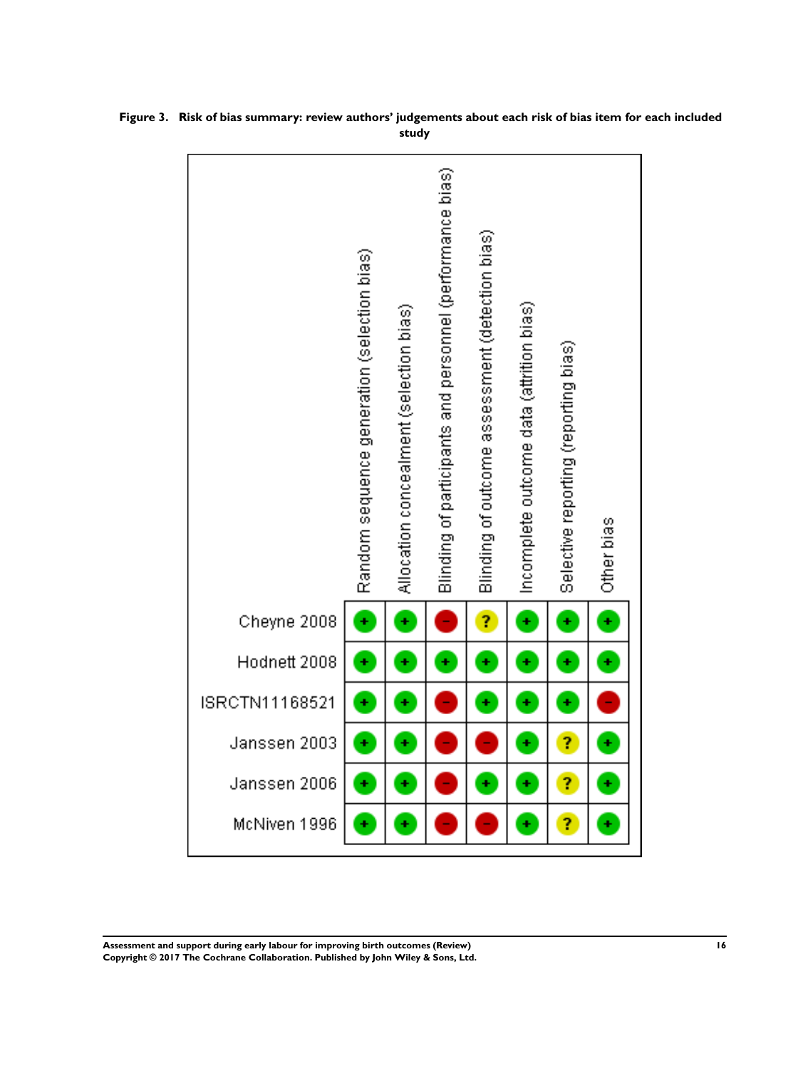**Figure 3. Risk of bias summary: review authors' judgements about each risk of bias item for each included study**

| | Random sequence generation (selection bias) | Allocation concealment (selection bias) | Blinding of participants and personnel (performance bias) | Blinding of outcome assessment (detection bias) | Incomplete outcome data (attrition bias) | Selective reporting (reporting bias) | Other bias |
|---|---|---|---|---|---|---|---|
| Cheyne 2008 | + | + | - | ? | + | + | + |
| Hodnett 2008 | + | + | + | + | + | + | + |
| ISRCTN11168521 | + | + | - | + | + | + | - |
| Janssen 2003 | + | + | - | - | + | ? | + |
| Janssen 2006 | + | + | - | + | + | ? | + |
| McNiven 1996 | + | + | - | - | + | ? | + |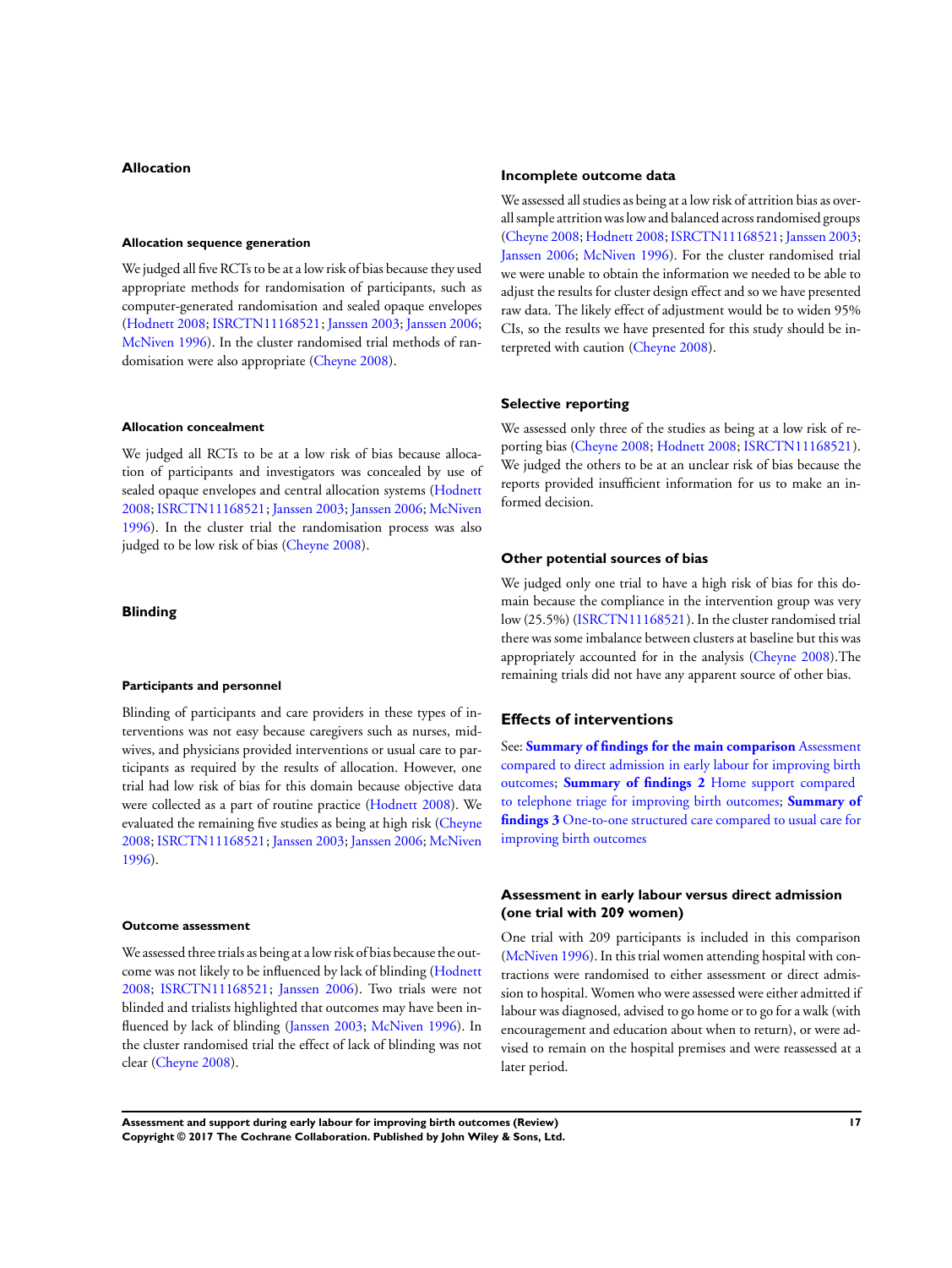### Allocation

#### Allocation sequence generation

We judged all five RCTs to be at a low risk of bias because they used appropriate methods for randomisation of participants, such as computer-generated randomisation and sealed opaque envelopes (Hodnett 2008; ISRCTN11168521; Janssen 2003; Janssen 2006; McNiven 1996). In the cluster randomised trial methods of randomisation were also appropriate (Cheyne 2008).

#### Allocation concealment

We judged all RCTs to be at a low risk of bias because allocation of participants and investigators was concealed by use of sealed opaque envelopes and central allocation systems (Hodnett 2008; ISRCTN11168521; Janssen 2003; Janssen 2006; McNiven 1996). In the cluster trial the randomisation process was also judged to be low risk of bias (Cheyne 2008).

### Blinding

#### Participants and personnel

Blinding of participants and care providers in these types of interventions was not easy because caregivers such as nurses, midwives, and physicians provided interventions or usual care to participants as required by the results of allocation. However, one trial had low risk of bias for this domain because objective data were collected as a part of routine practice (Hodnett 2008). We evaluated the remaining five studies as being at high risk (Cheyne 2008; ISRCTN11168521; Janssen 2003; Janssen 2006; McNiven 1996).

#### Outcome assessment

We assessed three trials as being at a low risk of bias because the outcome was not likely to be influenced by lack of blinding (Hodnett 2008; ISRCTN11168521; Janssen 2006). Two trials were not blinded and trialists highlighted that outcomes may have been influenced by lack of blinding (Janssen 2003; McNiven 1996). In the cluster randomised trial the effect of lack of blinding was not clear (Cheyne 2008).

### Incomplete outcome data

We assessed all studies as being at a low risk of attrition bias as overall sample attrition was low and balanced across randomised groups (Cheyne 2008; Hodnett 2008; ISRCTN11168521; Janssen 2003; Janssen 2006; McNiven 1996). For the cluster randomised trial we were unable to obtain the information we needed to be able to adjust the results for cluster design effect and so we have presented raw data. The likely effect of adjustment would be to widen 95% CIs, so the results we have presented for this study should be interpreted with caution (Cheyne 2008).

### Selective reporting

We assessed only three of the studies as being at a low risk of reporting bias (Cheyne 2008; Hodnett 2008; ISRCTN11168521). We judged the others to be at an unclear risk of bias because the reports provided insufficient information for us to make an informed decision.

### Other potential sources of bias

We judged only one trial to have a high risk of bias for this domain because the compliance in the intervention group was very low (25.5%) (ISRCTN11168521). In the cluster randomised trial there was some imbalance between clusters at baseline but this was appropriately accounted for in the analysis (Cheyne 2008).The remaining trials did not have any apparent source of other bias.

## Effects of interventions

See: **Summary of findings for the main comparison** Assessment compared to direct admission in early labour for improving birth outcomes; **Summary of findings 2** Home support compared to telephone triage for improving birth outcomes; **Summary of findings 3** One-to-one structured care compared to usual care for improving birth outcomes

### Assessment in early labour versus direct admission (one trial with 209 women)

One trial with 209 participants is included in this comparison (McNiven 1996). In this trial women attending hospital with contractions were randomised to either assessment or direct admission to hospital. Women who were assessed were either admitted if labour was diagnosed, advised to go home or to go for a walk (with encouragement and education about when to return), or were advised to remain on the hospital premises and were reassessed at a later period.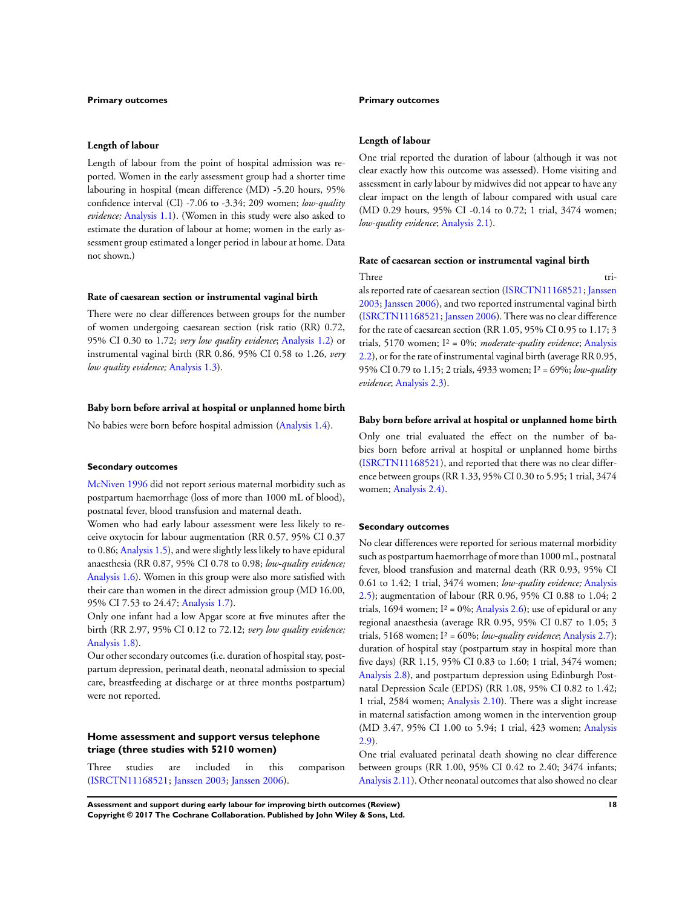#### Primary outcomes

##### Length of labour

Length of labour from the point of hospital admission was reported. Women in the early assessment group had a shorter time labouring in hospital (mean difference (MD) -5.20 hours, 95% confidence interval (CI) -7.06 to -3.34; 209 women; *low-quality evidence;* Analysis 1.1). (Women in this study were also asked to estimate the duration of labour at home; women in the early assessment group estimated a longer period in labour at home. Data not shown.)

##### Rate of caesarean section or instrumental vaginal birth

There were no clear differences between groups for the number of women undergoing caesarean section (risk ratio (RR) 0.72, 95% CI 0.30 to 1.72; *very low quality evidence*; Analysis 1.2) or instrumental vaginal birth (RR 0.86, 95% CI 0.58 to 1.26, *very low quality evidence;* Analysis 1.3).

##### Baby born before arrival at hospital or unplanned home birth

No babies were born before hospital admission (Analysis 1.4).

#### Secondary outcomes

McNiven 1996 did not report serious maternal morbidity such as postpartum haemorrhage (loss of more than 1000 mL of blood), postnatal fever, blood transfusion and maternal death.

Women who had early labour assessment were less likely to receive oxytocin for labour augmentation (RR 0.57, 95% CI 0.37 to 0.86; Analysis 1.5), and were slightly less likely to have epidural anaesthesia (RR 0.87, 95% CI 0.78 to 0.98; *low-quality evidence;* Analysis 1.6). Women in this group were also more satisfied with their care than women in the direct admission group (MD 16.00, 95% CI 7.53 to 24.47; Analysis 1.7).

Only one infant had a low Apgar score at five minutes after the birth (RR 2.97, 95% CI 0.12 to 72.12; *very low quality evidence;* Analysis 1.8).

Our other secondary outcomes (i.e. duration of hospital stay, postpartum depression, perinatal death, neonatal admission to special care, breastfeeding at discharge or at three months postpartum) were not reported.

### Home assessment and support versus telephone triage (three studies with 5210 women)

Three studies are included in this comparison (ISRCTN11168521; Janssen 2003; Janssen 2006).

#### Primary outcomes

##### Length of labour

One trial reported the duration of labour (although it was not clear exactly how this outcome was assessed). Home visiting and assessment in early labour by midwives did not appear to have any clear impact on the length of labour compared with usual care (MD 0.29 hours, 95% CI -0.14 to 0.72; 1 trial, 3474 women; *low-quality evidence*; Analysis 2.1).

##### Rate of caesarean section or instrumental vaginal birth

Three trials reported rate of caesarean section (ISRCTN11168521; Janssen 2003; Janssen 2006), and two reported instrumental vaginal birth (ISRCTN11168521; Janssen 2006). There was no clear difference for the rate of caesarean section (RR 1.05, 95% CI 0.95 to 1.17; 3 trials, 5170 women; $I^2$ = 0%; *moderate-quality evidence*; Analysis 2.2), or for the rate of instrumental vaginal birth (average RR 0.95, 95% CI 0.79 to 1.15; 2 trials, 4933 women; $I^2$ = 69%; *low-quality evidence*; Analysis 2.3).

##### Baby born before arrival at hospital or unplanned home birth

Only one trial evaluated the effect on the number of babies born before arrival at hospital or unplanned home births (ISRCTN11168521), and reported that there was no clear difference between groups (RR 1.33, 95% CI 0.30 to 5.95; 1 trial, 3474 women; Analysis 2.4).

#### Secondary outcomes

No clear differences were reported for serious maternal morbidity such as postpartum haemorrhage of more than 1000 mL, postnatal fever, blood transfusion and maternal death (RR 0.93, 95% CI 0.61 to 1.42; 1 trial, 3474 women; *low-quality evidence;* Analysis 2.5); augmentation of labour (RR 0.96, 95% CI 0.88 to 1.04; 2 trials, 1694 women; $I^2$ = 0%; Analysis 2.6); use of epidural or any regional anaesthesia (average RR 0.95, 95% CI 0.87 to 1.05; 3 trials, 5168 women; $I^2$ = 60%; *low-quality evidence*; Analysis 2.7); duration of hospital stay (postpartum stay in hospital more than five days) (RR 1.15, 95% CI 0.83 to 1.60; 1 trial, 3474 women; Analysis 2.8), and postpartum depression using Edinburgh Postnatal Depression Scale (EPDS) (RR 1.08, 95% CI 0.82 to 1.42; 1 trial, 2584 women; Analysis 2.10). There was a slight increase in maternal satisfaction among women in the intervention group (MD 3.47, 95% CI 1.00 to 5.94; 1 trial, 423 women; Analysis 2.9).

One trial evaluated perinatal death showing no clear difference between groups (RR 1.00, 95% CI 0.42 to 2.40; 3474 infants; Analysis 2.11). Other neonatal outcomes that also showed no clear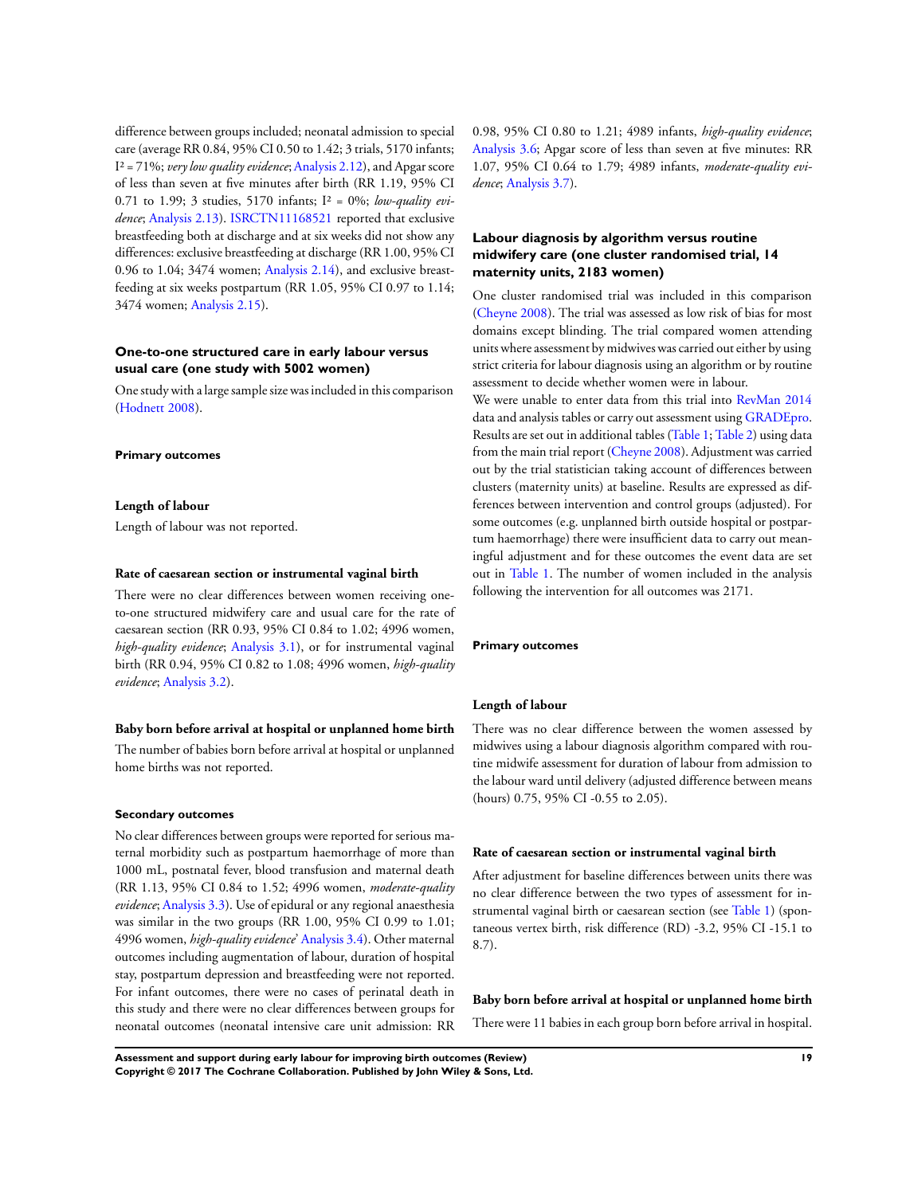difference between groups included; neonatal admission to special care (average RR 0.84, 95% CI 0.50 to 1.42; 3 trials, 5170 infants; $I^2 = 71\%$; *very low quality evidence*; Analysis 2.12), and Apgar score of less than seven at five minutes after birth (RR 1.19, 95% CI 0.71 to 1.99; 3 studies, 5170 infants; $I^2 = 0\%$; *low-quality evidence*; Analysis 2.13). ISRCTN11168521 reported that exclusive breastfeeding both at discharge and at six weeks did not show any differences: exclusive breastfeeding at discharge (RR 1.00, 95% CI 0.96 to 1.04; 3474 women; Analysis 2.14), and exclusive breastfeeding at six weeks postpartum (RR 1.05, 95% CI 0.97 to 1.14; 3474 women; Analysis 2.15).

### One-to-one structured care in early labour versus usual care (one study with 5002 women)

One study with a large sample size was included in this comparison (Hodnett 2008).

#### Primary outcomes

##### Length of labour

Length of labour was not reported.

##### Rate of caesarean section or instrumental vaginal birth

There were no clear differences between women receiving one-to-one structured midwifery care and usual care for the rate of caesarean section (RR 0.93, 95% CI 0.84 to 1.02; 4996 women, *high-quality evidence*; Analysis 3.1), or for instrumental vaginal birth (RR 0.94, 95% CI 0.82 to 1.08; 4996 women, *high-quality evidence*; Analysis 3.2).

##### Baby born before arrival at hospital or unplanned home birth

The number of babies born before arrival at hospital or unplanned home births was not reported.

#### Secondary outcomes

No clear differences between groups were reported for serious maternal morbidity such as postpartum haemorrhage of more than 1000 mL, postnatal fever, blood transfusion and maternal death (RR 1.13, 95% CI 0.84 to 1.52; 4996 women, *moderate-quality evidence*; Analysis 3.3). Use of epidural or any regional anaesthesia was similar in the two groups (RR 1.00, 95% CI 0.99 to 1.01; 4996 women, *high-quality evidence*' Analysis 3.4). Other maternal outcomes including augmentation of labour, duration of hospital stay, postpartum depression and breastfeeding were not reported. For infant outcomes, there were no cases of perinatal death in this study and there were no clear differences between groups for neonatal outcomes (neonatal intensive care unit admission: RR 0.98, 95% CI 0.80 to 1.21; 4989 infants, *high-quality evidence*; Analysis 3.6; Apgar score of less than seven at five minutes: RR 1.07, 95% CI 0.64 to 1.79; 4989 infants, *moderate-quality evidence*; Analysis 3.7).

### Labour diagnosis by algorithm versus routine midwifery care (one cluster randomised trial, 14 maternity units, 2183 women)

One cluster randomised trial was included in this comparison (Cheyne 2008). The trial was assessed as low risk of bias for most domains except blinding. The trial compared women attending units where assessment by midwives was carried out either by using strict criteria for labour diagnosis using an algorithm or by routine assessment to decide whether women were in labour.

We were unable to enter data from this trial into RevMan 2014 data and analysis tables or carry out assessment using GRADEpro. Results are set out in additional tables (Table 1; Table 2) using data from the main trial report (Cheyne 2008). Adjustment was carried out by the trial statistician taking account of differences between clusters (maternity units) at baseline. Results are expressed as differences between intervention and control groups (adjusted). For some outcomes (e.g. unplanned birth outside hospital or postpartum haemorrhage) there were insufficient data to carry out meaningful adjustment and for these outcomes the event data are set out in Table 1. The number of women included in the analysis following the intervention for all outcomes was 2171.

#### Primary outcomes

##### Length of labour

There was no clear difference between the women assessed by midwives using a labour diagnosis algorithm compared with routine midwife assessment for duration of labour from admission to the labour ward until delivery (adjusted difference between means (hours) 0.75, 95% CI -0.55 to 2.05).

##### Rate of caesarean section or instrumental vaginal birth

After adjustment for baseline differences between units there was no clear difference between the two types of assessment for instrumental vaginal birth or caesarean section (see Table 1) (spontaneous vertex birth, risk difference (RD) -3.2, 95% CI -15.1 to 8.7).

##### Baby born before arrival at hospital or unplanned home birth

There were 11 babies in each group born before arrival in hospital.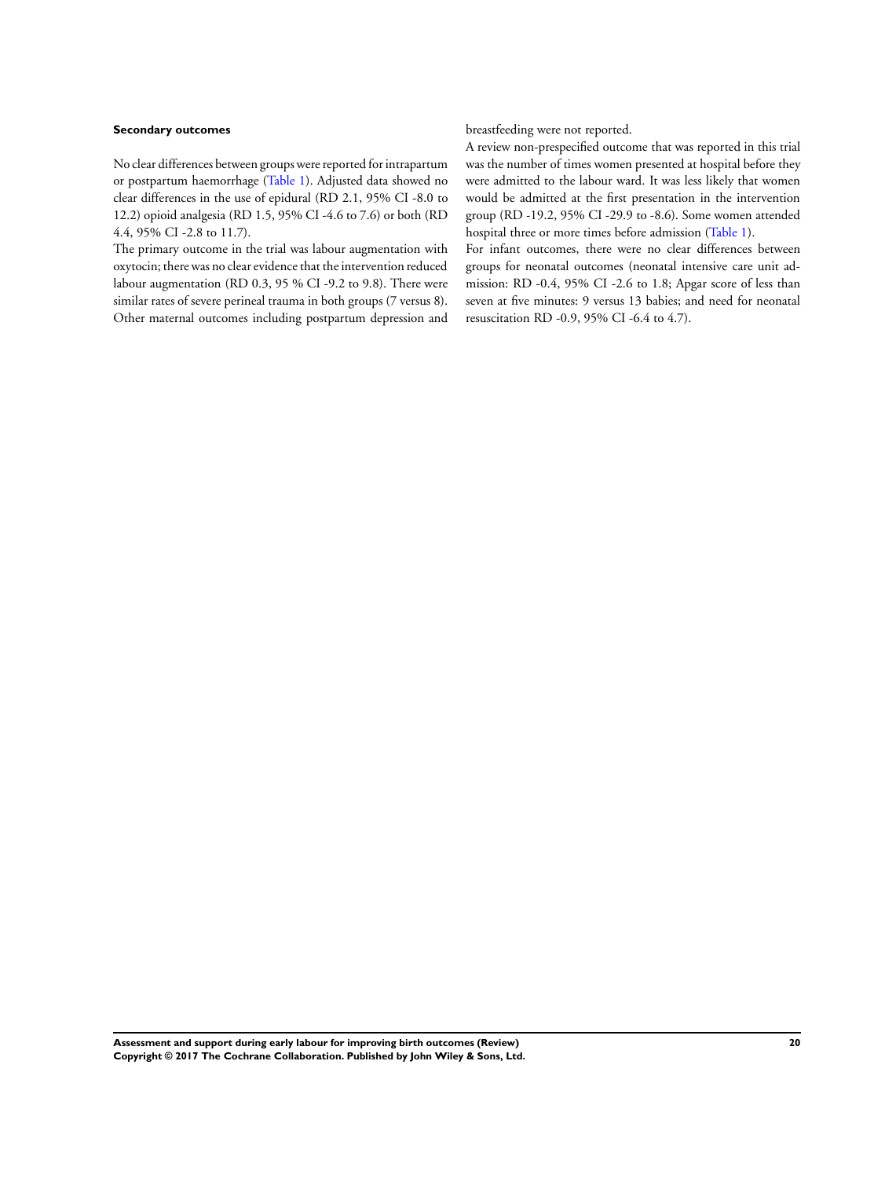### Secondary outcomes

No clear differences between groups were reported for intrapartum or postpartum haemorrhage (Table 1). Adjusted data showed no clear differences in the use of epidural (RD 2.1, 95% CI -8.0 to 12.2) opioid analgesia (RD 1.5, 95% CI -4.6 to 7.6) or both (RD 4.4, 95% CI -2.8 to 11.7).

The primary outcome in the trial was labour augmentation with oxytocin; there was no clear evidence that the intervention reduced labour augmentation (RD 0.3, 95 % CI -9.2 to 9.8). There were similar rates of severe perineal trauma in both groups (7 versus 8). Other maternal outcomes including postpartum depression and breastfeeding were not reported.

A review non-prespecified outcome that was reported in this trial was the number of times women presented at hospital before they were admitted to the labour ward. It was less likely that women would be admitted at the first presentation in the intervention group (RD -19.2, 95% CI -29.9 to -8.6). Some women attended hospital three or more times before admission (Table 1).

For infant outcomes, there were no clear differences between groups for neonatal outcomes (neonatal intensive care unit admission: RD -0.4, 95% CI -2.6 to 1.8; Apgar score of less than seven at five minutes: 9 versus 13 babies; and need for neonatal resuscitation RD -0.9, 95% CI -6.4 to 4.7).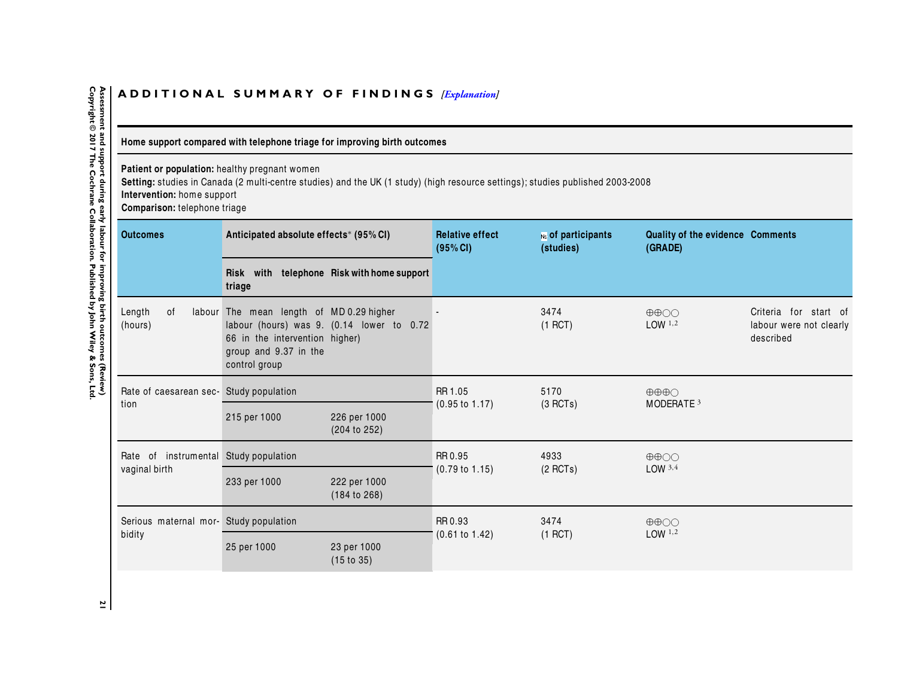## ADDITIONAL SUMMARY OF FINDINGS *[Explanation]*

**Home support compared with telephone triage for improving birth outcomes**

**Patient or population:** healthy pregnant women
**Setting:** studies in Canada (2 multi-centre studies) and the UK (1 study) (high resource settings); studies published 2003-2008
**Intervention:** home support
**Comparison:** telephone triage

| Outcomes | Anticipated absolute effects* (95% CI) | | Relative effect (95% CI) | № of participants (studies) | Quality of the evidence (GRADE) | Comments |
|---|---|---|---|---|---|---|
| | Risk with telephone triage | Risk with home support | | | | |
| Length of labour (hours) | The mean length of labour (hours) was 9.66 in the intervention group and 9.37 in the control group | MD 0.29 higher (0.14 lower to 0.72 higher) | - | 3474 (1 RCT) | ⊕⊕◯◯ LOW [1,2] | Criteria for start of labour were not clearly described |
| Rate of caesarean section | Study population | | RR 1.05 (0.95 to 1.17) | 5170 (3 RCTs) | ⊕⊕⊕◯ MODERATE [3] | |
| | 215 per 1000 | 226 per 1000 (204 to 252) | | | | |
| Rate of instrumental vaginal birth | Study population | | RR 0.95 (0.79 to 1.15) | 4933 (2 RCTs) | ⊕⊕◯◯ LOW [3,4] | |
| | 233 per 1000 | 222 per 1000 (184 to 268) | | | | |
| Serious maternal morbidity | Study population | | RR 0.93 (0.61 to 1.42) | 3474 (1 RCT) | ⊕⊕◯◯ LOW [1,2] | |
| | 25 per 1000 | 23 per 1000 (15 to 35) | | | | |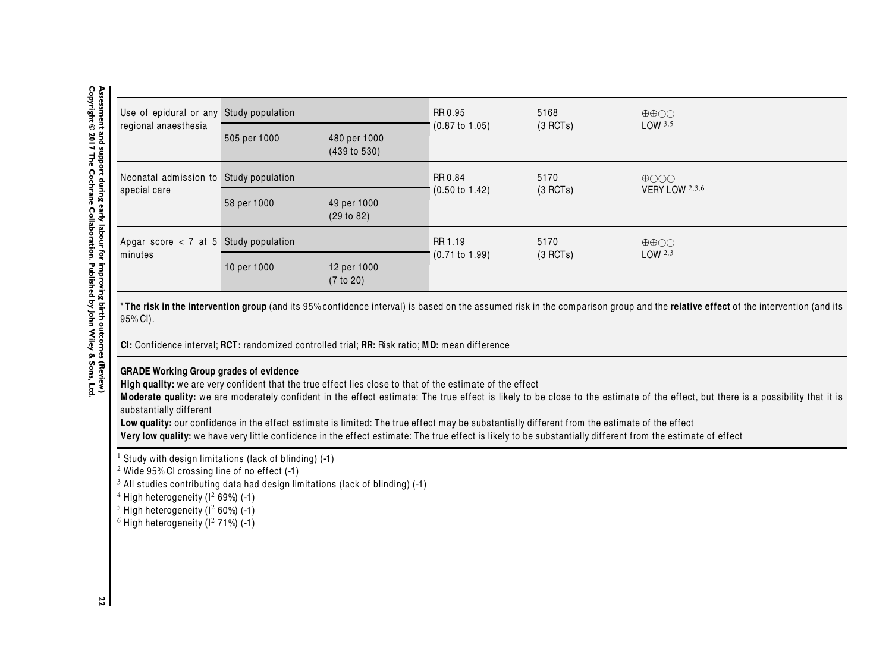| Use of epidural or any regional anaesthesia | Study population | | RR 0.95 (0.87 to 1.05) | 5168 (3 RCTs) | ⊕⊕○○ LOW [3,5] |
|---|---|---|---|---|---|
| | 505 per 1000 | 480 per 1000 (439 to 530) | | | |
| Neonatal admission to special care | Study population | | RR 0.84 (0.50 to 1.42) | 5170 (3 RCTs) | ⊕○○○ VERY LOW [2,3,6] |
| | 58 per 1000 | 49 per 1000 (29 to 82) | | | |
| Apgar score < 7 at 5 minutes | Study population | | RR 1.19 (0.71 to 1.99) | 5170 (3 RCTs) | ⊕⊕○○ LOW [2,3] |
| | 10 per 1000 | 12 per 1000 (7 to 20) | | | |

***The risk in the intervention group** (and its 95% confidence interval) is based on the assumed risk in the comparison group and the **relative effect** of the intervention (and its 95% CI).

**CI:** Confidence interval; **RCT:** randomized controlled trial; **RR:** Risk ratio; **MD:** mean difference

**GRADE Working Group grades of evidence**
**High quality:** we are very confident that the true effect lies close to that of the estimate of the effect
**Moderate quality:** we are moderately confident in the effect estimate: The true effect is likely to be close to the estimate of the effect, but there is a possibility that it is substantially different
**Low quality:** our confidence in the effect estimate is limited: The true effect may be substantially different from the estimate of the effect
**Very low quality:** we have very little confidence in the effect estimate: The true effect is likely to be substantially different from the estimate of effect

[1] Study with design limitations (lack of blinding) (-1)
[2] Wide 95% CI crossing line of no effect (-1)
[3] All studies contributing data had design limitations (lack of blinding) (-1)
[4] High heterogeneity ($I^2$ 69%) (-1)
[5] High heterogeneity ($I^2$ 60%) (-1)
[6] High heterogeneity ($I^2$ 71%) (-1)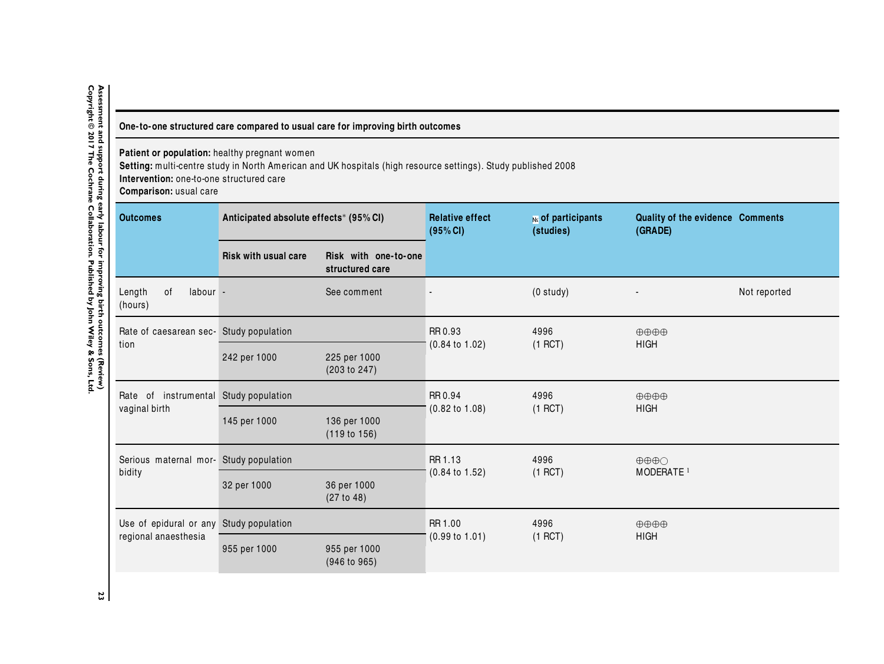**One-to-one structured care compared to usual care for improving birth outcomes**

**Patient or population:** healthy pregnant women
**Setting:** multi-centre study in North American and UK hospitals (high resource settings). Study published 2008
**Intervention:** one-to-one structured care
**Comparison:** usual care

| Outcomes | Anticipated absolute effects* (95% CI) | | Relative effect (95% CI) | № of participants (studies) | Quality of the evidence (GRADE) | Comments |
|---|---|---|---|---|---|---|
| | Risk with usual care | Risk with one-to-one structured care | | | | |
| Length of labour (hours) | - | See comment | - | (0 study) | - | Not reported |
| Rate of caesarean section | Study population | | RR 0.93 (0.84 to 1.02) | 4996 (1 RCT) | ⊕⊕⊕⊕ HIGH | |
| | 242 per 1000 | 225 per 1000 (203 to 247) | | | | |
| Rate of instrumental vaginal birth | Study population | | RR 0.94 (0.82 to 1.08) | 4996 (1 RCT) | ⊕⊕⊕⊕ HIGH | |
| | 145 per 1000 | 136 per 1000 (119 to 156) | | | | |
| Serious maternal morbidity | Study population | | RR 1.13 (0.84 to 1.52) | 4996 (1 RCT) | ⊕⊕⊕◯ MODERATE [1] | |
| | 32 per 1000 | 36 per 1000 (27 to 48) | | | | |
| Use of epidural or any regional anaesthesia | Study population | | RR 1.00 (0.99 to 1.01) | 4996 (1 RCT) | ⊕⊕⊕⊕ HIGH | |
| | 955 per 1000 | 955 per 1000 (946 to 965) | | | | |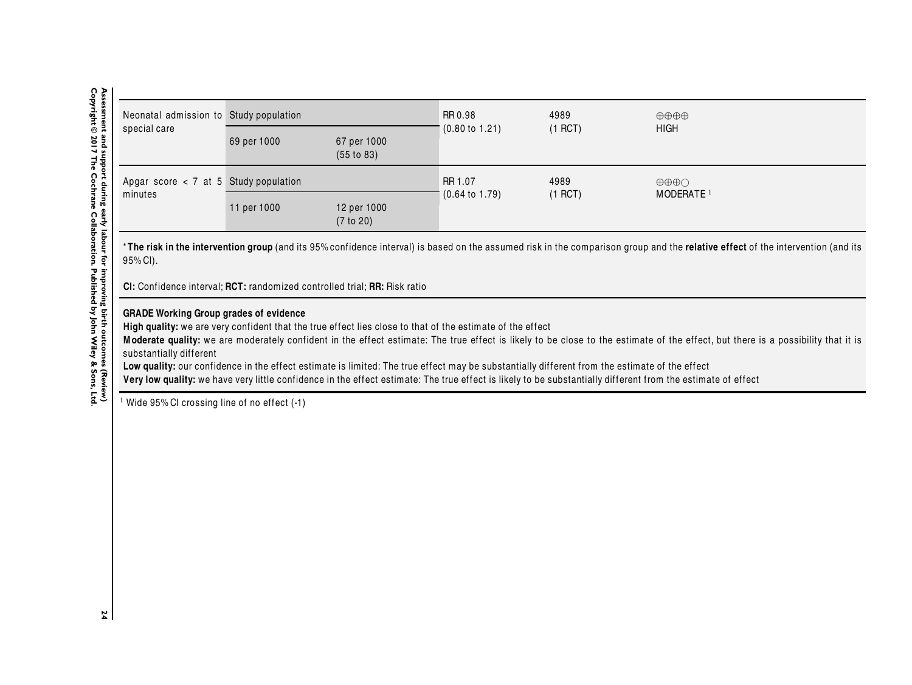| Neonatal admission to special care | Study population | | RR 0.98 (0.80 to 1.21) | 4989 (1 RCT) | ⊕⊕⊕⊕ HIGH | |
|---|---|---|---|---|---|---|
| | 69 per 1000 | 67 per 1000 (55 to 83) | | | | |
| Apgar score < 7 at 5 minutes | Study population | | RR 1.07 (0.64 to 1.79) | 4989 (1 RCT) | ⊕⊕⊕○ MODERATE [1] | |
| | 11 per 1000 | 12 per 1000 (7 to 20) | | | | |

***The risk in the intervention group** (and its 95% confidence interval) is based on the assumed risk in the comparison group and the **relative effect** of the intervention (and its 95% CI).

**CI:** Confidence interval; **RCT:** randomized controlled trial; **RR:** Risk ratio

**GRADE Working Group grades of evidence**
**High quality:** we are very confident that the true effect lies close to that of the estimate of the effect
**Moderate quality:** we are moderately confident in the effect estimate: The true effect is likely to be close to the estimate of the effect, but there is a possibility that it is substantially different
**Low quality:** our confidence in the effect estimate is limited: The true effect may be substantially different from the estimate of the effect
**Very low quality:** we have very little confidence in the effect estimate: The true effect is likely to be substantially different from the estimate of effect

[1] Wide 95% CI crossing line of no effect (-1)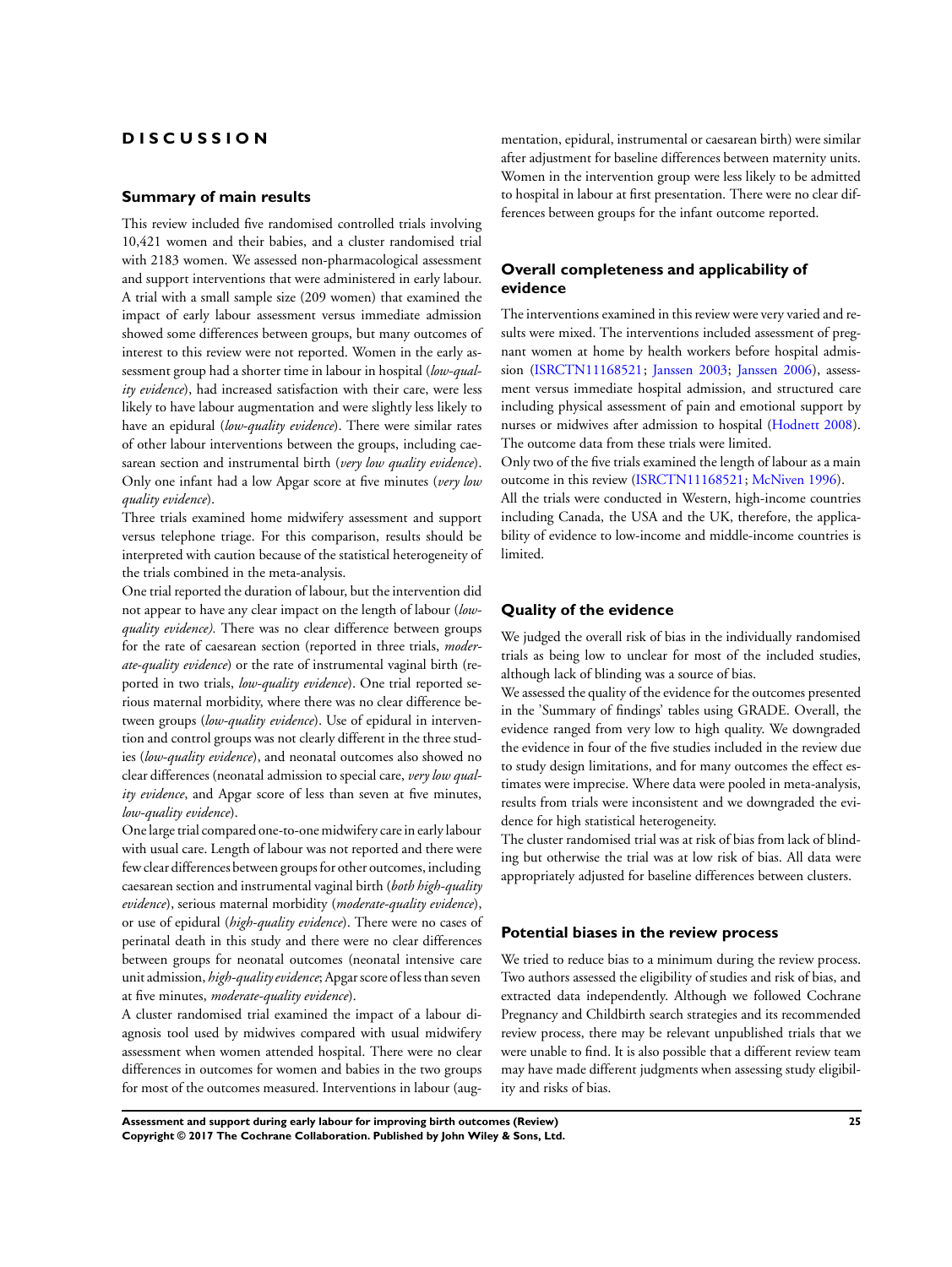# DISCUSSION

## Summary of main results

This review included five randomised controlled trials involving 10,421 women and their babies, and a cluster randomised trial with 2183 women. We assessed non-pharmacological assessment and support interventions that were administered in early labour. A trial with a small sample size (209 women) that examined the impact of early labour assessment versus immediate admission showed some differences between groups, but many outcomes of interest to this review were not reported. Women in the early assessment group had a shorter time in labour in hospital (*low-quality evidence*), had increased satisfaction with their care, were less likely to have labour augmentation and were slightly less likely to have an epidural (*low-quality evidence*). There were similar rates of other labour interventions between the groups, including caesarean section and instrumental birth (*very low quality evidence*). Only one infant had a low Apgar score at five minutes (*very low quality evidence*).

Three trials examined home midwifery assessment and support versus telephone triage. For this comparison, results should be interpreted with caution because of the statistical heterogeneity of the trials combined in the meta-analysis.

One trial reported the duration of labour, but the intervention did not appear to have any clear impact on the length of labour (*low-quality evidence).* There was no clear difference between groups for the rate of caesarean section (reported in three trials, *moderate-quality evidence*) or the rate of instrumental vaginal birth (reported in two trials, *low-quality evidence*). One trial reported serious maternal morbidity, where there was no clear difference between groups (*low-quality evidence*). Use of epidural in intervention and control groups was not clearly different in the three studies (*low-quality evidence*), and neonatal outcomes also showed no clear differences (neonatal admission to special care, *very low quality evidence*, and Apgar score of less than seven at five minutes, *low-quality evidence*).

One large trial compared one-to-one midwifery care in early labour with usual care. Length of labour was not reported and there were few clear differences between groups for other outcomes, including caesarean section and instrumental vaginal birth (*both high-quality evidence*), serious maternal morbidity (*moderate-quality evidence*), or use of epidural (*high-quality evidence*). There were no cases of perinatal death in this study and there were no clear differences between groups for neonatal outcomes (neonatal intensive care unit admission, *high-quality evidence*; Apgar score of less than seven at five minutes, *moderate-quality evidence*).

A cluster randomised trial examined the impact of a labour diagnosis tool used by midwives compared with usual midwifery assessment when women attended hospital. There were no clear differences in outcomes for women and babies in the two groups for most of the outcomes measured. Interventions in labour (augmentation, epidural, instrumental or caesarean birth) were similar after adjustment for baseline differences between maternity units. Women in the intervention group were less likely to be admitted to hospital in labour at first presentation. There were no clear differences between groups for the infant outcome reported.

## Overall completeness and applicability of evidence

The interventions examined in this review were very varied and results were mixed. The interventions included assessment of pregnant women at home by health workers before hospital admission (ISRCTN11168521; Janssen 2003; Janssen 2006), assessment versus immediate hospital admission, and structured care including physical assessment of pain and emotional support by nurses or midwives after admission to hospital (Hodnett 2008). The outcome data from these trials were limited.

Only two of the five trials examined the length of labour as a main outcome in this review (ISRCTN11168521; McNiven 1996).

All the trials were conducted in Western, high-income countries including Canada, the USA and the UK, therefore, the applicability of evidence to low-income and middle-income countries is limited.

## Quality of the evidence

We judged the overall risk of bias in the individually randomised trials as being low to unclear for most of the included studies, although lack of blinding was a source of bias.

We assessed the quality of the evidence for the outcomes presented in the 'Summary of findings' tables using GRADE. Overall, the evidence ranged from very low to high quality. We downgraded the evidence in four of the five studies included in the review due to study design limitations, and for many outcomes the effect estimates were imprecise. Where data were pooled in meta-analysis, results from trials were inconsistent and we downgraded the evidence for high statistical heterogeneity.

The cluster randomised trial was at risk of bias from lack of blinding but otherwise the trial was at low risk of bias. All data were appropriately adjusted for baseline differences between clusters.

## Potential biases in the review process

We tried to reduce bias to a minimum during the review process. Two authors assessed the eligibility of studies and risk of bias, and extracted data independently. Although we followed Cochrane Pregnancy and Childbirth search strategies and its recommended review process, there may be relevant unpublished trials that we were unable to find. It is also possible that a different review team may have made different judgments when assessing study eligibility and risks of bias.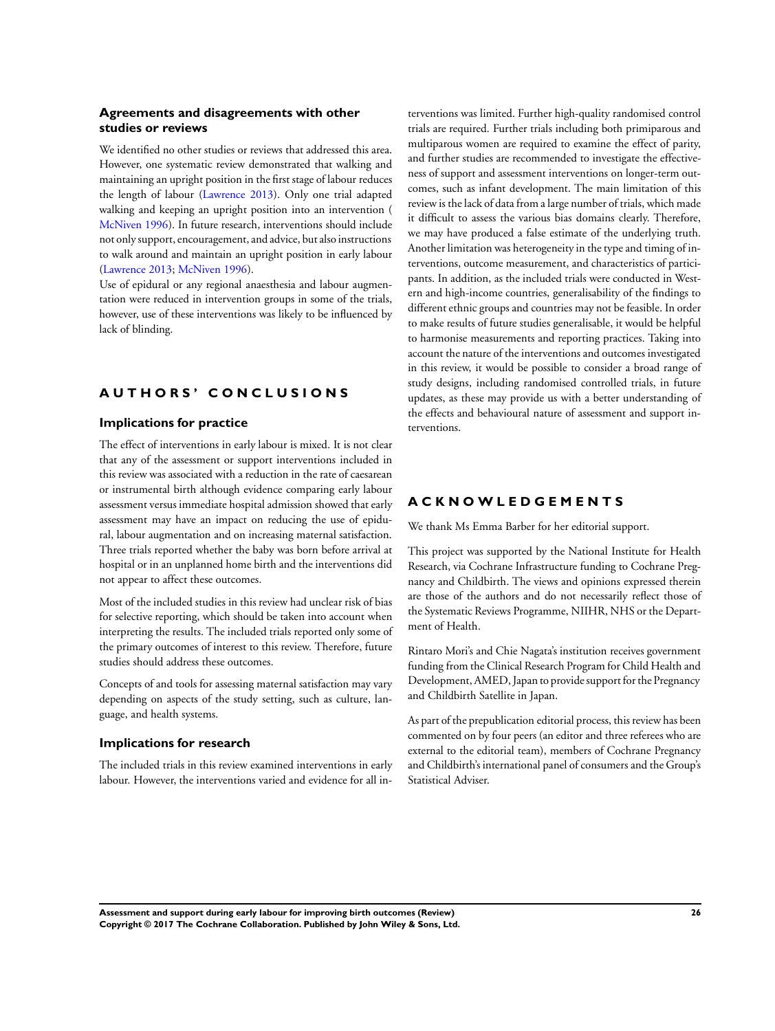### Agreements and disagreements with other studies or reviews

We identified no other studies or reviews that addressed this area. However, one systematic review demonstrated that walking and maintaining an upright position in the first stage of labour reduces the length of labour (Lawrence 2013). Only one trial adapted walking and keeping an upright position into an intervention ( McNiven 1996). In future research, interventions should include not only support, encouragement, and advice, but also instructions to walk around and maintain an upright position in early labour (Lawrence 2013; McNiven 1996).

Use of epidural or any regional anaesthesia and labour augmentation were reduced in intervention groups in some of the trials, however, use of these interventions was likely to be influenced by lack of blinding.

# AUTHORS' CONCLUSIONS

### Implications for practice

The effect of interventions in early labour is mixed. It is not clear that any of the assessment or support interventions included in this review was associated with a reduction in the rate of caesarean or instrumental birth although evidence comparing early labour assessment versus immediate hospital admission showed that early assessment may have an impact on reducing the use of epidural, labour augmentation and on increasing maternal satisfaction. Three trials reported whether the baby was born before arrival at hospital or in an unplanned home birth and the interventions did not appear to affect these outcomes.

Most of the included studies in this review had unclear risk of bias for selective reporting, which should be taken into account when interpreting the results. The included trials reported only some of the primary outcomes of interest to this review. Therefore, future studies should address these outcomes.

Concepts of and tools for assessing maternal satisfaction may vary depending on aspects of the study setting, such as culture, language, and health systems.

### Implications for research

The included trials in this review examined interventions in early labour. However, the interventions varied and evidence for all interventions was limited. Further high-quality randomised control trials are required. Further trials including both primiparous and multiparous women are required to examine the effect of parity, and further studies are recommended to investigate the effectiveness of support and assessment interventions on longer-term outcomes, such as infant development. The main limitation of this review is the lack of data from a large number of trials, which made it difficult to assess the various bias domains clearly. Therefore, we may have produced a false estimate of the underlying truth. Another limitation was heterogeneity in the type and timing of interventions, outcome measurement, and characteristics of participants. In addition, as the included trials were conducted in Western and high-income countries, generalisability of the findings to different ethnic groups and countries may not be feasible. In order to make results of future studies generalisable, it would be helpful to harmonise measurements and reporting practices. Taking into account the nature of the interventions and outcomes investigated in this review, it would be possible to consider a broad range of study designs, including randomised controlled trials, in future updates, as these may provide us with a better understanding of the effects and behavioural nature of assessment and support interventions.

# ACKNOWLEDGEMENTS

We thank Ms Emma Barber for her editorial support.

This project was supported by the National Institute for Health Research, via Cochrane Infrastructure funding to Cochrane Pregnancy and Childbirth. The views and opinions expressed therein are those of the authors and do not necessarily reflect those of the Systematic Reviews Programme, NIHR, NHS or the Department of Health.

Rintaro Mori's and Chie Nagata's institution receives government funding from the Clinical Research Program for Child Health and Development, AMED, Japan to provide support for the Pregnancy and Childbirth Satellite in Japan.

As part of the prepublication editorial process, this review has been commented on by four peers (an editor and three referees who are external to the editorial team), members of Cochrane Pregnancy and Childbirth's international panel of consumers and the Group's Statistical Adviser.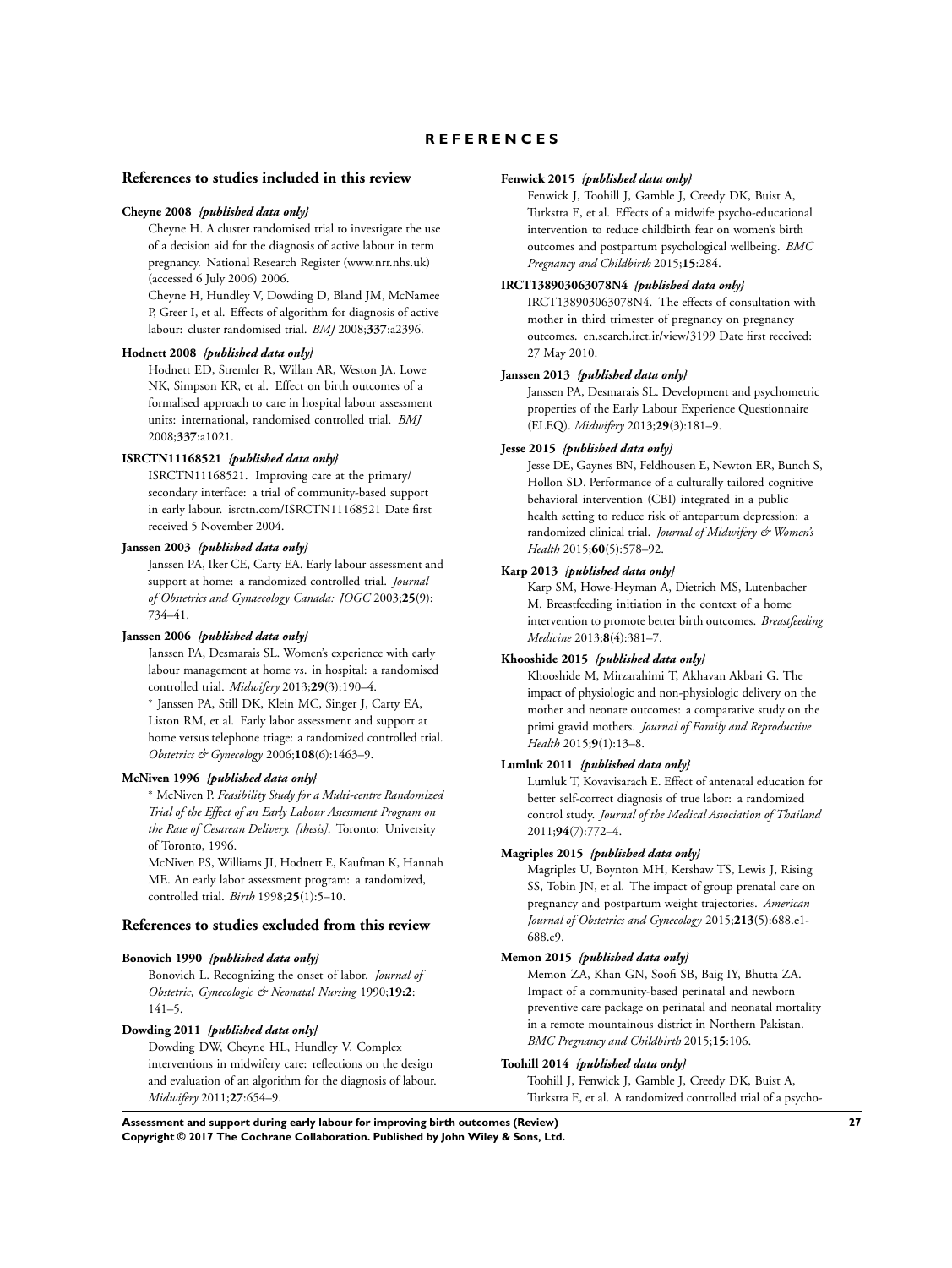# REFERENCES

## References to studies included in this review

**Cheyne 2008** *{published data only}*

Cheyne H. A cluster randomised trial to investigate the use of a decision aid for the diagnosis of active labour in term pregnancy. National Research Register (www.nrr.nhs.uk) (accessed 6 July 2006) 2006.

Cheyne H, Hundley V, Dowding D, Bland JM, McNamee P, Greer I, et al. Effects of algorithm for diagnosis of active labour: cluster randomised trial. *BMJ* 2008;**337**:a2396.

**Hodnett 2008** *{published data only}*

Hodnett ED, Stremler R, Willan AR, Weston JA, Lowe NK, Simpson KR, et al. Effect on birth outcomes of a formalised approach to care in hospital labour assessment units: international, randomised controlled trial. *BMJ* 2008;**337**:a1021.

**ISRCTN11168521** *{published data only}*

ISRCTN11168521. Improving care at the primary/secondary interface: a trial of community-based support in early labour. isrctn.com/ISRCTN11168521 Date first received 5 November 2004.

**Janssen 2003** *{published data only}*

Janssen PA, Iker CE, Carty EA. Early labour assessment and support at home: a randomized controlled trial. *Journal of Obstetrics and Gynaecology Canada: JOGC* 2003;**25**(9):734–41.

**Janssen 2006** *{published data only}*

Janssen PA, Desmarais SL. Women's experience with early labour management at home vs. in hospital: a randomised controlled trial. *Midwifery* 2013;**29**(3):190–4.

* Janssen PA, Still DK, Klein MC, Singer J, Carty EA, Liston RM, et al. Early labor assessment and support at home versus telephone triage: a randomized controlled trial. *Obstetrics & Gynecology* 2006;**108**(6):1463–9.

**McNiven 1996** *{published data only}*

* McNiven P. *Feasibility Study for a Multi-centre Randomized Trial of the Effect of an Early Labour Assessment Program on the Rate of Cesarean Delivery. [thesis]*. Toronto: University of Toronto, 1996.

McNiven PS, Williams JI, Hodnett E, Kaufman K, Hannah ME. An early labor assessment program: a randomized, controlled trial. *Birth* 1998;**25**(1):5–10.

## References to studies excluded from this review

**Bonovich 1990** *{published data only}*

Bonovich L. Recognizing the onset of labor. *Journal of Obstetric, Gynecologic & Neonatal Nursing* 1990;**19:2**:141–5.

**Dowding 2011** *{published data only}*

Dowding DW, Cheyne HL, Hundley V. Complex interventions in midwifery care: reflections on the design and evaluation of an algorithm for the diagnosis of labour. *Midwifery* 2011;**27**:654–9.

**Fenwick 2015** *{published data only}*

Fenwick J, Toohill J, Gamble J, Creedy DK, Buist A, Turkstra E, et al. Effects of a midwife psycho-educational intervention to reduce childbirth fear on women's birth outcomes and postpartum psychological wellbeing. *BMC Pregnancy and Childbirth* 2015;**15**:284.

**IRCT138903063078N4** *{published data only}*

IRCT138903063078N4. The effects of consultation with mother in third trimester of pregnancy on pregnancy outcomes. en.search.irct.ir/view/3199 Date first received: 27 May 2010.

**Janssen 2013** *{published data only}*

Janssen PA, Desmarais SL. Development and psychometric properties of the Early Labour Experience Questionnaire (ELEQ). *Midwifery* 2013;**29**(3):181–9.

**Jesse 2015** *{published data only}*

Jesse DE, Gaynes BN, Feldhousen E, Newton ER, Bunch S, Hollon SD. Performance of a culturally tailored cognitive behavioral intervention (CBI) integrated in a public health setting to reduce risk of antepartum depression: a randomized clinical trial. *Journal of Midwifery & Women's Health* 2015;**60**(5):578–92.

**Karp 2013** *{published data only}*

Karp SM, Howe-Heyman A, Dietrich MS, Lutenbacher M. Breastfeeding initiation in the context of a home intervention to promote better birth outcomes. *Breastfeeding Medicine* 2013;**8**(4):381–7.

**Khooshide 2015** *{published data only}*

Khooshide M, Mirzarahimi T, Akhavan Akbari G. The impact of physiologic and non-physiologic delivery on the mother and neonate outcomes: a comparative study on the primi gravid mothers. *Journal of Family and Reproductive Health* 2015;**9**(1):13–8.

**Lumluk 2011** *{published data only}*

Lumluk T, Kovavisarach E. Effect of antenatal education for better self-correct diagnosis of true labor: a randomized control study. *Journal of the Medical Association of Thailand* 2011;**94**(7):772–4.

**Magriples 2015** *{published data only}*

Magriples U, Boynton MH, Kershaw TS, Lewis J, Rising SS, Tobin JN, et al. The impact of group prenatal care on pregnancy and postpartum weight trajectories. *American Journal of Obstetrics and Gynecology* 2015;**213**(5):688.e1-688.e9.

**Memon 2015** *{published data only}*

Memon ZA, Khan GN, Soofi SB, Baig IY, Bhutta ZA. Impact of a community-based perinatal and newborn preventive care package on perinatal and neonatal mortality in a remote mountainous district in Northern Pakistan. *BMC Pregnancy and Childbirth* 2015;**15**:106.

**Toohill 2014** *{published data only}*

Toohill J, Fenwick J, Gamble J, Creedy DK, Buist A, Turkstra E, et al. A randomized controlled trial of a psycho-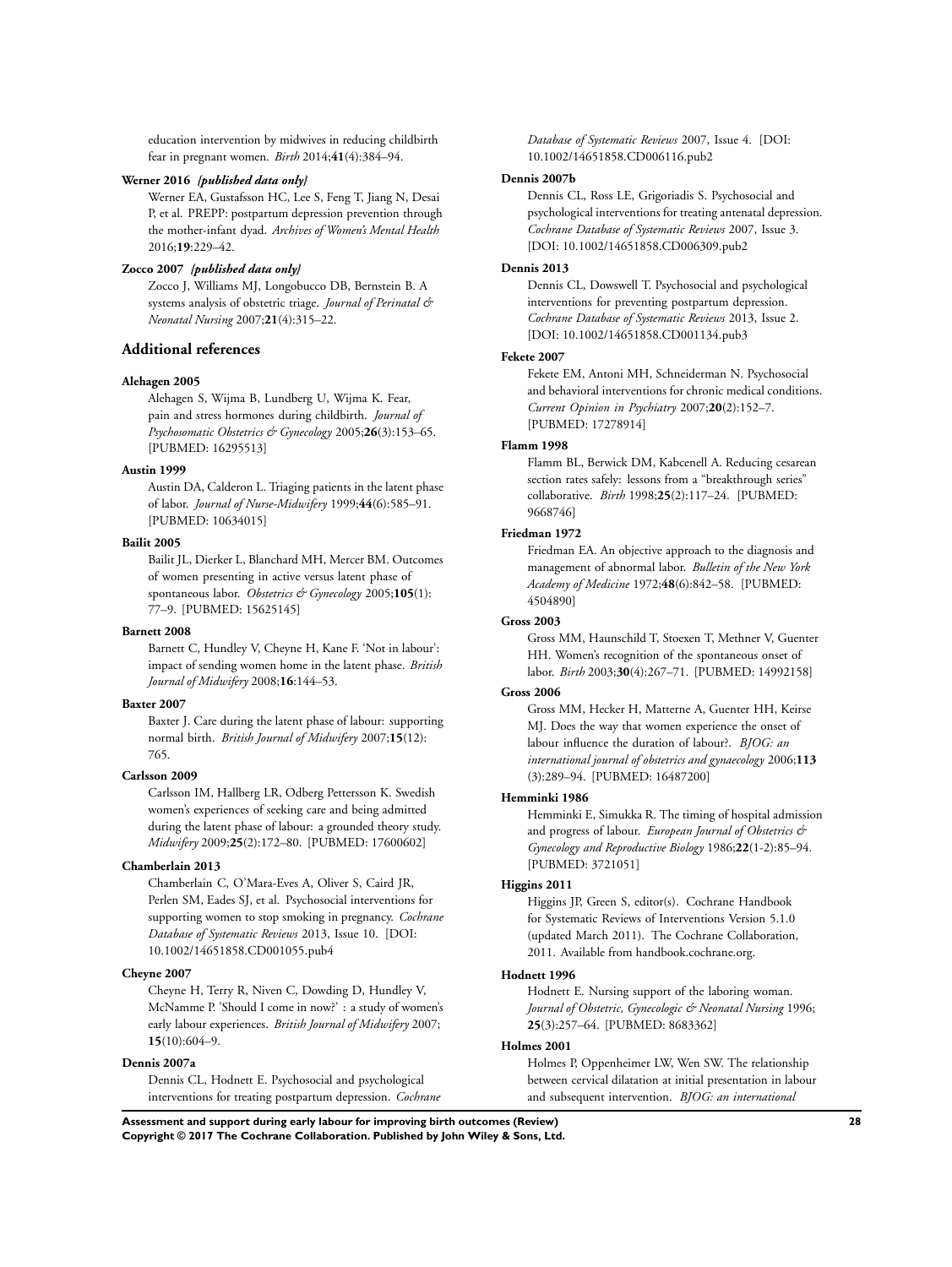education intervention by midwives in reducing childbirth fear in pregnant women. *Birth* 2014;**41**(4):384–94.

**Werner 2016** *{published data only}*

Werner EA, Gustafsson HC, Lee S, Feng T, Jiang N, Desai P, et al. PREPP: postpartum depression prevention through the mother-infant dyad. *Archives of Women's Mental Health* 2016;**19**:229–42.

**Zocco 2007** *{published data only}*

Zocco J, Williams MJ, Longobucco DB, Bernstein B. A systems analysis of obstetric triage. *Journal of Perinatal & Neonatal Nursing* 2007;**21**(4):315–22.

## Additional references

**Alehagen 2005**

Alehagen S, Wijma B, Lundberg U, Wijma K. Fear, pain and stress hormones during childbirth. *Journal of Psychosomatic Obstetrics & Gynecology* 2005;**26**(3):153–65. [PUBMED: 16295513]

**Austin 1999**

Austin DA, Calderon L. Triaging patients in the latent phase of labor. *Journal of Nurse-Midwifery* 1999;**44**(6):585–91. [PUBMED: 10634015]

**Bailit 2005**

Bailit JL, Dierker L, Blanchard MH, Mercer BM. Outcomes of women presenting in active versus latent phase of spontaneous labor. *Obstetrics & Gynecology* 2005;**105**(1): 77–9. [PUBMED: 15625145]

**Barnett 2008**

Barnett C, Hundley V, Cheyne H, Kane F. 'Not in labour': impact of sending women home in the latent phase. *British Journal of Midwifery* 2008;**16**:144–53.

**Baxter 2007**

Baxter J. Care during the latent phase of labour: supporting normal birth. *British Journal of Midwifery* 2007;**15**(12): 765.

**Carlsson 2009**

Carlsson IM, Hallberg LR, Odberg Pettersson K. Swedish women's experiences of seeking care and being admitted during the latent phase of labour: a grounded theory study. *Midwifery* 2009;**25**(2):172–80. [PUBMED: 17600602]

**Chamberlain 2013**

Chamberlain C, O'Mara-Eves A, Oliver S, Caird JR, Perlen SM, Eades SJ, et al. Psychosocial interventions for supporting women to stop smoking in pregnancy. *Cochrane Database of Systematic Reviews* 2013, Issue 10. [DOI: 10.1002/14651858.CD001055.pub4

**Cheyne 2007**

Cheyne H, Terry R, Niven C, Dowding D, Hundley V, McNamme P. 'Should I come in now?' : a study of women's early labour experiences. *British Journal of Midwifery* 2007; **15**(10):604–9.

**Dennis 2007a**

Dennis CL, Hodnett E. Psychosocial and psychological interventions for treating postpartum depression. *Cochrane Database of Systematic Reviews* 2007, Issue 4. [DOI: 10.1002/14651858.CD006116.pub2

**Dennis 2007b**

Dennis CL, Ross LE, Grigoriadis S. Psychosocial and psychological interventions for treating antenatal depression. *Cochrane Database of Systematic Reviews* 2007, Issue 3. [DOI: 10.1002/14651858.CD006309.pub2

**Dennis 2013**

Dennis CL, Dowswell T. Psychosocial and psychological interventions for preventing postpartum depression. *Cochrane Database of Systematic Reviews* 2013, Issue 2. [DOI: 10.1002/14651858.CD001134.pub3

**Fekete 2007**

Fekete EM, Antoni MH, Schneiderman N. Psychosocial and behavioral interventions for chronic medical conditions. *Current Opinion in Psychiatry* 2007;**20**(2):152–7. [PUBMED: 17278914]

**Flamm 1998**

Flamm BL, Berwick DM, Kabcenell A. Reducing cesarean section rates safely: lessons from a "breakthrough series" collaborative. *Birth* 1998;**25**(2):117–24. [PUBMED: 9668746]

**Friedman 1972**

Friedman EA. An objective approach to the diagnosis and management of abnormal labor. *Bulletin of the New York Academy of Medicine* 1972;**48**(6):842–58. [PUBMED: 4504890]

**Gross 2003**

Gross MM, Haunschild T, Stoexen T, Methner V, Guenter HH. Women's recognition of the spontaneous onset of labor. *Birth* 2003;**30**(4):267–71. [PUBMED: 14992158]

**Gross 2006**

Gross MM, Hecker H, Matterne A, Guenter HH, Keirse MJ. Does the way that women experience the onset of labour influence the duration of labour?. *BJOG: an international journal of obstetrics and gynaecology* 2006;**113** (3):289–94. [PUBMED: 16487200]

**Hemminki 1986**

Hemminki E, Simukka R. The timing of hospital admission and progress of labour. *European Journal of Obstetrics & Gynecology and Reproductive Biology* 1986;**22**(1-2):85–94. [PUBMED: 3721051]

**Higgins 2011**

Higgins JP, Green S, editor(s). Cochrane Handbook for Systematic Reviews of Interventions Version 5.1.0 (updated March 2011). The Cochrane Collaboration, 2011. Available from handbook.cochrane.org.

**Hodnett 1996**

Hodnett E. Nursing support of the laboring woman. *Journal of Obstetric, Gynecologic & Neonatal Nursing* 1996; **25**(3):257–64. [PUBMED: 8683362]

**Holmes 2001**

Holmes P, Oppenheimer LW, Wen SW. The relationship between cervical dilatation at initial presentation in labour and subsequent intervention. *BJOG: an international*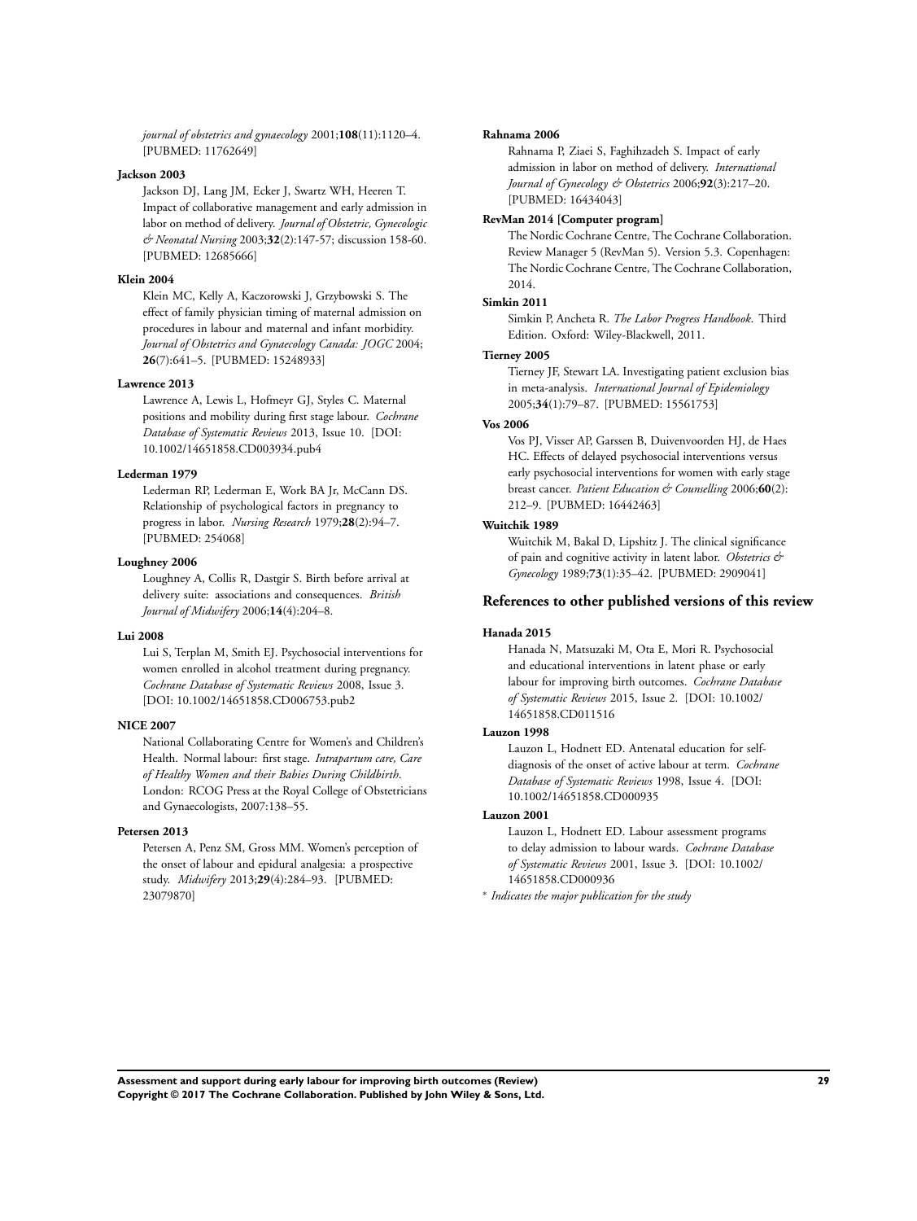*journal of obstetrics and gynaecology* 2001;**108**(11):1120–4. [PUBMED: 11762649]

**Jackson 2003**

Jackson DJ, Lang JM, Ecker J, Swartz WH, Heeren T. Impact of collaborative management and early admission in labor on method of delivery. *Journal of Obstetric, Gynecologic & Neonatal Nursing* 2003;**32**(2):147-57; discussion 158-60. [PUBMED: 12685666]

**Klein 2004**

Klein MC, Kelly A, Kaczorowski J, Grzybowski S. The effect of family physician timing of maternal admission on procedures in labour and maternal and infant morbidity. *Journal of Obstetrics and Gynaecology Canada: JOGC* 2004; **26**(7):641–5. [PUBMED: 15248933]

**Lawrence 2013**

Lawrence A, Lewis L, Hofmeyr GJ, Styles C. Maternal positions and mobility during first stage labour. *Cochrane Database of Systematic Reviews* 2013, Issue 10. [DOI: 10.1002/14651858.CD003934.pub4

**Lederman 1979**

Lederman RP, Lederman E, Work BA Jr, McCann DS. Relationship of psychological factors in pregnancy to progress in labor. *Nursing Research* 1979;**28**(2):94–7. [PUBMED: 254068]

**Loughney 2006**

Loughney A, Collis R, Dastgir S. Birth before arrival at delivery suite: associations and consequences. *British Journal of Midwifery* 2006;**14**(4):204–8.

**Lui 2008**

Lui S, Terplan M, Smith EJ. Psychosocial interventions for women enrolled in alcohol treatment during pregnancy. *Cochrane Database of Systematic Reviews* 2008, Issue 3. [DOI: 10.1002/14651858.CD006753.pub2

**NICE 2007**

National Collaborating Centre for Women's and Children's Health. Normal labour: first stage. *Intrapartum care, Care of Healthy Women and their Babies During Childbirth*. London: RCOG Press at the Royal College of Obstetricians and Gynaecologists, 2007:138–55.

**Petersen 2013**

Petersen A, Penz SM, Gross MM. Women's perception of the onset of labour and epidural analgesia: a prospective study. *Midwifery* 2013;**29**(4):284–93. [PUBMED: 23079870]

**Rahnama 2006**

Rahnama P, Ziaei S, Faghihzadeh S. Impact of early admission in labor on method of delivery. *International Journal of Gynecology & Obstetrics* 2006;**92**(3):217–20. [PUBMED: 16434043]

**RevMan 2014 [Computer program]**

The Nordic Cochrane Centre, The Cochrane Collaboration. Review Manager 5 (RevMan 5). Version 5.3. Copenhagen: The Nordic Cochrane Centre, The Cochrane Collaboration, 2014.

**Simkin 2011**

Simkin P, Ancheta R. *The Labor Progress Handbook*. Third Edition. Oxford: Wiley-Blackwell, 2011.

**Tierney 2005**

Tierney JF, Stewart LA. Investigating patient exclusion bias in meta-analysis. *International Journal of Epidemiology* 2005;**34**(1):79–87. [PUBMED: 15561753]

**Vos 2006**

Vos PJ, Visser AP, Garssen B, Duivenvoorden HJ, de Haes HC. Effects of delayed psychosocial interventions versus early psychosocial interventions for women with early stage breast cancer. *Patient Education & Counselling* 2006;**60**(2): 212–9. [PUBMED: 16442463]

**Wuitchik 1989**

Wuitchik M, Bakal D, Lipshitz J. The clinical significance of pain and cognitive activity in latent labor. *Obstetrics & Gynecology* 1989;**73**(1):35–42. [PUBMED: 2909041]

## References to other published versions of this review

**Hanada 2015**

Hanada N, Matsuzaki M, Ota E, Mori R. Psychosocial and educational interventions in latent phase or early labour for improving birth outcomes. *Cochrane Database of Systematic Reviews* 2015, Issue 2. [DOI: 10.1002/14651858.CD011516

**Lauzon 1998**

Lauzon L, Hodnett ED. Antenatal education for self-diagnosis of the onset of active labour at term. *Cochrane Database of Systematic Reviews* 1998, Issue 4. [DOI: 10.1002/14651858.CD000935

**Lauzon 2001**

Lauzon L, Hodnett ED. Labour assessment programs to delay admission to labour wards. *Cochrane Database of Systematic Reviews* 2001, Issue 3. [DOI: 10.1002/14651858.CD000936

* *Indicates the major publication for the study*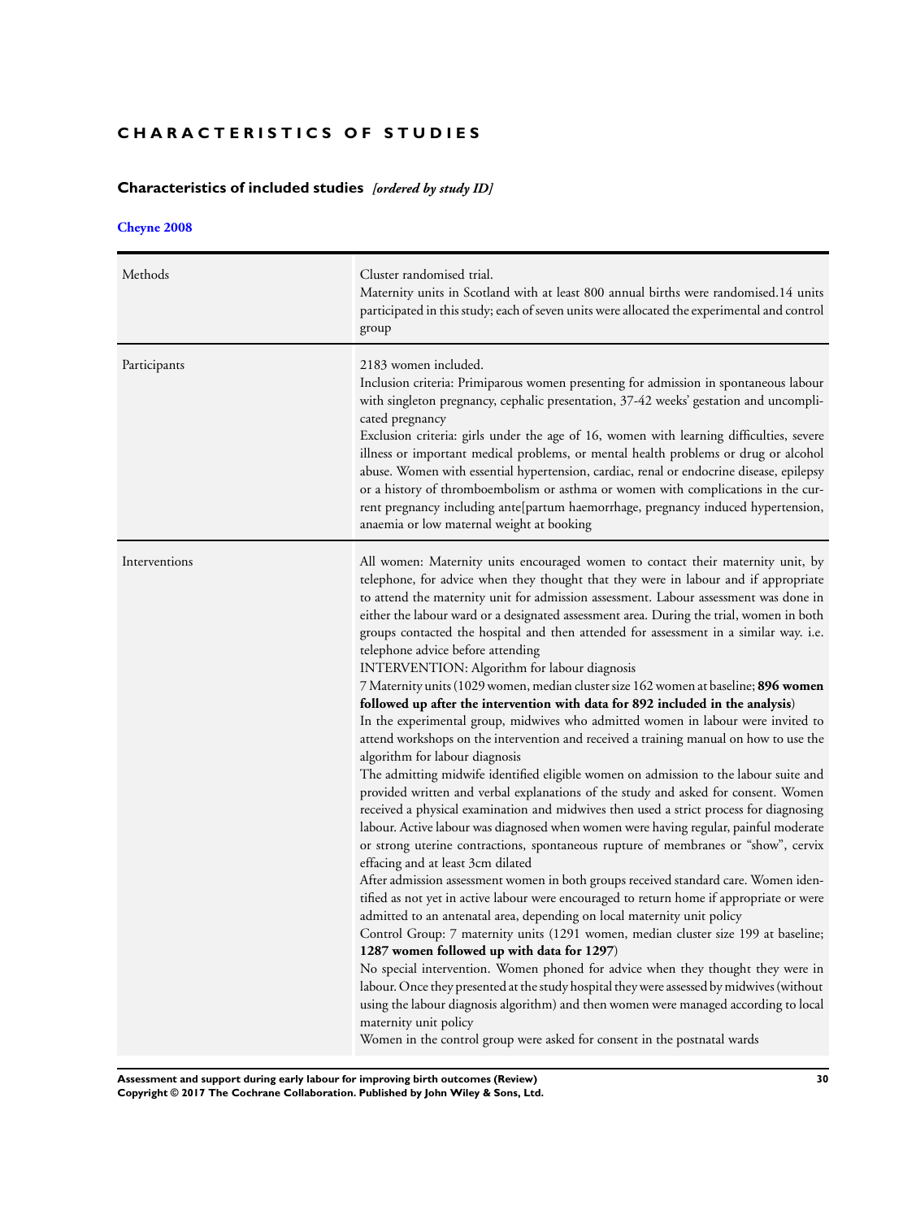# CHARACTERISTICS OF STUDIES

## Characteristics of included studies *[ordered by study ID]*

### Cheyne 2008

| | |
|---|---|
| Methods | Cluster randomised trial.<br>Maternity units in Scotland with at least 800 annual births were randomised.14 units participated in this study; each of seven units were allocated the experimental and control group |
| Participants | 2183 women included.<br>Inclusion criteria: Primiparous women presenting for admission in spontaneous labour with singleton pregnancy, cephalic presentation, 37-42 weeks' gestation and uncomplicated pregnancy<br>Exclusion criteria: girls under the age of 16, women with learning difficulties, severe illness or important medical problems, or mental health problems or drug or alcohol abuse. Women with essential hypertension, cardiac, renal or endocrine disease, epilepsy or a history of thromboembolism or asthma or women with complications in the current pregnancy including ante[partum haemorrhage, pregnancy induced hypertension, anaemia or low maternal weight at booking |
| Interventions | All women: Maternity units encouraged women to contact their maternity unit, by telephone, for advice when they thought that they were in labour and if appropriate to attend the maternity unit for admission assessment. Labour assessment was done in either the labour ward or a designated assessment area. During the trial, women in both groups contacted the hospital and then attended for assessment in a similar way. i.e. telephone advice before attending<br>INTERVENTION: Algorithm for labour diagnosis<br>7 Maternity units (1029 women, median cluster size 162 women at baseline; **896 women followed up after the intervention with data for 892 included in the analysis**)<br>In the experimental group, midwives who admitted women in labour were invited to attend workshops on the intervention and received a training manual on how to use the algorithm for labour diagnosis<br>The admitting midwife identified eligible women on admission to the labour suite and provided written and verbal explanations of the study and asked for consent. Women received a physical examination and midwives then used a strict process for diagnosing labour. Active labour was diagnosed when women were having regular, painful moderate or strong uterine contractions, spontaneous rupture of membranes or "show", cervix effacing and at least 3cm dilated<br>After admission assessment women in both groups received standard care. Women identified as not yet in active labour were encouraged to return home if appropriate or were admitted to an antenatal area, depending on local maternity unit policy<br>Control Group: 7 maternity units (1291 women, median cluster size 199 at baseline; **1287 women followed up with data for 1297**)<br>No special intervention. Women phoned for advice when they thought they were in labour. Once they presented at the study hospital they were assessed by midwives (without using the labour diagnosis algorithm) and then women were managed according to local maternity unit policy<br>Women in the control group were asked for consent in the postnatal wards |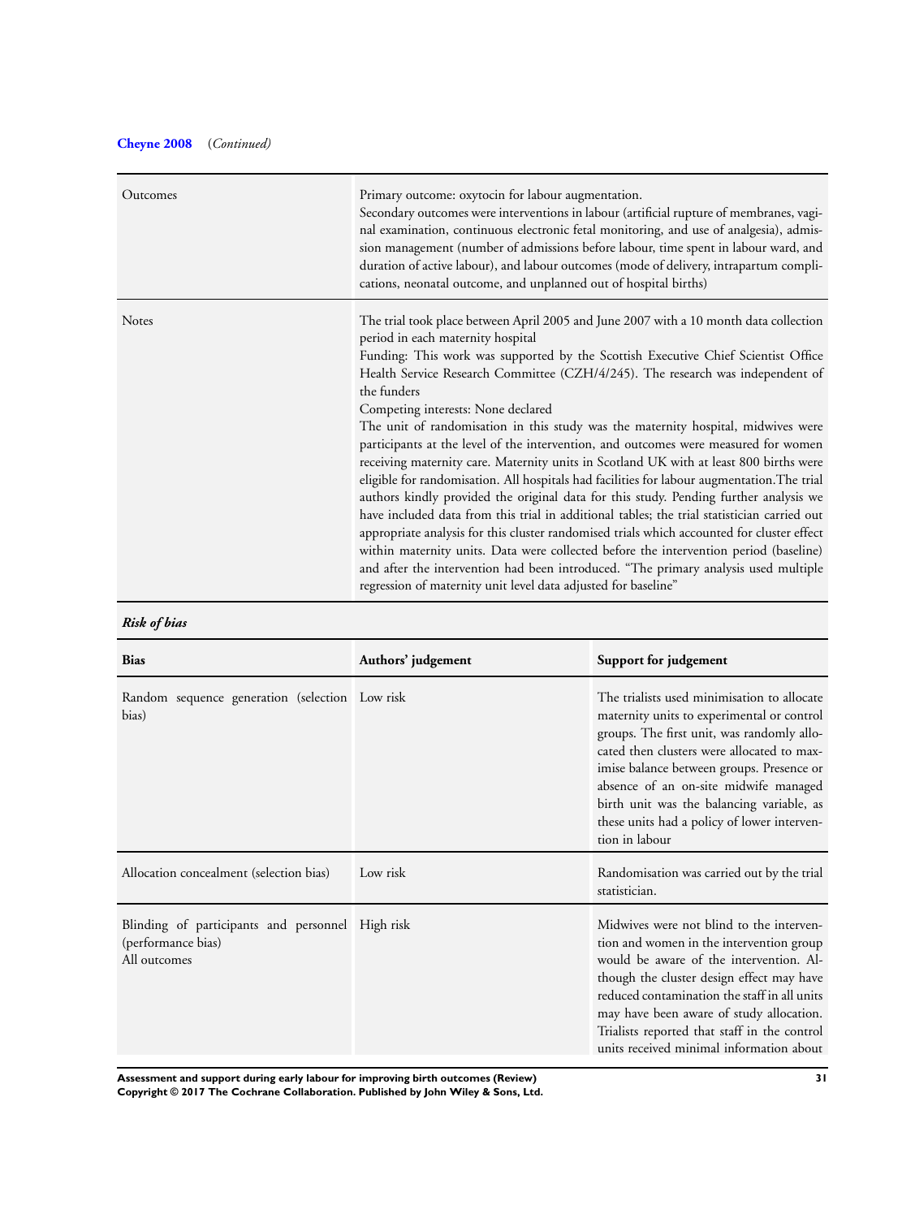**Cheyne 2008** (*Continued*)

| | |
|---|---|
| Outcomes | Primary outcome: oxytocin for labour augmentation.<br>Secondary outcomes were interventions in labour (artificial rupture of membranes, vaginal examination, continuous electronic fetal monitoring, and use of analgesia), admission management (number of admissions before labour, time spent in labour ward, and duration of active labour), and labour outcomes (mode of delivery, intrapartum complications, neonatal outcome, and unplanned out of hospital births) |
| Notes | The trial took place between April 2005 and June 2007 with a 10 month data collection period in each maternity hospital<br>Funding: This work was supported by the Scottish Executive Chief Scientist Office Health Service Research Committee (CZH/4/245). The research was independent of the funders<br>Competing interests: None declared<br>The unit of randomisation in this study was the maternity hospital, midwives were participants at the level of the intervention, and outcomes were measured for women receiving maternity care. Maternity units in Scotland UK with at least 800 births were eligible for randomisation. All hospitals had facilities for labour augmentation.The trial authors kindly provided the original data for this study. Pending further analysis we have included data from this trial in additional tables; the trial statistician carried out appropriate analysis for this cluster randomised trials which accounted for cluster effect within maternity units. Data were collected before the intervention period (baseline) and after the intervention had been introduced. "The primary analysis used multiple regression of maternity unit level data adjusted for baseline" |

***Risk of bias***

| Bias | Authors' judgement | Support for judgement |
|---|---|---|
| Random sequence generation (selection bias) | Low risk | The trialists used minimisation to allocate maternity units to experimental or control groups. The first unit, was randomly allocated then clusters were allocated to maximise balance between groups. Presence or absence of an on-site midwife managed birth unit was the balancing variable, as these units had a policy of lower intervention in labour |
| Allocation concealment (selection bias) | Low risk | Randomisation was carried out by the trial statistician. |
| Blinding of participants and personnel (performance bias)<br>All outcomes | High risk | Midwives were not blind to the intervention and women in the intervention group would be aware of the intervention. Although the cluster design effect may have reduced contamination the staff in all units may have been aware of study allocation. Trialists reported that staff in the control units received minimal information about |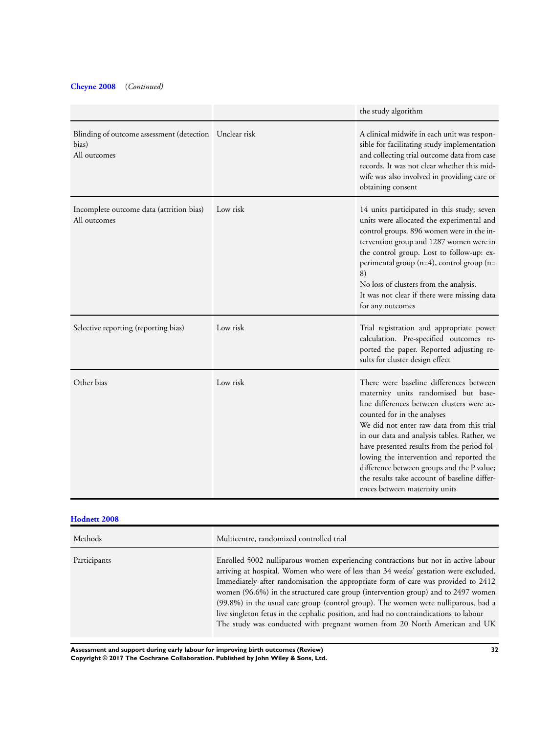**Cheyne 2008** (*Continued*)

| | | |
|---|---|---|
| | | the study algorithm |
| Blinding of outcome assessment (detection bias)<br>All outcomes | Unclear risk | A clinical midwife in each unit was responsible for facilitating study implementation and collecting trial outcome data from case records. It was not clear whether this midwife was also involved in providing care or obtaining consent |
| Incomplete outcome data (attrition bias)<br>All outcomes | Low risk | 14 units participated in this study; seven units were allocated the experimental and control groups. 896 women were in the intervention group and 1287 women were in the control group. Lost to follow-up: experimental group (n=4), control group (n=8)<br>No loss of clusters from the analysis.<br>It was not clear if there were missing data for any outcomes |
| Selective reporting (reporting bias) | Low risk | Trial registration and appropriate power calculation. Pre-specified outcomes reported the paper. Reported adjusting results for cluster design effect |
| Other bias | Low risk | There were baseline differences between maternity units randomised but baseline differences between clusters were accounted for in the analyses<br>We did not enter raw data from this trial in our data and analysis tables. Rather, we have presented results from the period following the intervention and reported the difference between groups and the P value; the results take account of baseline differences between maternity units |

**Hodnett 2008**

| | |
|---|---|
| Methods | Multicentre, randomized controlled trial |
| Participants | Enrolled 5002 nulliparous women experiencing contractions but not in active labour arriving at hospital. Women who were of less than 34 weeks' gestation were excluded. Immediately after randomisation the appropriate form of care was provided to 2412 women (96.6%) in the structured care group (intervention group) and to 2497 women (99.8%) in the usual care group (control group). The women were nulliparous, had a live singleton fetus in the cephalic position, and had no contraindications to labour<br>The study was conducted with pregnant women from 20 North American and UK |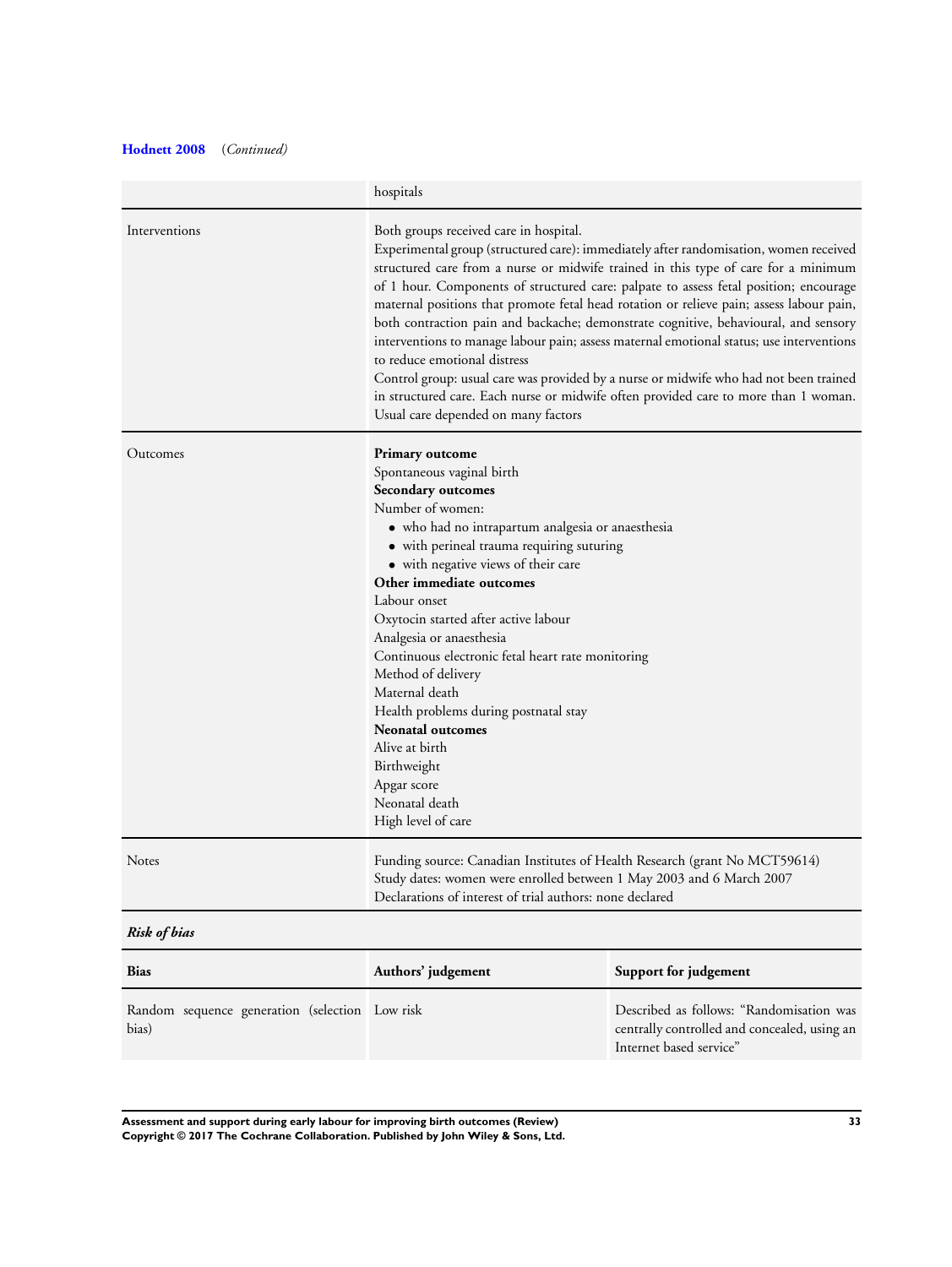**Hodnett 2008** (*Continued*)

| | |
|---|---|
| | hospitals |
| Interventions | Both groups received care in hospital.<br>Experimental group (structured care): immediately after randomisation, women received structured care from a nurse or midwife trained in this type of care for a minimum of 1 hour. Components of structured care: palpate to assess fetal position; encourage maternal positions that promote fetal head rotation or relieve pain; assess labour pain, both contraction pain and backache; demonstrate cognitive, behavioural, and sensory interventions to manage labour pain; assess maternal emotional status; use interventions to reduce emotional distress<br>Control group: usual care was provided by a nurse or midwife who had not been trained in structured care. Each nurse or midwife often provided care to more than 1 woman. Usual care depended on many factors |
| Outcomes | **Primary outcome**<br>Spontaneous vaginal birth<br>**Secondary outcomes**<br>Number of women:<br>• who had no intrapartum analgesia or anaesthesia<br>• with perineal trauma requiring suturing<br>• with negative views of their care<br>**Other immediate outcomes**<br>Labour onset<br>Oxytocin started after active labour<br>Analgesia or anaesthesia<br>Continuous electronic fetal heart rate monitoring<br>Method of delivery<br>Maternal death<br>Health problems during postnatal stay<br>**Neonatal outcomes**<br>Alive at birth<br>Birthweight<br>Apgar score<br>Neonatal death<br>High level of care |
| Notes | Funding source: Canadian Institutes of Health Research (grant No MCT59614)<br>Study dates: women were enrolled between 1 May 2003 and 6 March 2007<br>Declarations of interest of trial authors: none declared |

***Risk of bias***

| Bias | Authors' judgement | Support for judgement |
|---|---|---|
| Random sequence generation (selection bias) | Low risk | Described as follows: "Randomisation was centrally controlled and concealed, using an Internet based service" |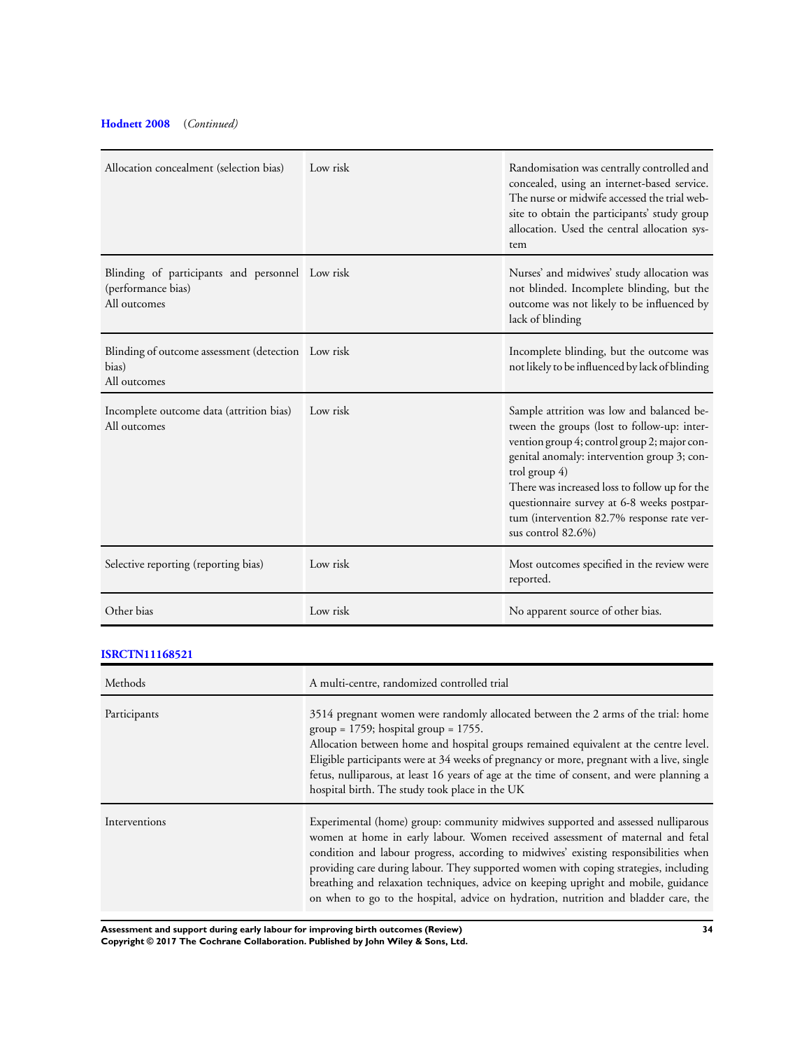**Hodnett 2008** (*Continued*)

| | | |
|---|---|---|
| Allocation concealment (selection bias) | Low risk | Randomisation was centrally controlled and concealed, using an internet-based service. The nurse or midwife accessed the trial website to obtain the participants' study group allocation. Used the central allocation system |
| Blinding of participants and personnel (performance bias)<br>All outcomes | Low risk | Nurses' and midwives' study allocation was not blinded. Incomplete blinding, but the outcome was not likely to be influenced by lack of blinding |
| Blinding of outcome assessment (detection bias)<br>All outcomes | Low risk | Incomplete blinding, but the outcome was not likely to be influenced by lack of blinding |
| Incomplete outcome data (attrition bias)<br>All outcomes | Low risk | Sample attrition was low and balanced between the groups (lost to follow-up: intervention group 4; control group 2; major congenital anomaly: intervention group 3; control group 4)<br>There was increased loss to follow up for the questionnaire survey at 6-8 weeks postpartum (intervention 82.7% response rate versus control 82.6%) |
| Selective reporting (reporting bias) | Low risk | Most outcomes specified in the review were reported. |
| Other bias | Low risk | No apparent source of other bias. |

**ISRCTN11168521**

| | |
|---|---|
| Methods | A multi-centre, randomized controlled trial |
| Participants | 3514 pregnant women were randomly allocated between the 2 arms of the trial: home group = 1759; hospital group = 1755.<br>Allocation between home and hospital groups remained equivalent at the centre level. Eligible participants were at 34 weeks of pregnancy or more, pregnant with a live, single fetus, nulliparous, at least 16 years of age at the time of consent, and were planning a hospital birth. The study took place in the UK |
| Interventions | Experimental (home) group: community midwives supported and assessed nulliparous women at home in early labour. Women received assessment of maternal and fetal condition and labour progress, according to midwives' existing responsibilities when providing care during labour. They supported women with coping strategies, including breathing and relaxation techniques, advice on keeping upright and mobile, guidance on when to go to the hospital, advice on hydration, nutrition and bladder care, the |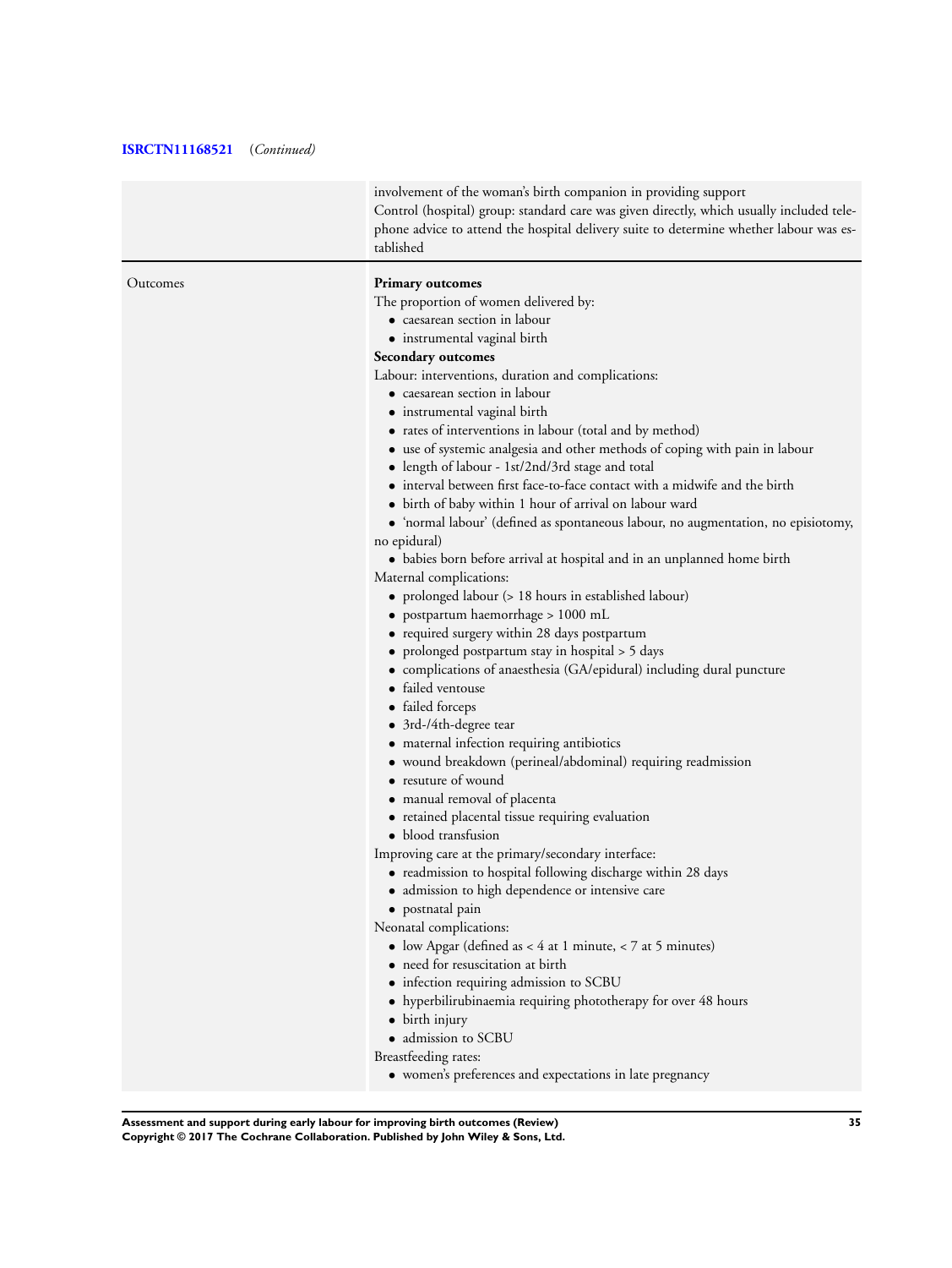**ISRCTN11168521** (*Continued*)

| | |
|---|---|
| | involvement of the woman's birth companion in providing support<br>Control (hospital) group: standard care was given directly, which usually included telephone advice to attend the hospital delivery suite to determine whether labour was established |
| Outcomes | **Primary outcomes**<br>The proportion of women delivered by:<br>• caesarean section in labour<br>• instrumental vaginal birth<br>**Secondary outcomes**<br>Labour: interventions, duration and complications:<br>• caesarean section in labour<br>• instrumental vaginal birth<br>• rates of interventions in labour (total and by method)<br>• use of systemic analgesia and other methods of coping with pain in labour<br>• length of labour - 1st/2nd/3rd stage and total<br>• interval between first face-to-face contact with a midwife and the birth<br>• birth of baby within 1 hour of arrival on labour ward<br>• 'normal labour' (defined as spontaneous labour, no augmentation, no episiotomy, no epidural)<br>• babies born before arrival at hospital and in an unplanned home birth<br>Maternal complications:<br>• prolonged labour (> 18 hours in established labour)<br>• postpartum haemorrhage > 1000 mL<br>• required surgery within 28 days postpartum<br>• prolonged postpartum stay in hospital > 5 days<br>• complications of anaesthesia (GA/epidural) including dural puncture<br>• failed ventouse<br>• failed forceps<br>• 3rd-/4th-degree tear<br>• maternal infection requiring antibiotics<br>• wound breakdown (perineal/abdominal) requiring readmission<br>• resuture of wound<br>• manual removal of placenta<br>• retained placental tissue requiring evaluation<br>• blood transfusion<br>Improving care at the primary/secondary interface:<br>• readmission to hospital following discharge within 28 days<br>• admission to high dependence or intensive care<br>• postnatal pain<br>Neonatal complications:<br>• low Apgar (defined as < 4 at 1 minute, < 7 at 5 minutes)<br>• need for resuscitation at birth<br>• infection requiring admission to SCBU<br>• hyperbilirubinaemia requiring phototherapy for over 48 hours<br>• birth injury<br>• admission to SCBU<br>Breastfeeding rates:<br>• women's preferences and expectations in late pregnancy |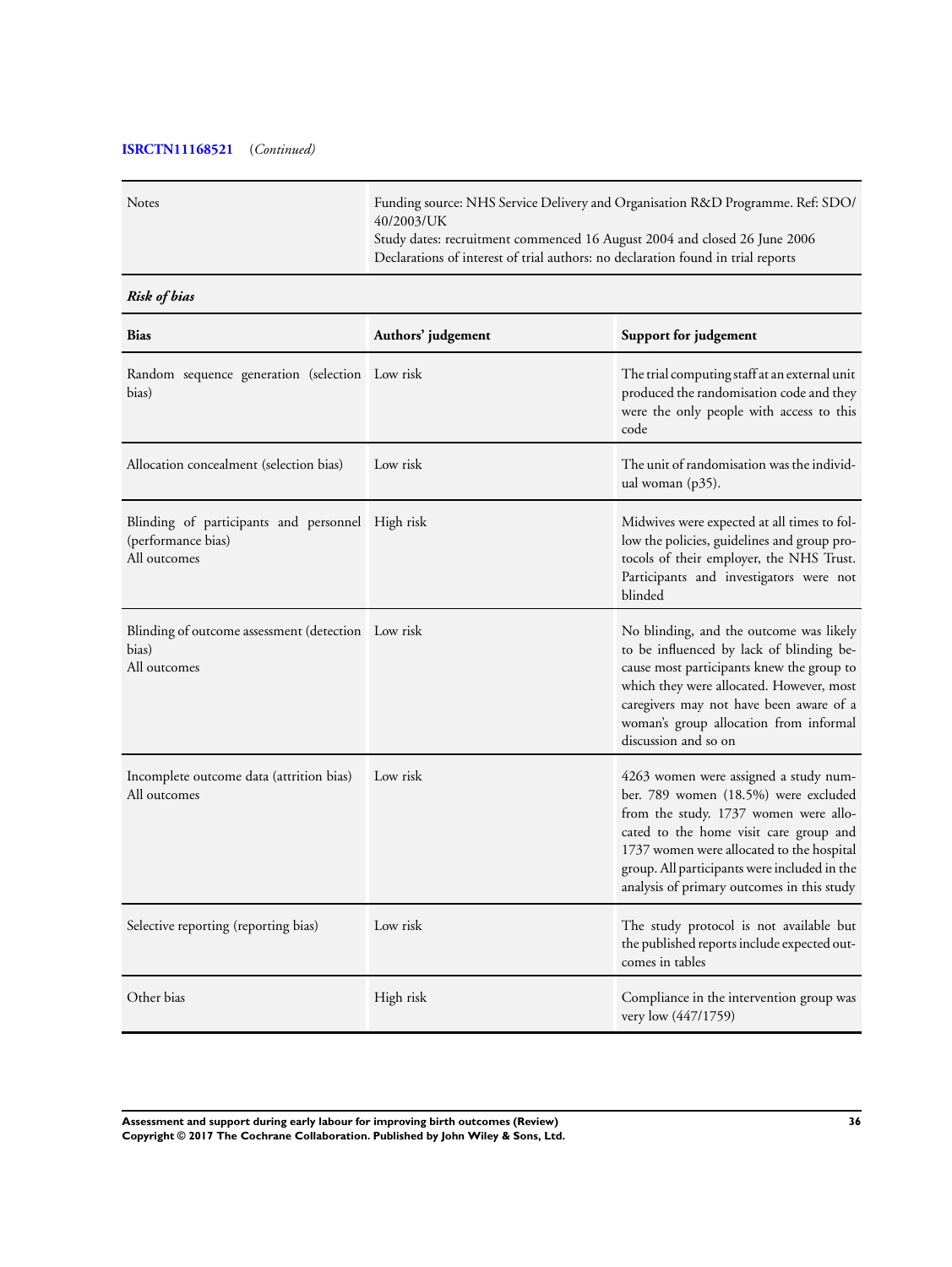**ISRCTN11168521** (*Continued*)

| | |
|---|---|
| Notes | Funding source: NHS Service Delivery and Organisation R&D Programme. Ref: SDO/40/2003/UK<br>Study dates: recruitment commenced 16 August 2004 and closed 26 June 2006<br>Declarations of interest of trial authors: no declaration found in trial reports |

***Risk of bias***

| Bias | Authors' judgement | Support for judgement |
|---|---|---|
| Random sequence generation (selection bias) | Low risk | The trial computing staff at an external unit produced the randomisation code and they were the only people with access to this code |
| Allocation concealment (selection bias) | Low risk | The unit of randomisation was the individual woman (p35). |
| Blinding of participants and personnel (performance bias)<br>All outcomes | High risk | Midwives were expected at all times to follow the policies, guidelines and group protocols of their employer, the NHS Trust. Participants and investigators were not blinded |
| Blinding of outcome assessment (detection bias)<br>All outcomes | Low risk | No blinding, and the outcome was likely to be influenced by lack of blinding because most participants knew the group to which they were allocated. However, most caregivers may not have been aware of a woman's group allocation from informal discussion and so on |
| Incomplete outcome data (attrition bias)<br>All outcomes | Low risk | 4263 women were assigned a study number. 789 women (18.5%) were excluded from the study. 1737 women were allocated to the home visit care group and 1737 women were allocated to the hospital group. All participants were included in the analysis of primary outcomes in this study |
| Selective reporting (reporting bias) | Low risk | The study protocol is not available but the published reports include expected outcomes in tables |
| Other bias | High risk | Compliance in the intervention group was very low (447/1759) |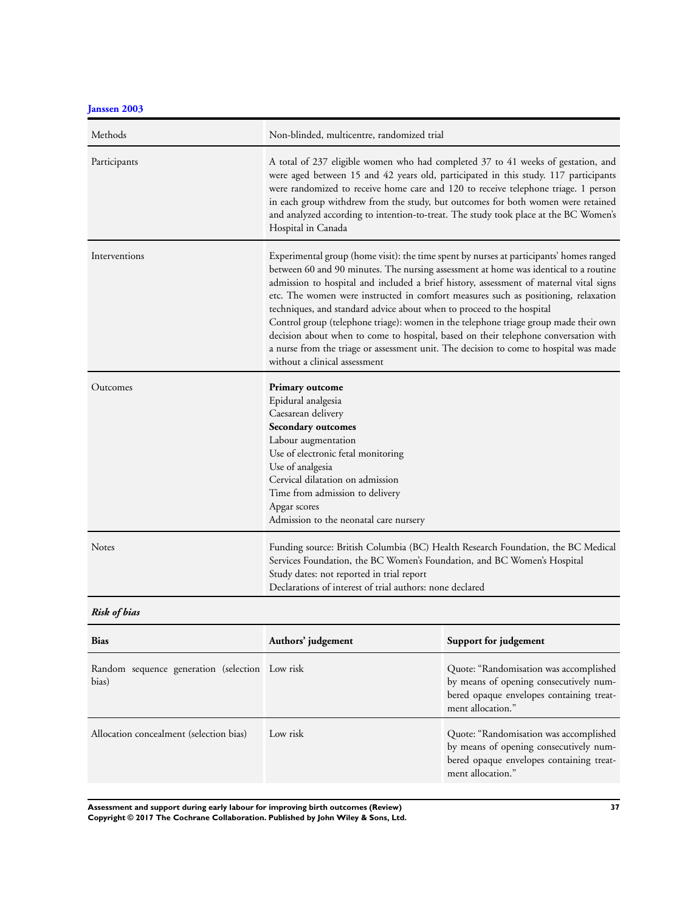### Janssen 2003

| | |
|---|---|
| Methods | Non-blinded, multicentre, randomized trial |
| Participants | A total of 237 eligible women who had completed 37 to 41 weeks of gestation, and were aged between 15 and 42 years old, participated in this study. 117 participants were randomized to receive home care and 120 to receive telephone triage. 1 person in each group withdrew from the study, but outcomes for both women were retained and analyzed according to intention-to-treat. The study took place at the BC Women's Hospital in Canada |
| Interventions | Experimental group (home visit): the time spent by nurses at participants' homes ranged between 60 and 90 minutes. The nursing assessment at home was identical to a routine admission to hospital and included a brief history, assessment of maternal vital signs etc. The women were instructed in comfort measures such as positioning, relaxation techniques, and standard advice about when to proceed to the hospital<br>Control group (telephone triage): women in the telephone triage group made their own decision about when to come to hospital, based on their telephone conversation with a nurse from the triage or assessment unit. The decision to come to hospital was made without a clinical assessment |
| Outcomes | **Primary outcome**<br>Epidural analgesia<br>Caesarean delivery<br>**Secondary outcomes**<br>Labour augmentation<br>Use of electronic fetal monitoring<br>Use of analgesia<br>Cervical dilatation on admission<br>Time from admission to delivery<br>Apgar scores<br>Admission to the neonatal care nursery |
| Notes | Funding source: British Columbia (BC) Health Research Foundation, the BC Medical Services Foundation, the BC Women's Foundation, and BC Women's Hospital<br>Study dates: not reported in trial report<br>Declarations of interest of trial authors: none declared |

***Risk of bias***

| **Bias** | **Authors' judgement** | **Support for judgement** |
|---|---|---|
| Random sequence generation (selection bias) | Low risk | Quote: "Randomisation was accomplished by means of opening consecutively numbered opaque envelopes containing treatment allocation." |
| Allocation concealment (selection bias) | Low risk | Quote: "Randomisation was accomplished by means of opening consecutively numbered opaque envelopes containing treatment allocation." |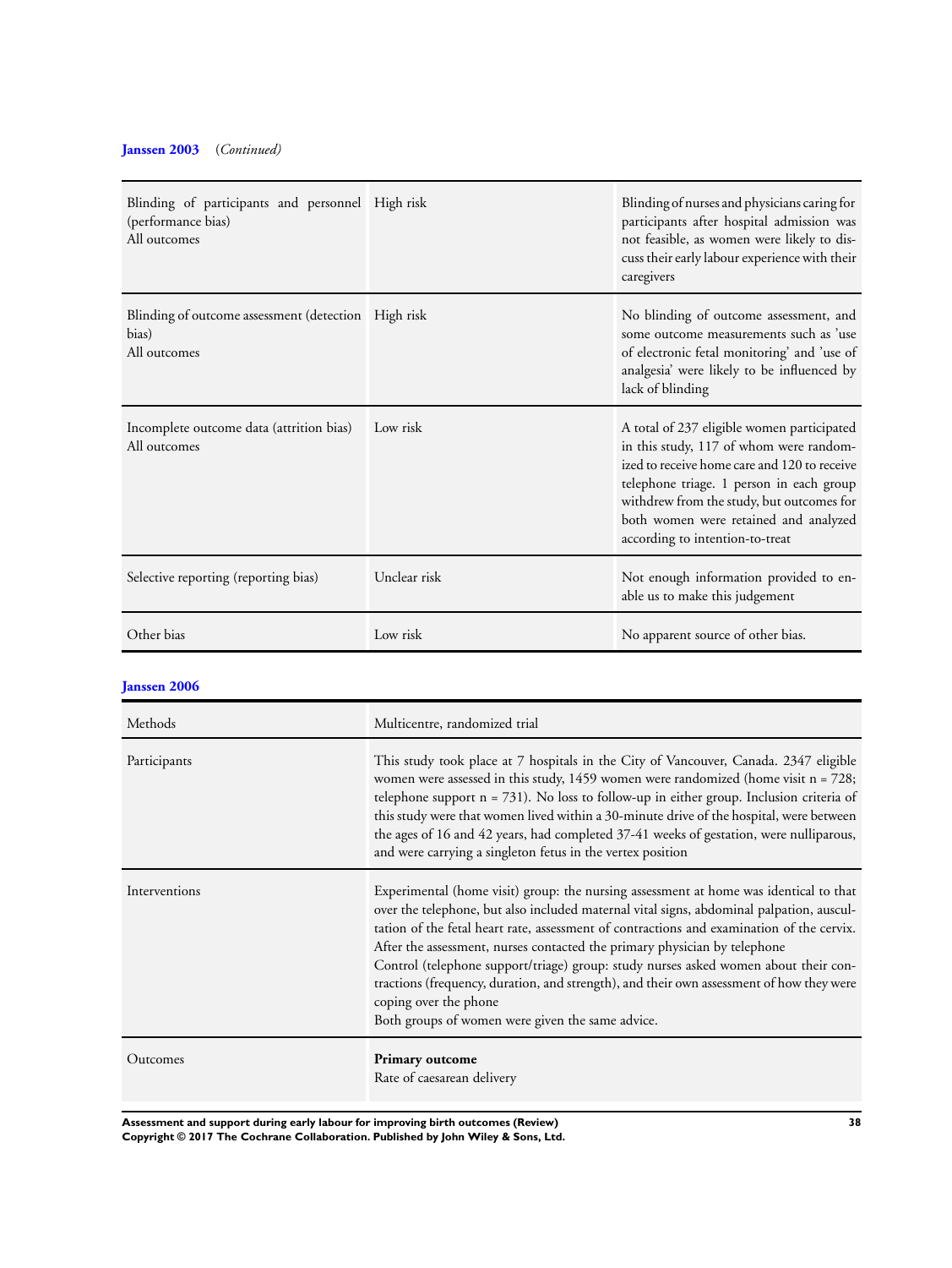**Janssen 2003** (*Continued*)

| | | |
|---|---|---|
| Blinding of participants and personnel (performance bias)<br>All outcomes | High risk | Blinding of nurses and physicians caring for participants after hospital admission was not feasible, as women were likely to discuss their early labour experience with their caregivers |
| Blinding of outcome assessment (detection bias)<br>All outcomes | High risk | No blinding of outcome assessment, and some outcome measurements such as 'use of electronic fetal monitoring' and 'use of analgesia' were likely to be influenced by lack of blinding |
| Incomplete outcome data (attrition bias)<br>All outcomes | Low risk | A total of 237 eligible women participated in this study, 117 of whom were randomized to receive home care and 120 to receive telephone triage. 1 person in each group withdrew from the study, but outcomes for both women were retained and analyzed according to intention-to-treat |
| Selective reporting (reporting bias) | Unclear risk | Not enough information provided to enable us to make this judgement |
| Other bias | Low risk | No apparent source of other bias. |

**Janssen 2006**

| | |
|---|---|
| Methods | Multicentre, randomized trial |
| Participants | This study took place at 7 hospitals in the City of Vancouver, Canada. 2347 eligible women were assessed in this study, 1459 women were randomized (home visit n = 728; telephone support n = 731). No loss to follow-up in either group. Inclusion criteria of this study were that women lived within a 30-minute drive of the hospital, were between the ages of 16 and 42 years, had completed 37-41 weeks of gestation, were nulliparous, and were carrying a singleton fetus in the vertex position |
| Interventions | Experimental (home visit) group: the nursing assessment at home was identical to that over the telephone, but also included maternal vital signs, abdominal palpation, auscultation of the fetal heart rate, assessment of contractions and examination of the cervix. After the assessment, nurses contacted the primary physician by telephone<br>Control (telephone support/triage) group: study nurses asked women about their contractions (frequency, duration, and strength), and their own assessment of how they were coping over the phone<br>Both groups of women were given the same advice. |
| Outcomes | **Primary outcome**<br>Rate of caesarean delivery |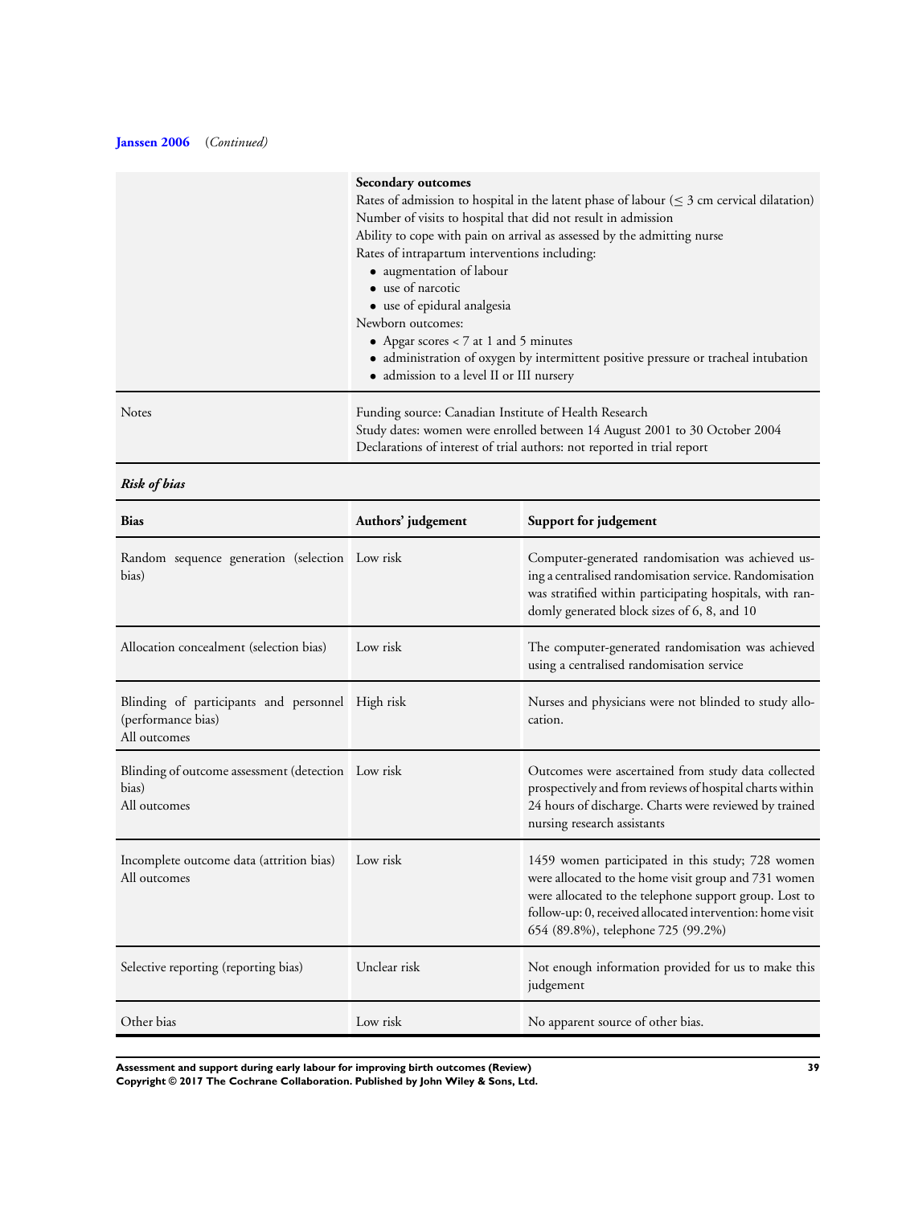**Janssen 2006** (*Continued*)

| | |
|---|---|
| | **Secondary outcomes**<br>Rates of admission to hospital in the latent phase of labour (≤ 3 cm cervical dilatation)<br>Number of visits to hospital that did not result in admission<br>Ability to cope with pain on arrival as assessed by the admitting nurse<br>Rates of intrapartum interventions including:<br>• augmentation of labour<br>• use of narcotic<br>• use of epidural analgesia<br>Newborn outcomes:<br>• Apgar scores < 7 at 1 and 5 minutes<br>• administration of oxygen by intermittent positive pressure or tracheal intubation<br>• admission to a level II or III nursery |
| Notes | Funding source: Canadian Institute of Health Research<br>Study dates: women were enrolled between 14 August 2001 to 30 October 2004<br>Declarations of interest of trial authors: not reported in trial report |

***Risk of bias***

| Bias | Authors' judgement | Support for judgement |
|---|---|---|
| Random sequence generation (selection bias) | Low risk | Computer-generated randomisation was achieved using a centralised randomisation service. Randomisation was stratified within participating hospitals, with randomly generated block sizes of 6, 8, and 10 |
| Allocation concealment (selection bias) | Low risk | The computer-generated randomisation was achieved using a centralised randomisation service |
| Blinding of participants and personnel (performance bias)<br>All outcomes | High risk | Nurses and physicians were not blinded to study allocation. |
| Blinding of outcome assessment (detection bias)<br>All outcomes | Low risk | Outcomes were ascertained from study data collected prospectively and from reviews of hospital charts within 24 hours of discharge. Charts were reviewed by trained nursing research assistants |
| Incomplete outcome data (attrition bias)<br>All outcomes | Low risk | 1459 women participated in this study; 728 women were allocated to the home visit group and 731 women were allocated to the telephone support group. Lost to follow-up: 0, received allocated intervention: home visit 654 (89.8%), telephone 725 (99.2%) |
| Selective reporting (reporting bias) | Unclear risk | Not enough information provided for us to make this judgement |
| Other bias | Low risk | No apparent source of other bias. |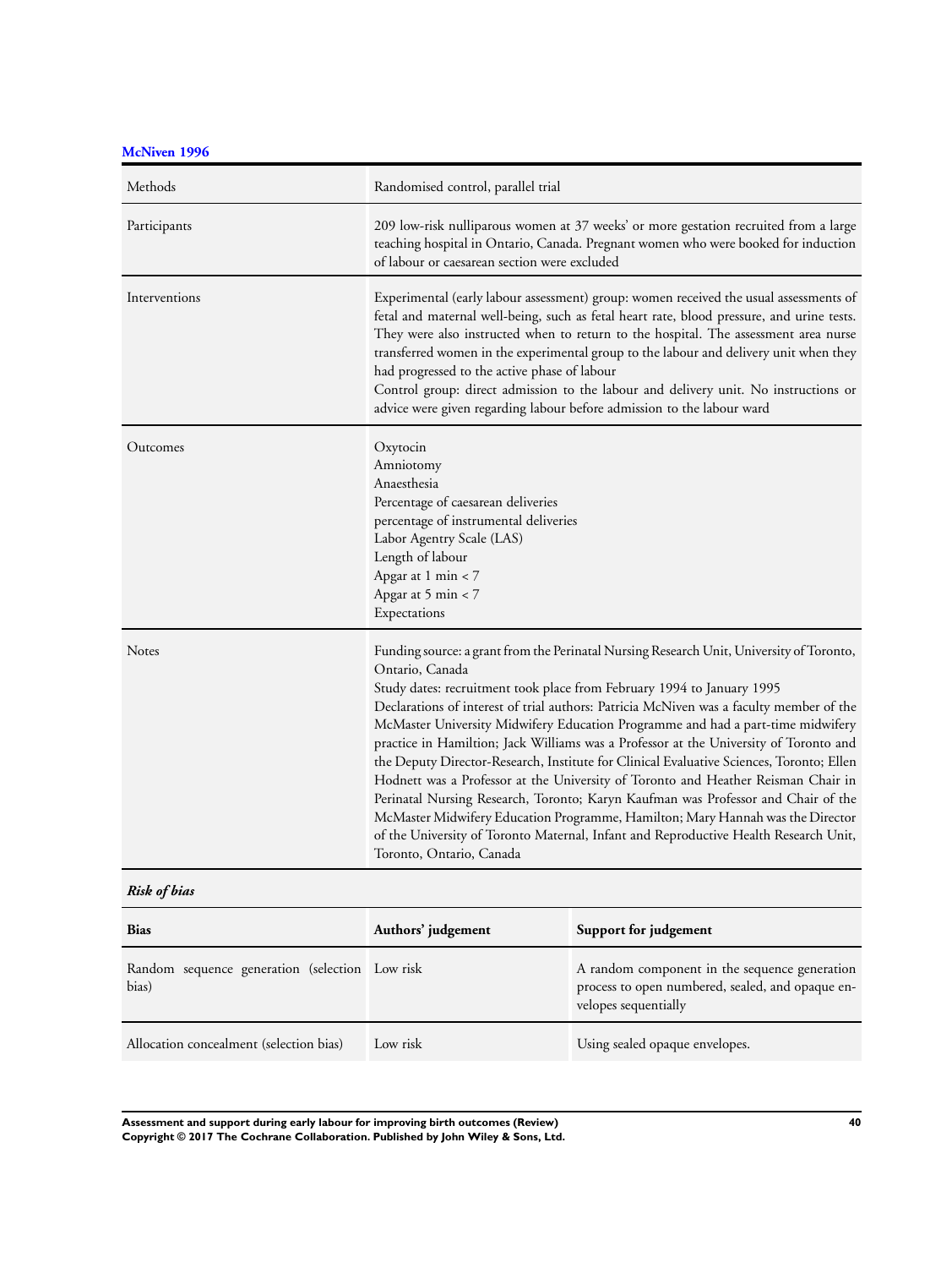**McNiven 1996**

| Methods | Randomised control, parallel trial |
|---|---|
| Participants | 209 low-risk nulliparous women at 37 weeks' or more gestation recruited from a large teaching hospital in Ontario, Canada. Pregnant women who were booked for induction of labour or caesarean section were excluded |
| Interventions | Experimental (early labour assessment) group: women received the usual assessments of fetal and maternal well-being, such as fetal heart rate, blood pressure, and urine tests. They were also instructed when to return to the hospital. The assessment area nurse transferred women in the experimental group to the labour and delivery unit when they had progressed to the active phase of labour<br>Control group: direct admission to the labour and delivery unit. No instructions or advice were given regarding labour before admission to the labour ward |
| Outcomes | Oxytocin<br>Amniotomy<br>Anaesthesia<br>Percentage of caesarean deliveries<br>percentage of instrumental deliveries<br>Labor Agentry Scale (LAS)<br>Length of labour<br>Apgar at 1 min < 7<br>Apgar at 5 min < 7<br>Expectations |
| Notes | Funding source: a grant from the Perinatal Nursing Research Unit, University of Toronto, Ontario, Canada<br>Study dates: recruitment took place from February 1994 to January 1995<br>Declarations of interest of trial authors: Patricia McNiven was a faculty member of the McMaster University Midwifery Education Programme and had a part-time midwifery practice in Hamilton; Jack Williams was a Professor at the University of Toronto and the Deputy Director-Research, Institute for Clinical Evaluative Sciences, Toronto; Ellen Hodnett was a Professor at the University of Toronto and Heather Reisman Chair in Perinatal Nursing Research, Toronto; Karyn Kaufman was Professor and Chair of the McMaster Midwifery Education Programme, Hamilton; Mary Hannah was the Director of the University of Toronto Maternal, Infant and Reproductive Health Research Unit, Toronto, Ontario, Canada |

*Risk of bias*

| Bias | Authors' judgement | Support for judgement |
|---|---|---|
| Random sequence generation (selection bias) | Low risk | A random component in the sequence generation process to open numbered, sealed, and opaque envelopes sequentially |
| Allocation concealment (selection bias) | Low risk | Using sealed opaque envelopes. |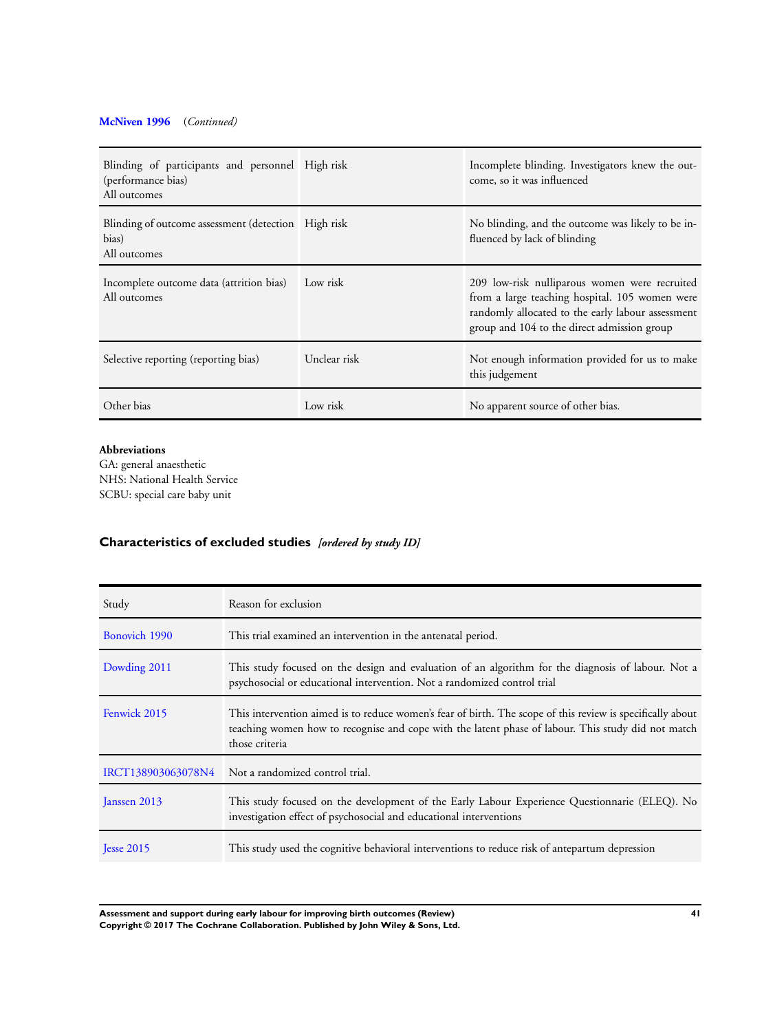**McNiven 1996** *(Continued)*

| | | |
|---|---|---|
| Blinding of participants and personnel (performance bias)<br>All outcomes | High risk | Incomplete blinding. Investigators knew the outcome, so it was influenced |
| Blinding of outcome assessment (detection bias)<br>All outcomes | High risk | No blinding, and the outcome was likely to be influenced by lack of blinding |
| Incomplete outcome data (attrition bias)<br>All outcomes | Low risk | 209 low-risk nulliparous women were recruited from a large teaching hospital. 105 women were randomly allocated to the early labour assessment group and 104 to the direct admission group |
| Selective reporting (reporting bias) | Unclear risk | Not enough information provided for us to make this judgement |
| Other bias | Low risk | No apparent source of other bias. |

**Abbreviations**
GA: general anaesthetic
NHS: National Health Service
SCBU: special care baby unit

## Characteristics of excluded studies *[ordered by study ID]*

| Study | Reason for exclusion |
|---|---|
| Bonovich 1990 | This trial examined an intervention in the antenatal period. |
| Dowding 2011 | This study focused on the design and evaluation of an algorithm for the diagnosis of labour. Not a psychosocial or educational intervention. Not a randomized control trial |
| Fenwick 2015 | This intervention aimed is to reduce women's fear of birth. The scope of this review is specifically about teaching women how to recognise and cope with the latent phase of labour. This study did not match those criteria |
| IRCT138903063078N4 | Not a randomized control trial. |
| Janssen 2013 | This study focused on the development of the Early Labour Experience Questionnarie (ELEQ). No investigation effect of psychosocial and educational interventions |
| Jesse 2015 | This study used the cognitive behavioral interventions to reduce risk of antepartum depression |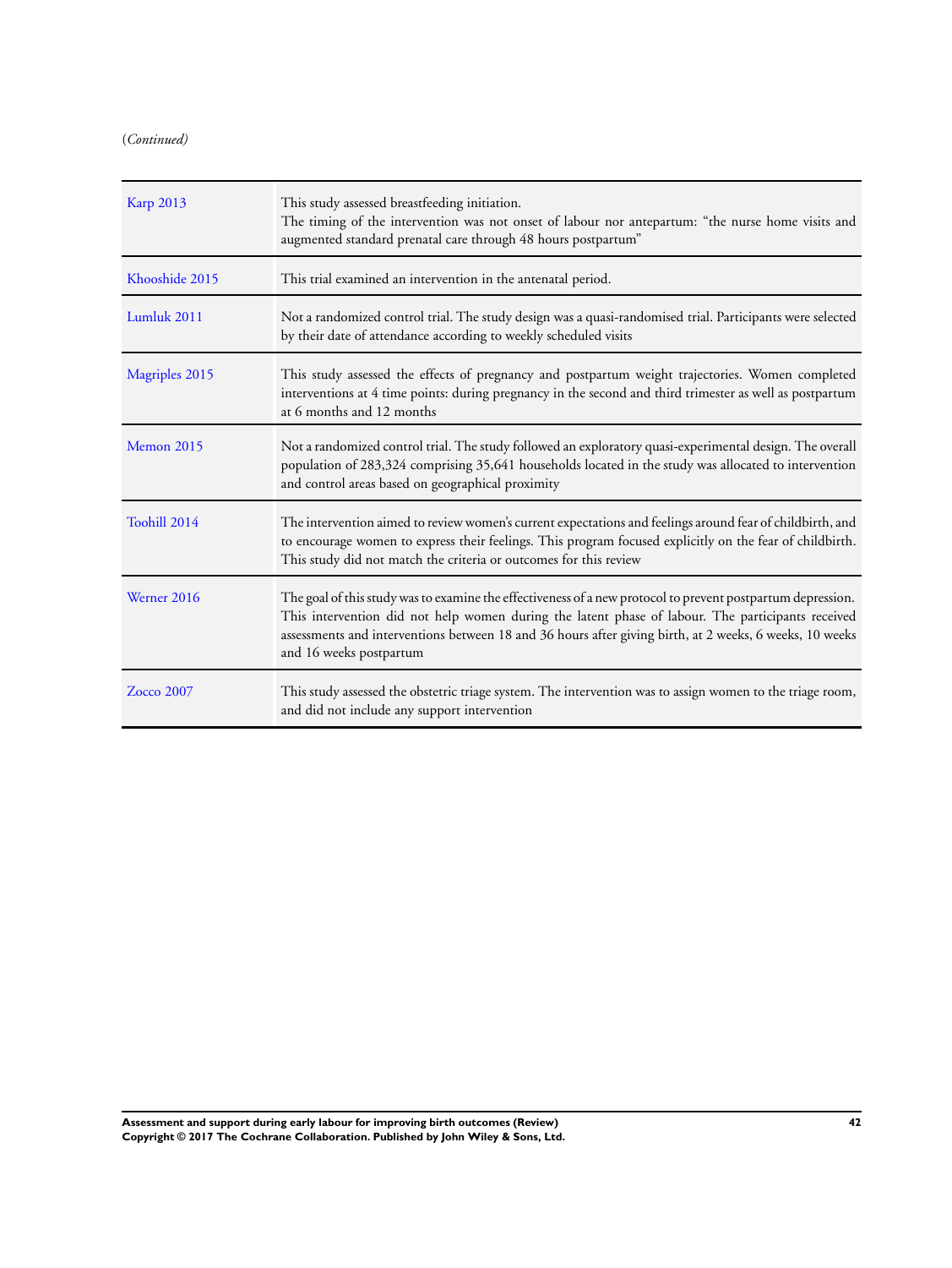(*Continued*)

| | |
|---|---|
| Karp 2013 | This study assessed breastfeeding initiation.<br>The timing of the intervention was not onset of labour nor antepartum: "the nurse home visits and augmented standard prenatal care through 48 hours postpartum" |
| Khooshide 2015 | This trial examined an intervention in the antenatal period. |
| Lumluk 2011 | Not a randomized control trial. The study design was a quasi-randomised trial. Participants were selected by their date of attendance according to weekly scheduled visits |
| Magriples 2015 | This study assessed the effects of pregnancy and postpartum weight trajectories. Women completed interventions at 4 time points: during pregnancy in the second and third trimester as well as postpartum at 6 months and 12 months |
| Memon 2015 | Not a randomized control trial. The study followed an exploratory quasi-experimental design. The overall population of 283,324 comprising 35,641 households located in the study was allocated to intervention and control areas based on geographical proximity |
| Toohill 2014 | The intervention aimed to review women's current expectations and feelings around fear of childbirth, and to encourage women to express their feelings. This program focused explicitly on the fear of childbirth. This study did not match the criteria or outcomes for this review |
| Werner 2016 | The goal of this study was to examine the effectiveness of a new protocol to prevent postpartum depression. This intervention did not help women during the latent phase of labour. The participants received assessments and interventions between 18 and 36 hours after giving birth, at 2 weeks, 6 weeks, 10 weeks and 16 weeks postpartum |
| Zocco 2007 | This study assessed the obstetric triage system. The intervention was to assign women to the triage room, and did not include any support intervention |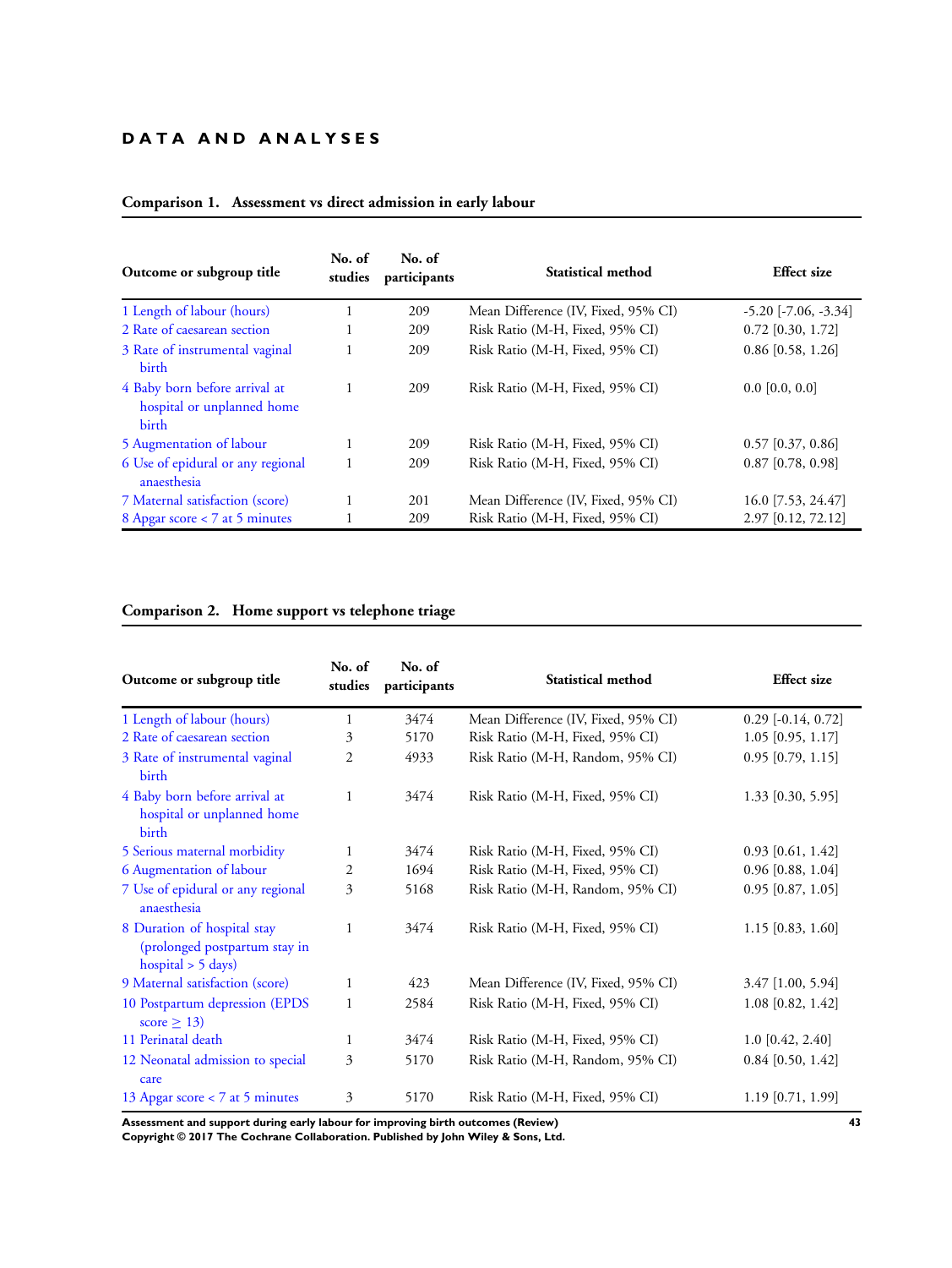# DATA AND ANALYSES

**Comparison 1. Assessment vs direct admission in early labour**

| Outcome or subgroup title | No. of studies | No. of participants | Statistical method | Effect size |
|---|---|---|---|---|
| 1 Length of labour (hours) | 1 | 209 | Mean Difference (IV, Fixed, 95% CI) | -5.20 [-7.06, -3.34] |
| 2 Rate of caesarean section | 1 | 209 | Risk Ratio (M-H, Fixed, 95% CI) | 0.72 [0.30, 1.72] |
| 3 Rate of instrumental vaginal birth | 1 | 209 | Risk Ratio (M-H, Fixed, 95% CI) | 0.86 [0.58, 1.26] |
| 4 Baby born before arrival at hospital or unplanned home birth | 1 | 209 | Risk Ratio (M-H, Fixed, 95% CI) | 0.0 [0.0, 0.0] |
| 5 Augmentation of labour | 1 | 209 | Risk Ratio (M-H, Fixed, 95% CI) | 0.57 [0.37, 0.86] |
| 6 Use of epidural or any regional anaesthesia | 1 | 209 | Risk Ratio (M-H, Fixed, 95% CI) | 0.87 [0.78, 0.98] |
| 7 Maternal satisfaction (score) | 1 | 201 | Mean Difference (IV, Fixed, 95% CI) | 16.0 [7.53, 24.47] |
| 8 Apgar score < 7 at 5 minutes | 1 | 209 | Risk Ratio (M-H, Fixed, 95% CI) | 2.97 [0.12, 72.12] |

**Comparison 2. Home support vs telephone triage**

| Outcome or subgroup title | No. of studies | No. of participants | Statistical method | Effect size |
|---|---|---|---|---|
| 1 Length of labour (hours) | 1 | 3474 | Mean Difference (IV, Fixed, 95% CI) | 0.29 [-0.14, 0.72] |
| 2 Rate of caesarean section | 3 | 5170 | Risk Ratio (M-H, Fixed, 95% CI) | 1.05 [0.95, 1.17] |
| 3 Rate of instrumental vaginal birth | 2 | 4933 | Risk Ratio (M-H, Random, 95% CI) | 0.95 [0.79, 1.15] |
| 4 Baby born before arrival at hospital or unplanned home birth | 1 | 3474 | Risk Ratio (M-H, Fixed, 95% CI) | 1.33 [0.30, 5.95] |
| 5 Serious maternal morbidity | 1 | 3474 | Risk Ratio (M-H, Fixed, 95% CI) | 0.93 [0.61, 1.42] |
| 6 Augmentation of labour | 2 | 1694 | Risk Ratio (M-H, Fixed, 95% CI) | 0.96 [0.88, 1.04] |
| 7 Use of epidural or any regional anaesthesia | 3 | 5168 | Risk Ratio (M-H, Random, 95% CI) | 0.95 [0.87, 1.05] |
| 8 Duration of hospital stay (prolonged postpartum stay in hospital > 5 days) | 1 | 3474 | Risk Ratio (M-H, Fixed, 95% CI) | 1.15 [0.83, 1.60] |
| 9 Maternal satisfaction (score) | 1 | 423 | Mean Difference (IV, Fixed, 95% CI) | 3.47 [1.00, 5.94] |
| 10 Postpartum depression (EPDS score ≥ 13) | 1 | 2584 | Risk Ratio (M-H, Fixed, 95% CI) | 1.08 [0.82, 1.42] |
| 11 Perinatal death | 1 | 3474 | Risk Ratio (M-H, Fixed, 95% CI) | 1.0 [0.42, 2.40] |
| 12 Neonatal admission to special care | 3 | 5170 | Risk Ratio (M-H, Random, 95% CI) | 0.84 [0.50, 1.42] |
| 13 Apgar score < 7 at 5 minutes | 3 | 5170 | Risk Ratio (M-H, Fixed, 95% CI) | 1.19 [0.71, 1.99] |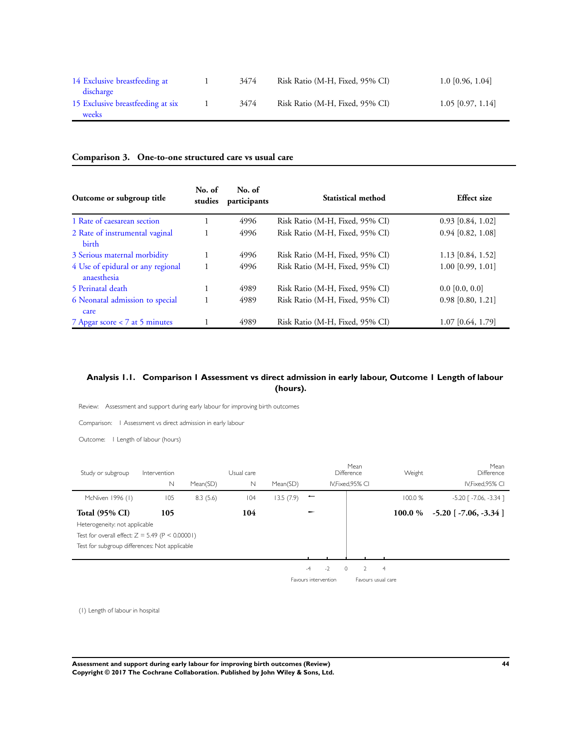| | | | | |
|---|---|---|---|---|
| 14 Exclusive breastfeeding at discharge | 1 | 3474 | Risk Ratio (M-H, Fixed, 95% CI) | 1.0 [0.96, 1.04] |
| 15 Exclusive breastfeeding at six weeks | 1 | 3474 | Risk Ratio (M-H, Fixed, 95% CI) | 1.05 [0.97, 1.14] |

### Comparison 3. One-to-one structured care vs usual care

| Outcome or subgroup title | No. of studies | No. of participants | Statistical method | Effect size |
|---|---|---|---|---|
| 1 Rate of caesarean section | 1 | 4996 | Risk Ratio (M-H, Fixed, 95% CI) | 0.93 [0.84, 1.02] |
| 2 Rate of instrumental vaginal birth | 1 | 4996 | Risk Ratio (M-H, Fixed, 95% CI) | 0.94 [0.82, 1.08] |
| 3 Serious maternal morbidity | 1 | 4996 | Risk Ratio (M-H, Fixed, 95% CI) | 1.13 [0.84, 1.52] |
| 4 Use of epidural or any regional anaesthesia | 1 | 4996 | Risk Ratio (M-H, Fixed, 95% CI) | 1.00 [0.99, 1.01] |
| 5 Perinatal death | 1 | 4989 | Risk Ratio (M-H, Fixed, 95% CI) | 0.0 [0.0, 0.0] |
| 6 Neonatal admission to special care | 1 | 4989 | Risk Ratio (M-H, Fixed, 95% CI) | 0.98 [0.80, 1.21] |
| 7 Apgar score < 7 at 5 minutes | 1 | 4989 | Risk Ratio (M-H, Fixed, 95% CI) | 1.07 [0.64, 1.79] |

### Analysis 1.1. Comparison 1 Assessment vs direct admission in early labour, Outcome 1 Length of labour (hours).

Review: Assessment and support during early labour for improving birth outcomes

Comparison: 1 Assessment vs direct admission in early labour

Outcome: 1 Length of labour (hours)

| Study or subgroup | Intervention N | Mean(SD) | Usual care N | Mean(SD) | Mean Difference IV,Fixed,95% CI | Weight | Mean Difference IV,Fixed,95% CI |
|---|---|---|---|---|---|---|---|
| McNiven 1996 (1) | 105 | 8.3 (5.6) | 104 | 13.5 (7.9) | | 100.0 % | -5.20 [ -7.06, -3.34 ] |
| **Total (95% CI)** | **105** | | **104** | | | **100.0 %** | **-5.20 [ -7.06, -3.34 ]** |

Heterogeneity: not applicable

Test for overall effect: Z = 5.49 (P < 0.00001)

Test for subgroup differences: Not applicable

-4 -2 0 2 4

Favours intervention | Favours usual care

(1) Length of labour in hospital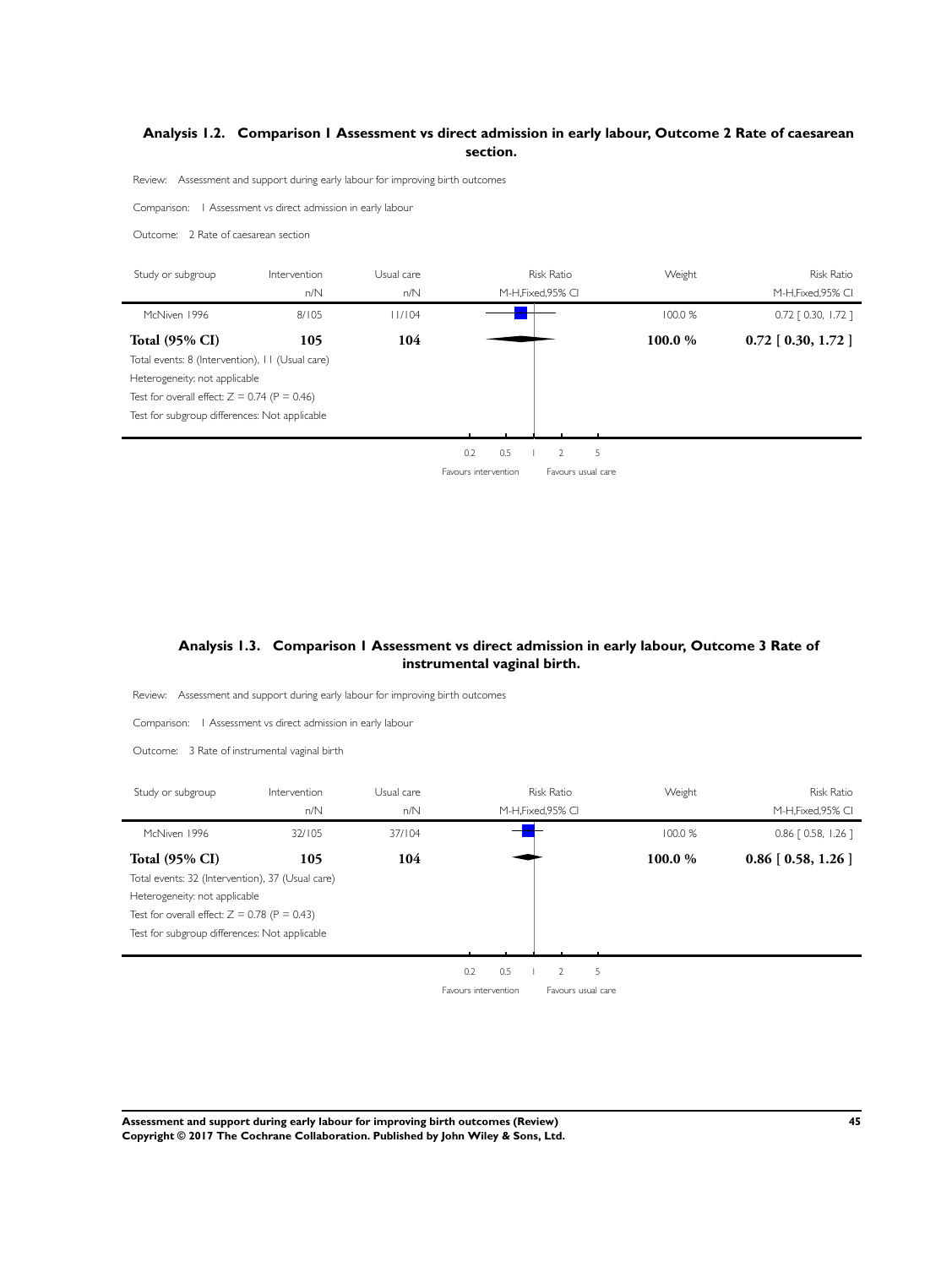### Analysis 1.2. Comparison 1 Assessment vs direct admission in early labour, Outcome 2 Rate of caesarean section.

Review: Assessment and support during early labour for improving birth outcomes

Comparison: 1 Assessment vs direct admission in early labour

Outcome: 2 Rate of caesarean section

| Study or subgroup | Intervention n/N | Usual care n/N | Risk Ratio M-H,Fixed,95% CI | Weight | Risk Ratio M-H,Fixed,95% CI |
|---|---|---|---|---|---|
| McNiven 1996 | 8/105 | 11/104 | | 100.0 % | 0.72 [ 0.30, 1.72 ] |
| **Total (95% CI)** | **105** | **104** | | **100.0 %** | **0.72 [ 0.30, 1.72 ]** |

Total events: 8 (Intervention), 11 (Usual care)
Heterogeneity: not applicable
Test for overall effect: Z = 0.74 (P = 0.46)
Test for subgroup differences: Not applicable

0.2 0.5 1 2 5

Favours intervention Favours usual care

### Analysis 1.3. Comparison 1 Assessment vs direct admission in early labour, Outcome 3 Rate of instrumental vaginal birth.

Review: Assessment and support during early labour for improving birth outcomes

Comparison: 1 Assessment vs direct admission in early labour

Outcome: 3 Rate of instrumental vaginal birth

| Study or subgroup | Intervention n/N | Usual care n/N | Risk Ratio M-H,Fixed,95% CI | Weight | Risk Ratio M-H,Fixed,95% CI |
|---|---|---|---|---|---|
| McNiven 1996 | 32/105 | 37/104 | | 100.0 % | 0.86 [ 0.58, 1.26 ] |
| **Total (95% CI)** | **105** | **104** | | **100.0 %** | **0.86 [ 0.58, 1.26 ]** |

Total events: 32 (Intervention), 37 (Usual care)
Heterogeneity: not applicable
Test for overall effect: Z = 0.78 (P = 0.43)
Test for subgroup differences: Not applicable

0.2 0.5 1 2 5

Favours intervention Favours usual care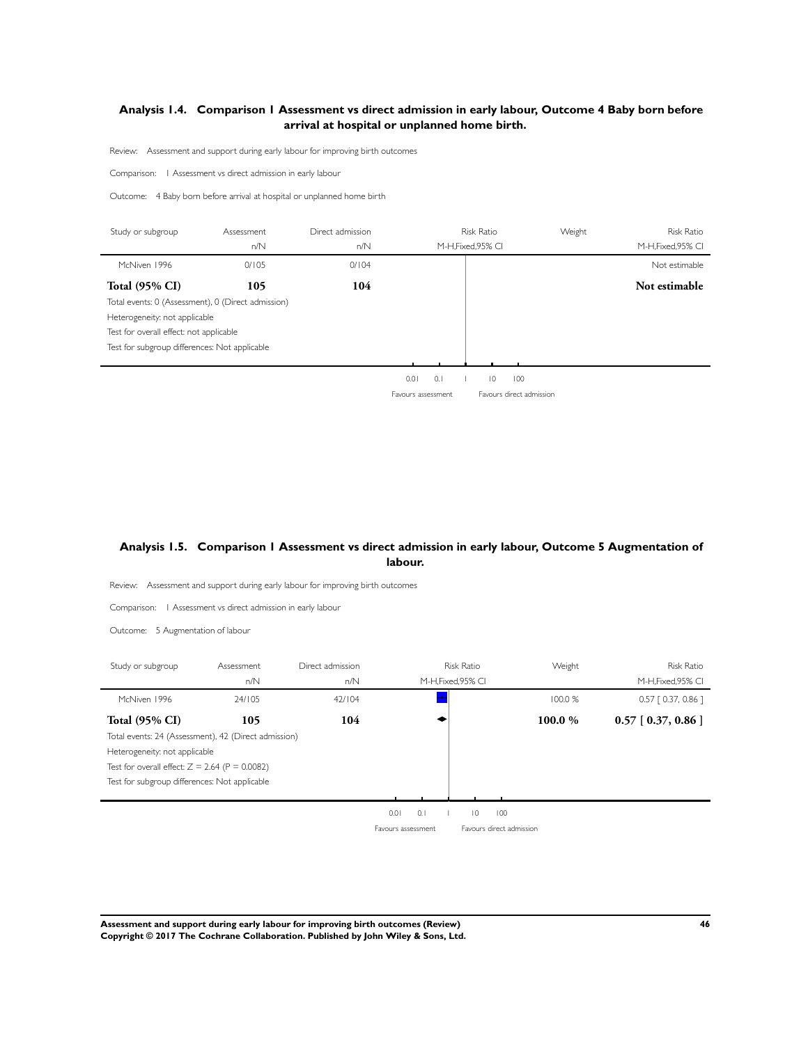## Analysis 1.4. Comparison 1 Assessment vs direct admission in early labour, Outcome 4 Baby born before arrival at hospital or unplanned home birth.

Review: Assessment and support during early labour for improving birth outcomes

Comparison: 1 Assessment vs direct admission in early labour

Outcome: 4 Baby born before arrival at hospital or unplanned home birth

| Study or subgroup | Assessment n/N | Direct admission n/N | Risk Ratio M-H,Fixed,95% CI | Weight | Risk Ratio M-H,Fixed,95% CI |
|---|---|---|---|---|---|
| McNiven 1996 | 0/105 | 0/104 | | | Not estimable |
| **Total (95% CI)** | **105** | **104** | | | **Not estimable** |

Total events: 0 (Assessment), 0 (Direct admission)
Heterogeneity: not applicable
Test for overall effect: not applicable
Test for subgroup differences: Not applicable

0.01 0.1 1 10 100

Favours assessment | Favours direct admission

## Analysis 1.5. Comparison 1 Assessment vs direct admission in early labour, Outcome 5 Augmentation of labour.

Review: Assessment and support during early labour for improving birth outcomes

Comparison: 1 Assessment vs direct admission in early labour

Outcome: 5 Augmentation of labour

| Study or subgroup | Assessment n/N | Direct admission n/N | Risk Ratio M-H,Fixed,95% CI | Weight | Risk Ratio M-H,Fixed,95% CI |
|---|---|---|---|---|---|
| McNiven 1996 | 24/105 | 42/104 | | 100.0 % | 0.57 [ 0.37, 0.86 ] |
| **Total (95% CI)** | **105** | **104** | | **100.0 %** | **0.57 [ 0.37, 0.86 ]** |

Total events: 24 (Assessment), 42 (Direct admission)
Heterogeneity: not applicable
Test for overall effect: Z = 2.64 (P = 0.0082)
Test for subgroup differences: Not applicable

0.01 0.1 1 10 100

Favours assessment | Favours direct admission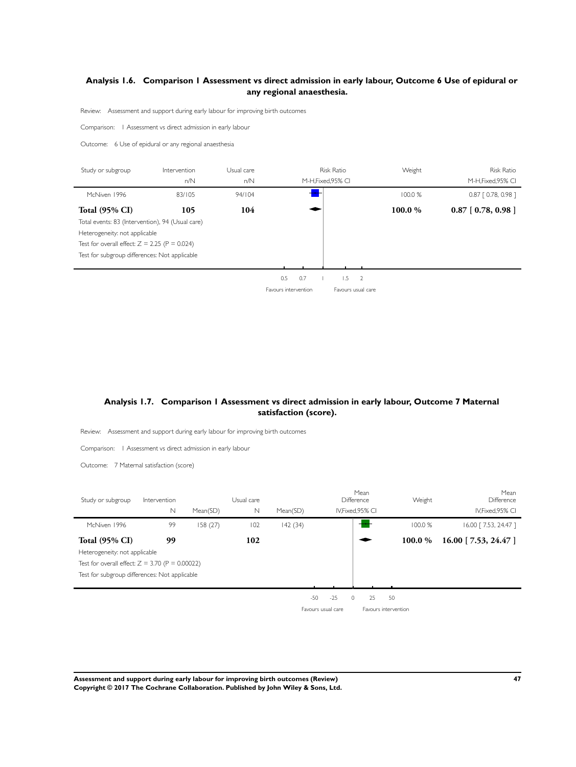### Analysis 1.6. Comparison 1 Assessment vs direct admission in early labour, Outcome 6 Use of epidural or any regional anaesthesia.

Review: Assessment and support during early labour for improving birth outcomes

Comparison: 1 Assessment vs direct admission in early labour

Outcome: 6 Use of epidural or any regional anaesthesia

| Study or subgroup | Intervention n/N | Usual care n/N | Risk Ratio M-H,Fixed,95% CI | Weight | Risk Ratio M-H,Fixed,95% CI |
|---|---|---|---|---|---|
| McNiven 1996 | 83/105 | 94/104 | | 100.0 % | 0.87 [ 0.78, 0.98 ] |
| **Total (95% CI)** | **105** | **104** | | **100.0 %** | **0.87 [ 0.78, 0.98 ]** |

Total events: 83 (Intervention), 94 (Usual care)
Heterogeneity: not applicable
Test for overall effect: Z = 2.25 (P = 0.024)
Test for subgroup differences: Not applicable

0.5 0.7 1 1.5 2

Favours intervention Favours usual care

### Analysis 1.7. Comparison 1 Assessment vs direct admission in early labour, Outcome 7 Maternal satisfaction (score).

Review: Assessment and support during early labour for improving birth outcomes

Comparison: 1 Assessment vs direct admission in early labour

Outcome: 7 Maternal satisfaction (score)

| Study or subgroup | Intervention N | Mean(SD) | Usual care N | Mean(SD) | Mean Difference IV,Fixed,95% CI | Weight | Mean Difference IV,Fixed,95% CI |
|---|---|---|---|---|---|---|---|
| McNiven 1996 | 99 | 158 (27) | 102 | 142 (34) | | 100.0 % | 16.00 [ 7.53, 24.47 ] |
| **Total (95% CI)** | **99** | | **102** | | | **100.0 %** | **16.00 [ 7.53, 24.47 ]** |

Heterogeneity: not applicable
Test for overall effect: Z = 3.70 (P = 0.00022)
Test for subgroup differences: Not applicable

-50 -25 0 25 50

Favours usual care Favours intervention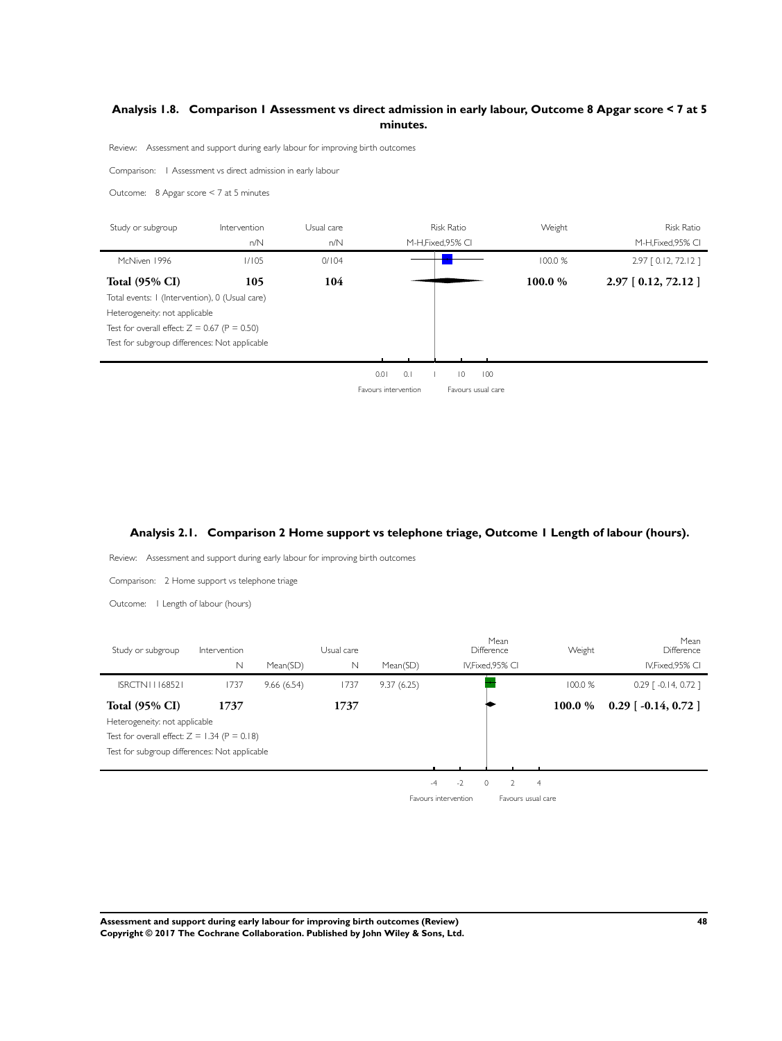## Analysis 1.8. Comparison 1 Assessment vs direct admission in early labour, Outcome 8 Apgar score < 7 at 5 minutes.

Review: Assessment and support during early labour for improving birth outcomes

Comparison: 1 Assessment vs direct admission in early labour

Outcome: 8 Apgar score < 7 at 5 minutes

| Study or subgroup | Intervention n/N | Usual care n/N | Risk Ratio M-H,Fixed,95% CI | Weight | Risk Ratio M-H,Fixed,95% CI |
|---|---|---|---|---|---|
| McNiven 1996 | 1/105 | 0/104 | | 100.0 % | 2.97 [ 0.12, 72.12 ] |
| **Total (95% CI)** | **105** | **104** | | **100.0 %** | **2.97 [ 0.12, 72.12 ]** |

Total events: 1 (Intervention), 0 (Usual care)

Heterogeneity: not applicable

Test for overall effect: Z = 0.67 (P = 0.50)

Test for subgroup differences: Not applicable

0.01 0.1 1 10 100

Favours intervention Favours usual care

## Analysis 2.1. Comparison 2 Home support vs telephone triage, Outcome 1 Length of labour (hours).

Review: Assessment and support during early labour for improving birth outcomes

Comparison: 2 Home support vs telephone triage

Outcome: 1 Length of labour (hours)

| Study or subgroup | Intervention N | Mean(SD) | Usual care N | Mean(SD) | Mean Difference IV,Fixed,95% CI | Weight | Mean Difference IV,Fixed,95% CI |
|---|---|---|---|---|---|---|---|
| ISRCTN11168521 | 1737 | 9.66 (6.54) | 1737 | 9.37 (6.25) | | 100.0 % | 0.29 [ -0.14, 0.72 ] |
| **Total (95% CI)** | **1737** | | **1737** | | | **100.0 %** | **0.29 [ -0.14, 0.72 ]** |

Heterogeneity: not applicable

Test for overall effect: Z = 1.34 (P = 0.18)

Test for subgroup differences: Not applicable

-4 -2 0 2 4

Favours intervention Favours usual care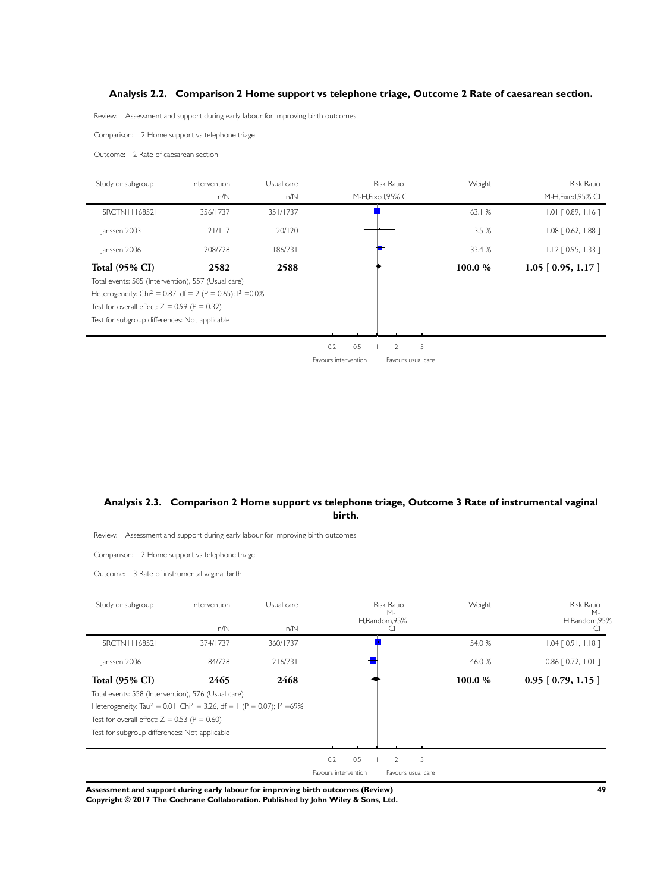### Analysis 2.2. Comparison 2 Home support vs telephone triage, Outcome 2 Rate of caesarean section.

Review: Assessment and support during early labour for improving birth outcomes

Comparison: 2 Home support vs telephone triage

Outcome: 2 Rate of caesarean section

| Study or subgroup | Intervention n/N | Usual care n/N | Risk Ratio M-H,Fixed,95% CI | Weight | Risk Ratio M-H,Fixed,95% CI |
|---|---|---|---|---|---|
| ISRCTN11168521 | 356/1737 | 351/1737 | | 63.1 % | 1.01 [ 0.89, 1.16 ] |
| Janssen 2003 | 21/117 | 20/120 | | 3.5 % | 1.08 [ 0.62, 1.88 ] |
| Janssen 2006 | 208/728 | 186/731 | | 33.4 % | 1.12 [ 0.95, 1.33 ] |
| **Total (95% CI)** | **2582** | **2588** | | **100.0 %** | **1.05 [ 0.95, 1.17 ]** |

Total events: 585 (Intervention), 557 (Usual care)

Heterogeneity: $Chi^2 = 0.87$, df = 2 (P = 0.65); $I^2$ =0.0%

Test for overall effect: Z = 0.99 (P = 0.32)

Test for subgroup differences: Not applicable

0.2 0.5 1 2 5

Favours intervention | Favours usual care

### Analysis 2.3. Comparison 2 Home support vs telephone triage, Outcome 3 Rate of instrumental vaginal birth.

Review: Assessment and support during early labour for improving birth outcomes

Comparison: 2 Home support vs telephone triage

Outcome: 3 Rate of instrumental vaginal birth

| Study or subgroup | Intervention n/N | Usual care n/N | Risk Ratio M-H,Random,95% CI | Weight | Risk Ratio M-H,Random,95% CI |
|---|---|---|---|---|---|
| ISRCTN11168521 | 374/1737 | 360/1737 | | 54.0 % | 1.04 [ 0.91, 1.18 ] |
| Janssen 2006 | 184/728 | 216/731 | | 46.0 % | 0.86 [ 0.72, 1.01 ] |
| **Total (95% CI)** | **2465** | **2468** | | **100.0 %** | **0.95 [ 0.79, 1.15 ]** |

Total events: 558 (Intervention), 576 (Usual care)

Heterogeneity: $Tau^2 = 0.01$; $Chi^2 = 3.26$, df = 1 (P = 0.07); $I^2$ =69%

Test for overall effect: Z = 0.53 (P = 0.60)

Test for subgroup differences: Not applicable

0.2 0.5 1 2 5

Favours intervention | Favours usual care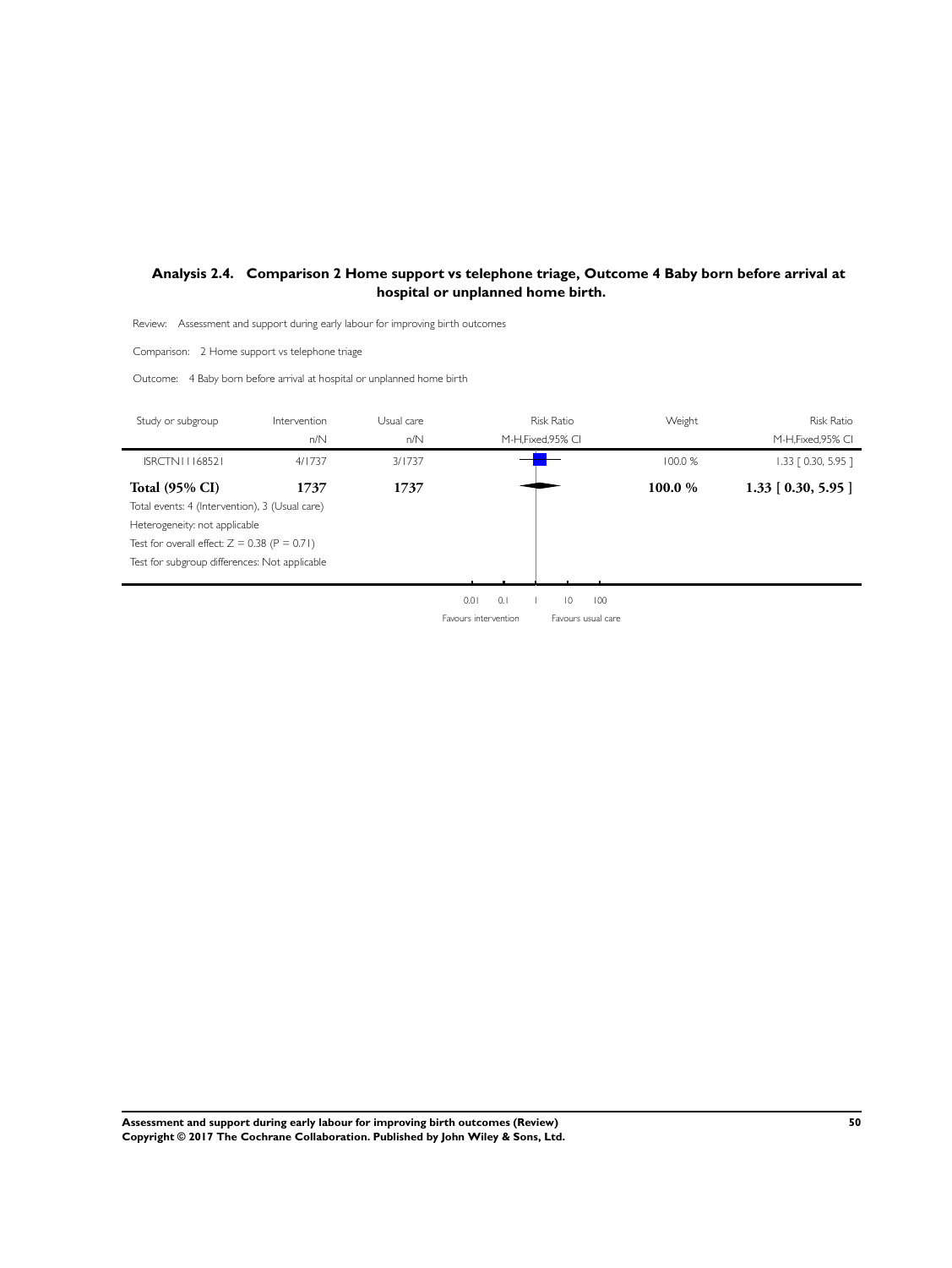### Analysis 2.4. Comparison 2 Home support vs telephone triage, Outcome 4 Baby born before arrival at hospital or unplanned home birth.

Review: Assessment and support during early labour for improving birth outcomes

Comparison: 2 Home support vs telephone triage

Outcome: 4 Baby born before arrival at hospital or unplanned home birth

| Study or subgroup | Intervention n/N | Usual care n/N | Risk Ratio M-H,Fixed,95% CI | Weight | Risk Ratio M-H,Fixed,95% CI |
|---|---|---|---|---|---|
| ISRCTN11168521 | 4/1737 | 3/1737 | | 100.0 % | 1.33 [ 0.30, 5.95 ] |
| **Total (95% CI)** | **1737** | **1737** | | **100.0 %** | **1.33 [ 0.30, 5.95 ]** |

Total events: 4 (Intervention), 3 (Usual care)

Heterogeneity: not applicable

Test for overall effect: Z = 0.38 (P = 0.71)

Test for subgroup differences: Not applicable

0.01 0.1 1 10 100

Favours intervention Favours usual care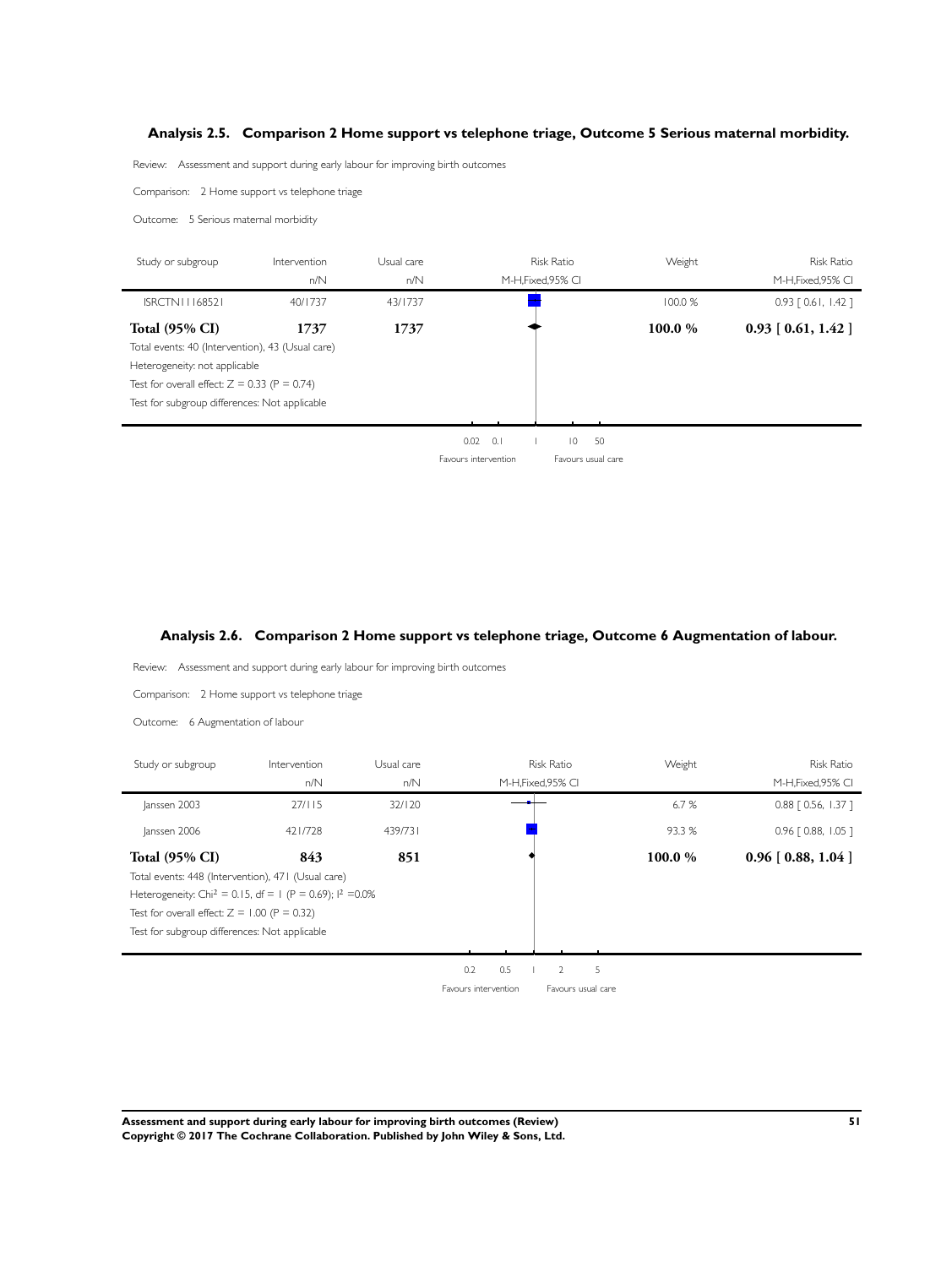### Analysis 2.5. Comparison 2 Home support vs telephone triage, Outcome 5 Serious maternal morbidity.

Review: Assessment and support during early labour for improving birth outcomes

Comparison: 2 Home support vs telephone triage

Outcome: 5 Serious maternal morbidity

| Study or subgroup | Intervention n/N | Usual care n/N | Risk Ratio M-H,Fixed,95% CI | Weight | Risk Ratio M-H,Fixed,95% CI |
|---|---|---|---|---|---|
| ISRCTN11168521 | 40/1737 | 43/1737 | | 100.0 % | 0.93 [ 0.61, 1.42 ] |
| **Total (95% CI)** | **1737** | **1737** | | **100.0 %** | **0.93 [ 0.61, 1.42 ]** |

Total events: 40 (Intervention), 43 (Usual care)
Heterogeneity: not applicable
Test for overall effect: $Z = 0.33$ ($P = 0.74$)
Test for subgroup differences: Not applicable

0.02 0.1 1 10 50

Favours intervention Favours usual care

### Analysis 2.6. Comparison 2 Home support vs telephone triage, Outcome 6 Augmentation of labour.

Review: Assessment and support during early labour for improving birth outcomes

Comparison: 2 Home support vs telephone triage

Outcome: 6 Augmentation of labour

| Study or subgroup | Intervention n/N | Usual care n/N | Risk Ratio M-H,Fixed,95% CI | Weight | Risk Ratio M-H,Fixed,95% CI |
|---|---|---|---|---|---|
| Janssen 2003 | 27/115 | 32/120 | | 6.7 % | 0.88 [ 0.56, 1.37 ] |
| Janssen 2006 | 421/728 | 439/731 | | 93.3 % | 0.96 [ 0.88, 1.05 ] |
| **Total (95% CI)** | **843** | **851** | | **100.0 %** | **0.96 [ 0.88, 1.04 ]** |

Total events: 448 (Intervention), 471 (Usual care)
Heterogeneity: $Chi^2 = 0.15$, $df = 1$ ($P = 0.69$); $I^2 = 0.0\%$
Test for overall effect: $Z = 1.00$ ($P = 0.32$)
Test for subgroup differences: Not applicable

0.2 0.5 1 2 5

Favours intervention Favours usual care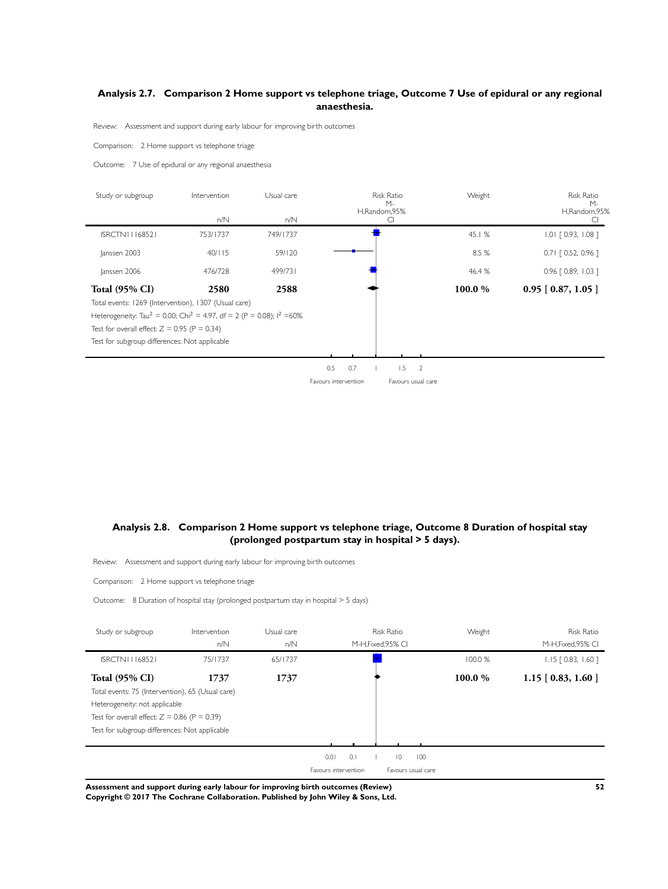### Analysis 2.7. Comparison 2 Home support vs telephone triage, Outcome 7 Use of epidural or any regional anaesthesia.

Review: Assessment and support during early labour for improving birth outcomes

Comparison: 2 Home support vs telephone triage

Outcome: 7 Use of epidural or any regional anaesthesia

| Study or subgroup | Intervention n/N | Usual care n/N | Weight | Risk Ratio M-H,Random,95% CI |
|---|---|---|---|---|
| ISRCTN11168521 | 753/1737 | 749/1737 | 45.1 % | 1.01 [ 0.93, 1.08 ] |
| Janssen 2003 | 40/115 | 59/120 | 8.5 % | 0.71 [ 0.52, 0.96 ] |
| Janssen 2006 | 476/728 | 499/731 | 46.4 % | 0.96 [ 0.89, 1.03 ] |
| **Total (95% CI)** | **2580** | **2588** | **100.0 %** | **0.95 [ 0.87, 1.05 ]** |

Total events: 1269 (Intervention), 1307 (Usual care)

Heterogeneity: $Tau^2 = 0.00$; $Chi^2 = 4.97$, df = 2 (P = 0.08); $I^2 = 60\%$

Test for overall effect: Z = 0.95 (P = 0.34)

Test for subgroup differences: Not applicable

0.5 0.7 1 1.5 2

Favours intervention Favours usual care

### Analysis 2.8. Comparison 2 Home support vs telephone triage, Outcome 8 Duration of hospital stay (prolonged postpartum stay in hospital > 5 days).

Review: Assessment and support during early labour for improving birth outcomes

Comparison: 2 Home support vs telephone triage

Outcome: 8 Duration of hospital stay (prolonged postpartum stay in hospital > 5 days)

| Study or subgroup | Intervention n/N | Usual care n/N | Weight | Risk Ratio M-H,Fixed,95% CI |
|---|---|---|---|---|
| ISRCTN11168521 | 75/1737 | 65/1737 | 100.0 % | 1.15 [ 0.83, 1.60 ] |
| **Total (95% CI)** | **1737** | **1737** | **100.0 %** | **1.15 [ 0.83, 1.60 ]** |

Total events: 75 (Intervention), 65 (Usual care)

Heterogeneity: not applicable

Test for overall effect: Z = 0.86 (P = 0.39)

Test for subgroup differences: Not applicable

0.01 0.1 1 10 100

Favours intervention Favours usual care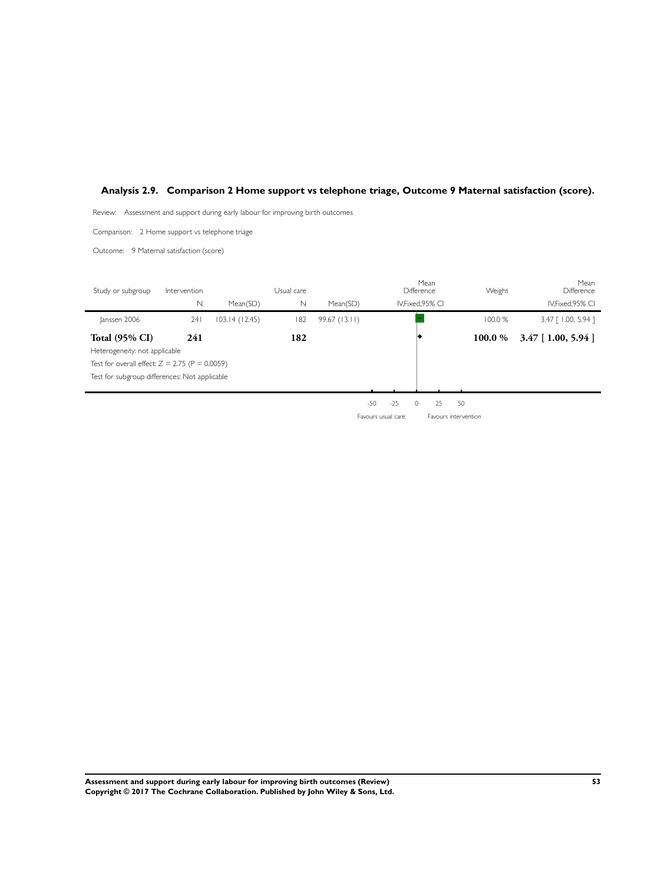### Analysis 2.9. Comparison 2 Home support vs telephone triage, Outcome 9 Maternal satisfaction (score).

Review: Assessment and support during early labour for improving birth outcomes

Comparison: 2 Home support vs telephone triage

Outcome: 9 Maternal satisfaction (score)

| Study or subgroup | Intervention N | Mean(SD) | Usual care N | Mean(SD) | Mean Difference IV,Fixed,95% CI | Weight | Mean Difference IV,Fixed,95% CI |
|---|---|---|---|---|---|---|---|
| Janssen 2006 | 241 | 103.14 (12.45) | 182 | 99.67 (13.11) | | 100.0 % | 3.47 [ 1.00, 5.94 ] |
| **Total (95% CI)** | **241** | | **182** | | | **100.0 %** | **3.47 [ 1.00, 5.94 ]** |

Heterogeneity: not applicable

Test for overall effect: Z = 2.75 (P = 0.0059)

Test for subgroup differences: Not applicable

-50 -25 0 25 50

Favours usual care Favours intervention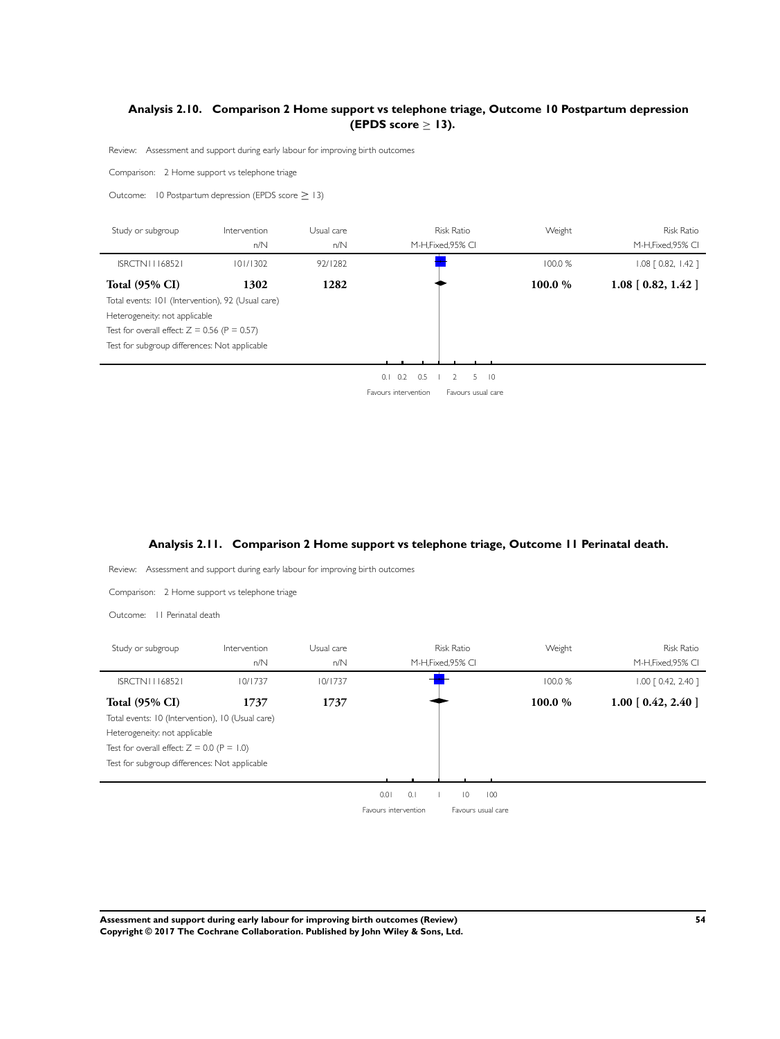### Analysis 2.10. Comparison 2 Home support vs telephone triage, Outcome 10 Postpartum depression (EPDS score ≥ 13).

Review: Assessment and support during early labour for improving birth outcomes

Comparison: 2 Home support vs telephone triage

Outcome: 10 Postpartum depression (EPDS score ≥ 13)

| Study or subgroup | Intervention n/N | Usual care n/N | Risk Ratio M-H,Fixed,95% CI | Weight | Risk Ratio M-H,Fixed,95% CI |
|---|---|---|---|---|---|
| ISRCTN11168521 | 101/1302 | 92/1282 | | 100.0 % | 1.08 [ 0.82, 1.42 ] |
| **Total (95% CI)** | **1302** | **1282** | | **100.0 %** | **1.08 [ 0.82, 1.42 ]** |

Total events: 101 (Intervention), 92 (Usual care)

Heterogeneity: not applicable

Test for overall effect: Z = 0.56 (P = 0.57)

Test for subgroup differences: Not applicable

0.1 0.2 0.5 1 2 5 10

Favours intervention Favours usual care

### Analysis 2.11. Comparison 2 Home support vs telephone triage, Outcome 11 Perinatal death.

Review: Assessment and support during early labour for improving birth outcomes

Comparison: 2 Home support vs telephone triage

Outcome: 11 Perinatal death

| Study or subgroup | Intervention n/N | Usual care n/N | Risk Ratio M-H,Fixed,95% CI | Weight | Risk Ratio M-H,Fixed,95% CI |
|---|---|---|---|---|---|
| ISRCTN11168521 | 10/1737 | 10/1737 | | 100.0 % | 1.00 [ 0.42, 2.40 ] |
| **Total (95% CI)** | **1737** | **1737** | | **100.0 %** | **1.00 [ 0.42, 2.40 ]** |

Total events: 10 (Intervention), 10 (Usual care)

Heterogeneity: not applicable

Test for overall effect: Z = 0.0 (P = 1.0)

Test for subgroup differences: Not applicable

0.01 0.1 1 10 100

Favours intervention Favours usual care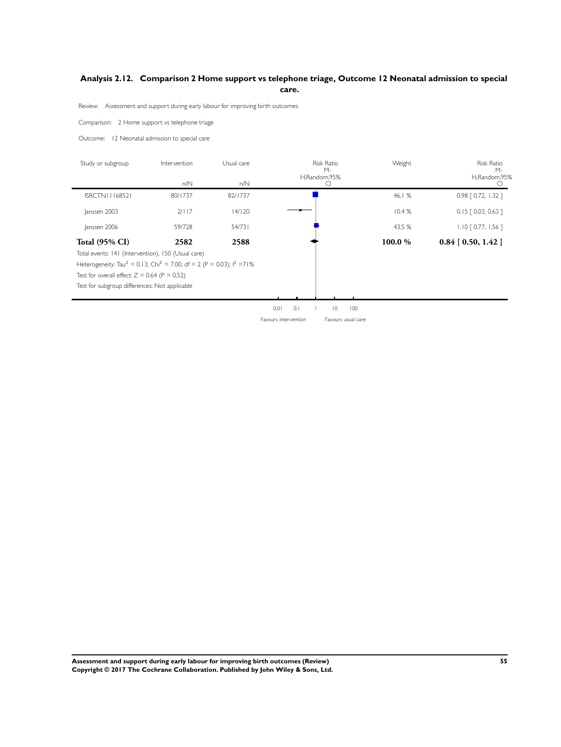## Analysis 2.12. Comparison 2 Home support vs telephone triage, Outcome 12 Neonatal admission to special care.

Review: Assessment and support during early labour for improving birth outcomes

Comparison: 2 Home support vs telephone triage

Outcome: 12 Neonatal admission to special care

| Study or subgroup | Intervention n/N | Usual care n/N | Risk Ratio M-H,Random,95% CI | Weight | Risk Ratio M-H,Random,95% CI |
|---|---|---|---|---|---|
| ISRCTN11168521 | 80/1737 | 82/1737 | | 46.1 % | 0.98 [ 0.72, 1.32 ] |
| Janssen 2003 | 2/117 | 14/120 | | 10.4 % | 0.15 [ 0.03, 0.63 ] |
| Janssen 2006 | 59/728 | 54/731 | | 43.5 % | 1.10 [ 0.77, 1.56 ] |
| **Total (95% CI)** | **2582** | **2588** | | **100.0 %** | **0.84 [ 0.50, 1.42 ]** |

Total events: 141 (Intervention), 150 (Usual care)

Heterogeneity: $Tau^2 = 0.13$; $Chi^2 = 7.00$, $df = 2$ ($P = 0.03$); $I^2 = 71\%$

Test for overall effect: $Z = 0.64$ ($P = 0.52$)

Test for subgroup differences: Not applicable

0.01 0.1 1 10 100

Favours intervention Favours usual care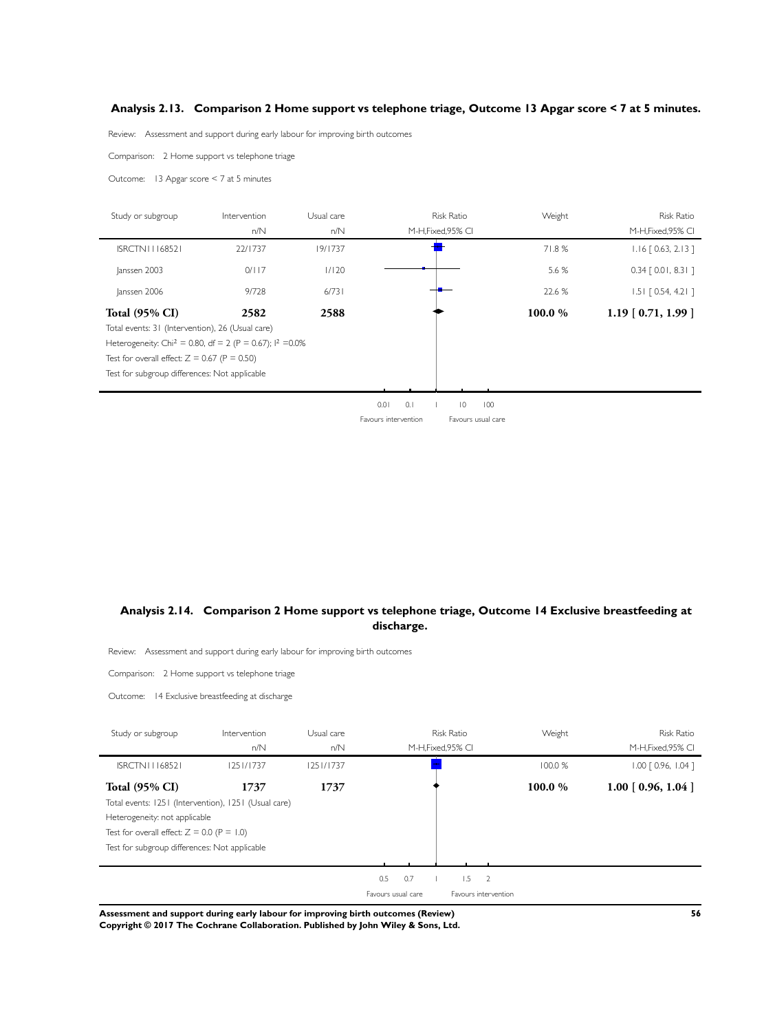### Analysis 2.13. Comparison 2 Home support vs telephone triage, Outcome 13 Apgar score < 7 at 5 minutes.

Review: Assessment and support during early labour for improving birth outcomes

Comparison: 2 Home support vs telephone triage

Outcome: 13 Apgar score < 7 at 5 minutes

| Study or subgroup | Intervention n/N | Usual care n/N | Risk Ratio M-H,Fixed,95% CI | Weight | Risk Ratio M-H,Fixed,95% CI |
|---|---|---|---|---|---|
| ISRCTN11168521 | 22/1737 | 19/1737 | | 71.8 % | 1.16 [ 0.63, 2.13 ] |
| Janssen 2003 | 0/117 | 1/120 | | 5.6 % | 0.34 [ 0.01, 8.31 ] |
| Janssen 2006 | 9/728 | 6/731 | | 22.6 % | 1.51 [ 0.54, 4.21 ] |
| **Total (95% CI)** | **2582** | **2588** | | **100.0 %** | **1.19 [ 0.71, 1.99 ]** |

Total events: 31 (Intervention), 26 (Usual care)

Heterogeneity: $Chi^2 = 0.80$, df = 2 (P = 0.67); $I^2 = 0.0\%$

Test for overall effect: Z = 0.67 (P = 0.50)

Test for subgroup differences: Not applicable

0.01 0.1 1 10 100

Favours intervention Favours usual care

### Analysis 2.14. Comparison 2 Home support vs telephone triage, Outcome 14 Exclusive breastfeeding at discharge.

Review: Assessment and support during early labour for improving birth outcomes

Comparison: 2 Home support vs telephone triage

Outcome: 14 Exclusive breastfeeding at discharge

| Study or subgroup | Intervention n/N | Usual care n/N | Risk Ratio M-H,Fixed,95% CI | Weight | Risk Ratio M-H,Fixed,95% CI |
|---|---|---|---|---|---|
| ISRCTN11168521 | 1251/1737 | 1251/1737 | | 100.0 % | 1.00 [ 0.96, 1.04 ] |
| **Total (95% CI)** | **1737** | **1737** | | **100.0 %** | **1.00 [ 0.96, 1.04 ]** |

Total events: 1251 (Intervention), 1251 (Usual care)

Heterogeneity: not applicable

Test for overall effect: Z = 0.0 (P = 1.0)

Test for subgroup differences: Not applicable

0.5 0.7 1 1.5 2

Favours usual care Favours intervention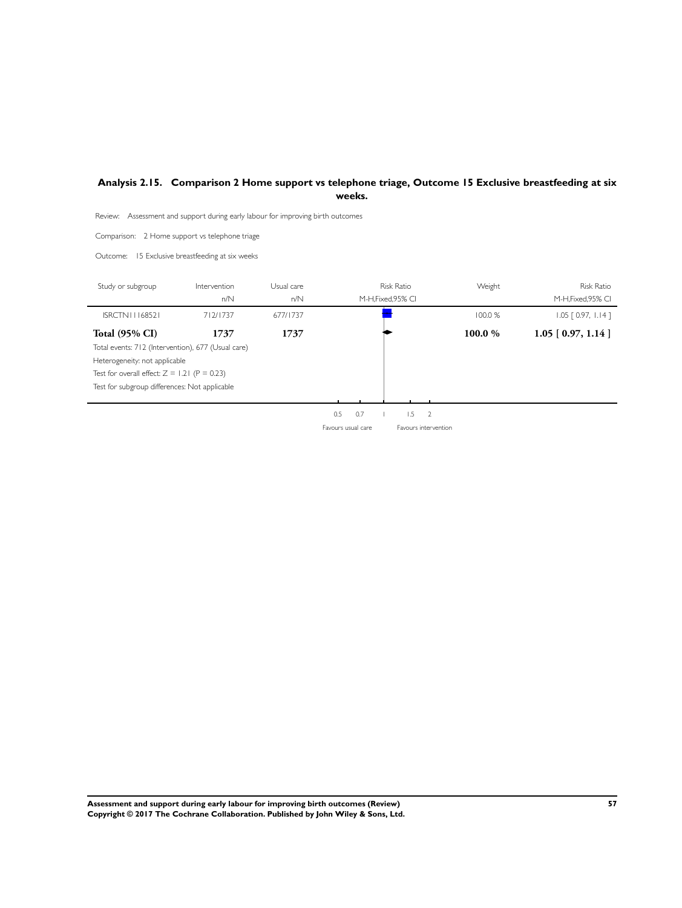## Analysis 2.15. Comparison 2 Home support vs telephone triage, Outcome 15 Exclusive breastfeeding at six weeks.

Review: Assessment and support during early labour for improving birth outcomes

Comparison: 2 Home support vs telephone triage

Outcome: 15 Exclusive breastfeeding at six weeks

| Study or subgroup | Intervention n/N | Usual care n/N | Risk Ratio M-H,Fixed,95% CI | Weight | Risk Ratio M-H,Fixed,95% CI |
|---|---|---|---|---|---|
| ISRCTN11168521 | 712/1737 | 677/1737 | | 100.0 % | 1.05 [ 0.97, 1.14 ] |
| **Total (95% CI)** | **1737** | **1737** | | **100.0 %** | **1.05 [ 0.97, 1.14 ]** |

Total events: 712 (Intervention), 677 (Usual care)

Heterogeneity: not applicable

Test for overall effect: Z = 1.21 (P = 0.23)

Test for subgroup differences: Not applicable

0.5 0.7 1 1.5 2

Favours usual care — Favours intervention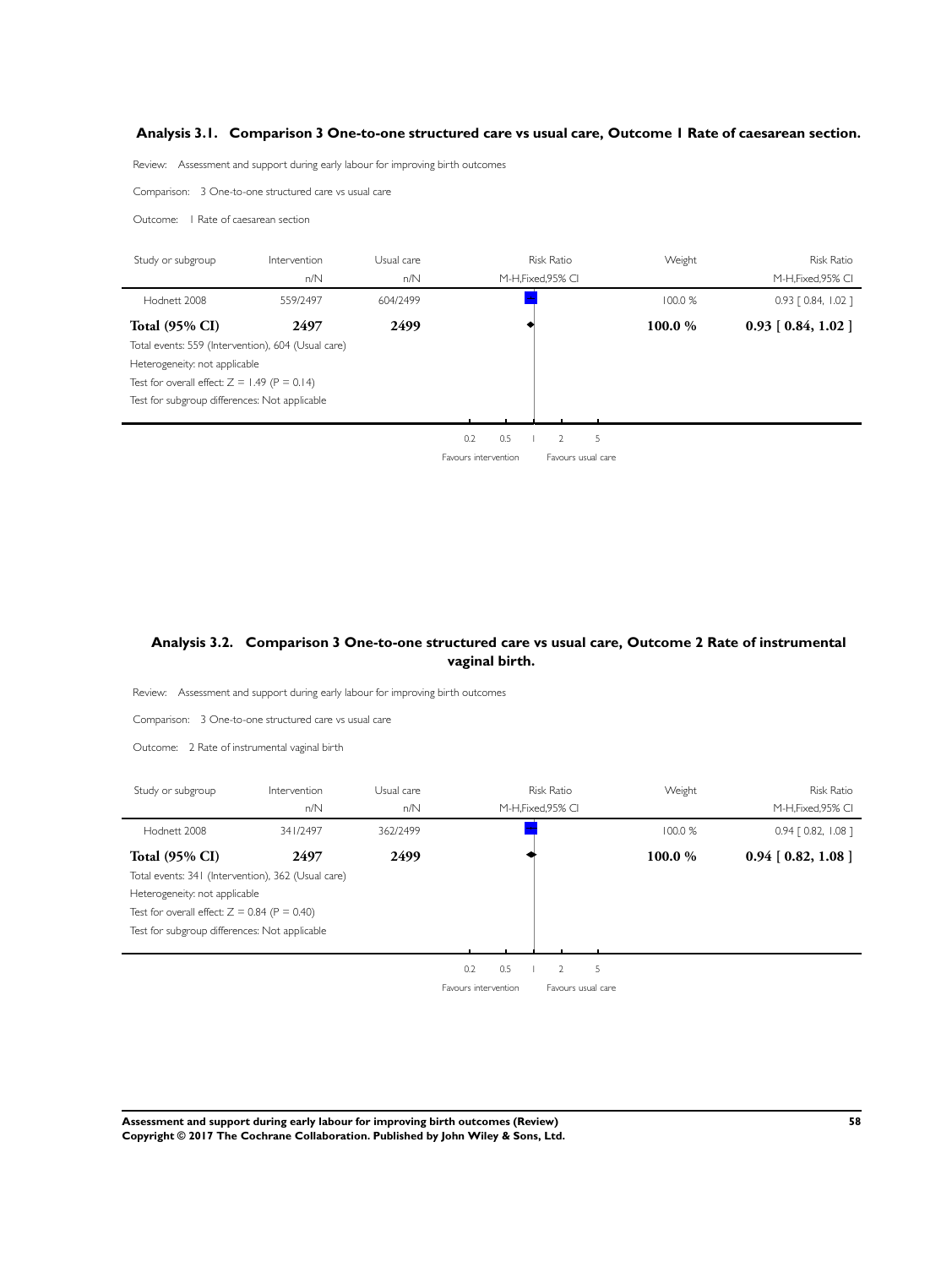## Analysis 3.1. Comparison 3 One-to-one structured care vs usual care, Outcome 1 Rate of caesarean section.

Review: Assessment and support during early labour for improving birth outcomes

Comparison: 3 One-to-one structured care vs usual care

Outcome: 1 Rate of caesarean section

| Study or subgroup | Intervention n/N | Usual care n/N | Risk Ratio M-H,Fixed,95% CI | Weight | Risk Ratio M-H,Fixed,95% CI |
|---|---|---|---|---|---|
| Hodnett 2008 | 559/2497 | 604/2499 | | 100.0 % | 0.93 [ 0.84, 1.02 ] |
| **Total (95% CI)** | **2497** | **2499** | | **100.0 %** | **0.93 [ 0.84, 1.02 ]** |

Total events: 559 (Intervention), 604 (Usual care)

Heterogeneity: not applicable

Test for overall effect: Z = 1.49 (P = 0.14)

Test for subgroup differences: Not applicable

0.2 0.5 1 2 5

Favours intervention Favours usual care

## Analysis 3.2. Comparison 3 One-to-one structured care vs usual care, Outcome 2 Rate of instrumental vaginal birth.

Review: Assessment and support during early labour for improving birth outcomes

Comparison: 3 One-to-one structured care vs usual care

Outcome: 2 Rate of instrumental vaginal birth

| Study or subgroup | Intervention n/N | Usual care n/N | Risk Ratio M-H,Fixed,95% CI | Weight | Risk Ratio M-H,Fixed,95% CI |
|---|---|---|---|---|---|
| Hodnett 2008 | 341/2497 | 362/2499 | | 100.0 % | 0.94 [ 0.82, 1.08 ] |
| **Total (95% CI)** | **2497** | **2499** | | **100.0 %** | **0.94 [ 0.82, 1.08 ]** |

Total events: 341 (Intervention), 362 (Usual care)

Heterogeneity: not applicable

Test for overall effect: Z = 0.84 (P = 0.40)

Test for subgroup differences: Not applicable

0.2 0.5 1 2 5

Favours intervention Favours usual care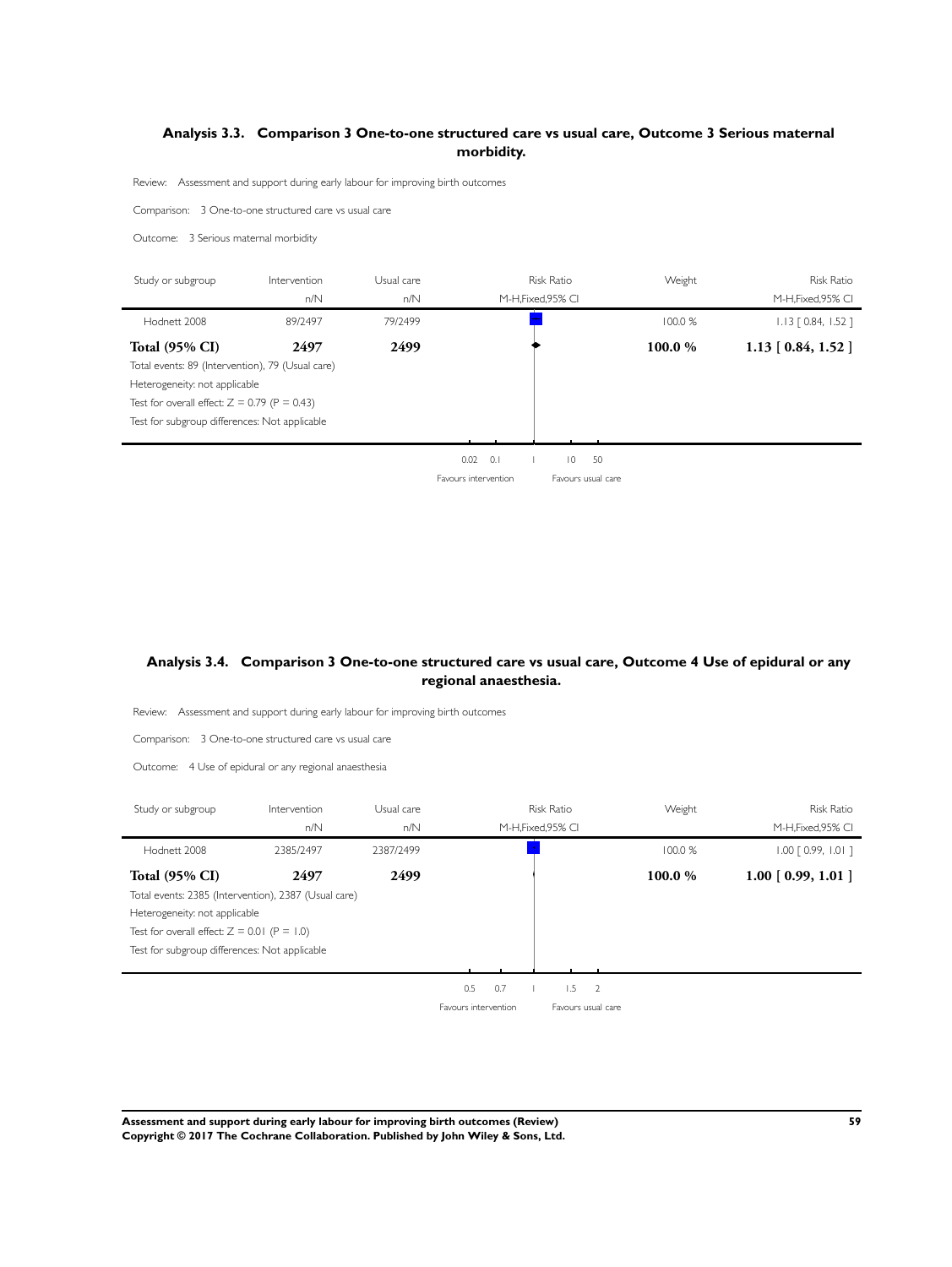### Analysis 3.3. Comparison 3 One-to-one structured care vs usual care, Outcome 3 Serious maternal morbidity.

Review: Assessment and support during early labour for improving birth outcomes

Comparison: 3 One-to-one structured care vs usual care

Outcome: 3 Serious maternal morbidity

| Study or subgroup | Intervention n/N | Usual care n/N | Risk Ratio M-H,Fixed,95% CI | Weight | Risk Ratio M-H,Fixed,95% CI |
|---|---|---|---|---|---|
| Hodnett 2008 | 89/2497 | 79/2499 | | 100.0 % | 1.13 [ 0.84, 1.52 ] |
| **Total (95% CI)** | **2497** | **2499** | | **100.0 %** | **1.13 [ 0.84, 1.52 ]** |

Total events: 89 (Intervention), 79 (Usual care)

Heterogeneity: not applicable

Test for overall effect: Z = 0.79 (P = 0.43)

Test for subgroup differences: Not applicable

0.02 0.1 1 10 50

Favours intervention Favours usual care

### Analysis 3.4. Comparison 3 One-to-one structured care vs usual care, Outcome 4 Use of epidural or any regional anaesthesia.

Review: Assessment and support during early labour for improving birth outcomes

Comparison: 3 One-to-one structured care vs usual care

Outcome: 4 Use of epidural or any regional anaesthesia

| Study or subgroup | Intervention n/N | Usual care n/N | Risk Ratio M-H,Fixed,95% CI | Weight | Risk Ratio M-H,Fixed,95% CI |
|---|---|---|---|---|---|
| Hodnett 2008 | 2385/2497 | 2387/2499 | | 100.0 % | 1.00 [ 0.99, 1.01 ] |
| **Total (95% CI)** | **2497** | **2499** | | **100.0 %** | **1.00 [ 0.99, 1.01 ]** |

Total events: 2385 (Intervention), 2387 (Usual care)

Heterogeneity: not applicable

Test for overall effect: Z = 0.01 (P = 1.0)

Test for subgroup differences: Not applicable

0.5 0.7 1 1.5 2

Favours intervention Favours usual care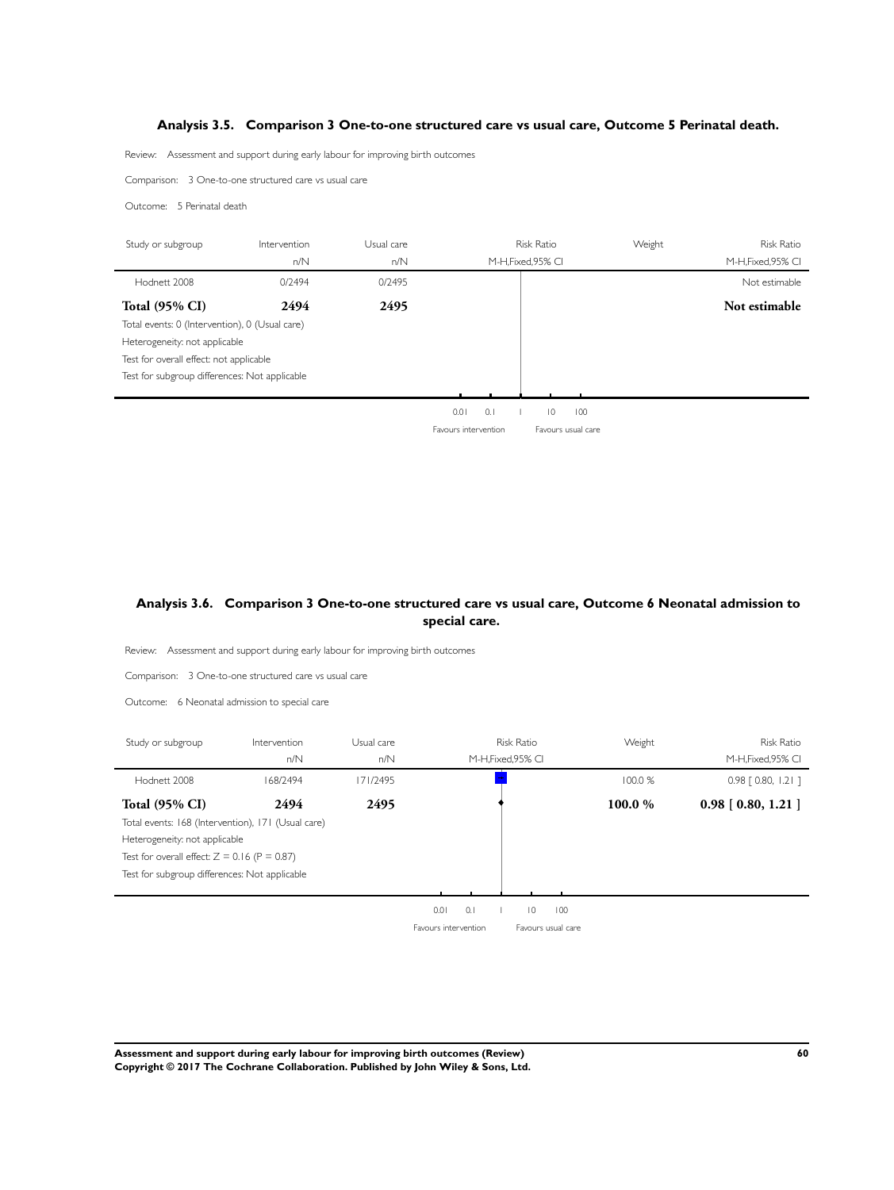## Analysis 3.5. Comparison 3 One-to-one structured care vs usual care, Outcome 5 Perinatal death.

Review: Assessment and support during early labour for improving birth outcomes

Comparison: 3 One-to-one structured care vs usual care

Outcome: 5 Perinatal death

| Study or subgroup | Intervention n/N | Usual care n/N | Risk Ratio M-H,Fixed,95% CI | Weight | Risk Ratio M-H,Fixed,95% CI |
|---|---|---|---|---|---|
| Hodnett 2008 | 0/2494 | 0/2495 | | | Not estimable |
| **Total (95% CI)** | **2494** | **2495** | | | **Not estimable** |

Total events: 0 (Intervention), 0 (Usual care)
Heterogeneity: not applicable
Test for overall effect: not applicable
Test for subgroup differences: Not applicable

0.01 0.1 1 10 100
Favours intervention Favours usual care

## Analysis 3.6. Comparison 3 One-to-one structured care vs usual care, Outcome 6 Neonatal admission to special care.

Review: Assessment and support during early labour for improving birth outcomes

Comparison: 3 One-to-one structured care vs usual care

Outcome: 6 Neonatal admission to special care

| Study or subgroup | Intervention n/N | Usual care n/N | Risk Ratio M-H,Fixed,95% CI | Weight | Risk Ratio M-H,Fixed,95% CI |
|---|---|---|---|---|---|
| Hodnett 2008 | 168/2494 | 171/2495 | | 100.0 % | 0.98 [ 0.80, 1.21 ] |
| **Total (95% CI)** | **2494** | **2495** | | **100.0 %** | **0.98 [ 0.80, 1.21 ]** |

Total events: 168 (Intervention), 171 (Usual care)
Heterogeneity: not applicable
Test for overall effect: Z = 0.16 (P = 0.87)
Test for subgroup differences: Not applicable

0.01 0.1 1 10 100
Favours intervention Favours usual care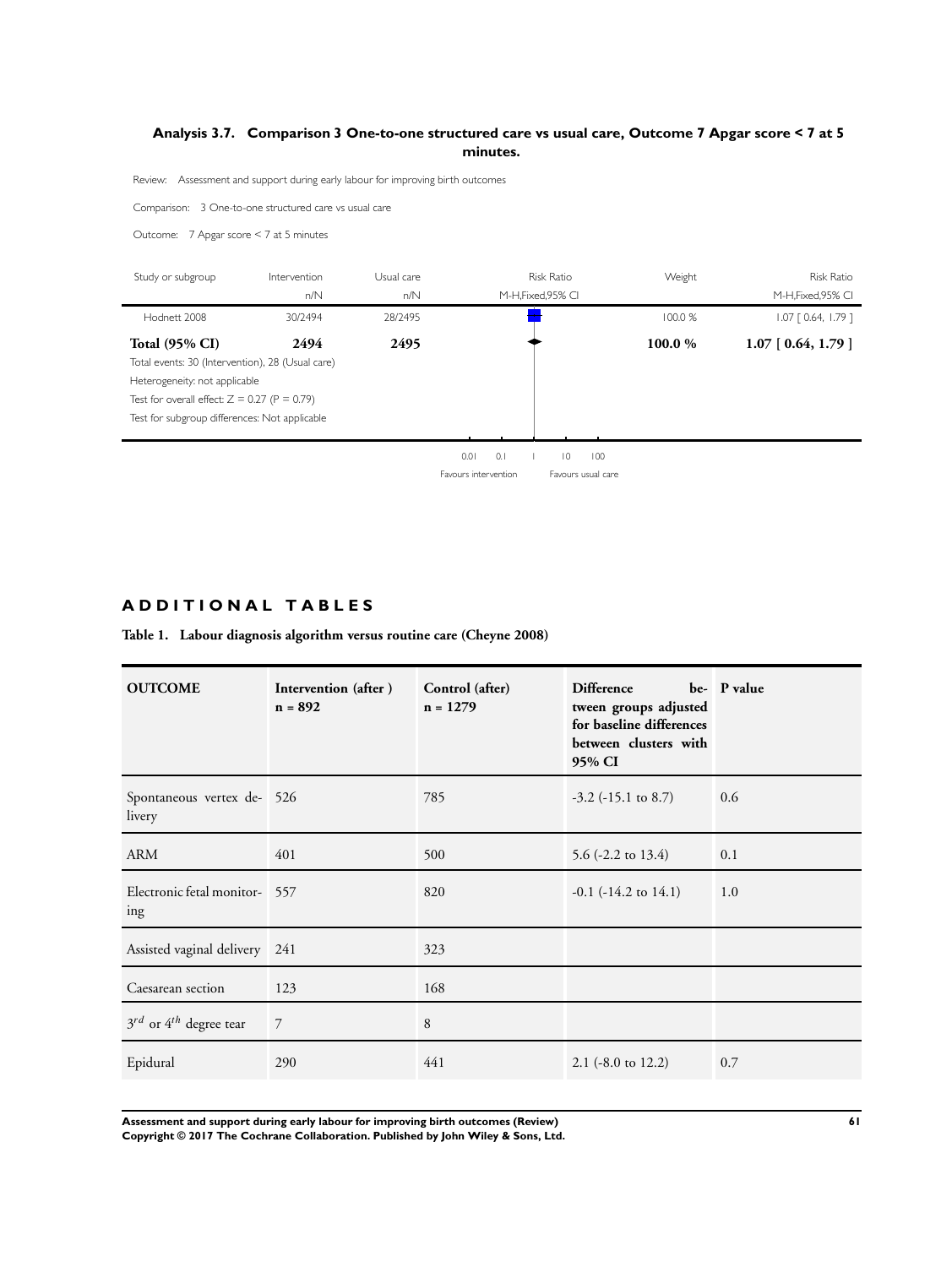### Analysis 3.7. Comparison 3 One-to-one structured care vs usual care, Outcome 7 Apgar score < 7 at 5 minutes.

Review: Assessment and support during early labour for improving birth outcomes

Comparison: 3 One-to-one structured care vs usual care

Outcome: 7 Apgar score < 7 at 5 minutes

| Study or subgroup | Intervention n/N | Usual care n/N | Risk Ratio M-H,Fixed,95% CI | Weight | Risk Ratio M-H,Fixed,95% CI |
|---|---|---|---|---|---|
| Hodnett 2008 | 30/2494 | 28/2495 | | 100.0 % | 1.07 [ 0.64, 1.79 ] |
| **Total (95% CI)** | **2494** | **2495** | | **100.0 %** | **1.07 [ 0.64, 1.79 ]** |

Total events: 30 (Intervention), 28 (Usual care)

Heterogeneity: not applicable

Test for overall effect: Z = 0.27 (P = 0.79)

Test for subgroup differences: Not applicable

0.01 0.1 1 10 100

Favours intervention Favours usual care

## ADDITIONAL TABLES

**Table 1. Labour diagnosis algorithm versus routine care (Cheyne 2008)**

| OUTCOME | Intervention (after ) n = 892 | Control (after) n = 1279 | Difference between groups adjusted for baseline differences between clusters with 95% CI | P value |
|---|---|---|---|---|
| Spontaneous vertex delivery | 526 | 785 | -3.2 (-15.1 to 8.7) | 0.6 |
| ARM | 401 | 500 | 5.6 (-2.2 to 13.4) | 0.1 |
| Electronic fetal monitoring | 557 | 820 | -0.1 (-14.2 to 14.1) | 1.0 |
| Assisted vaginal delivery | 241 | 323 | | |
| Caesarean section | 123 | 168 | | |
| $3^{rd}$ or $4^{th}$ degree tear | 7 | 8 | | |
| Epidural | 290 | 441 | 2.1 (-8.0 to 12.2) | 0.7 |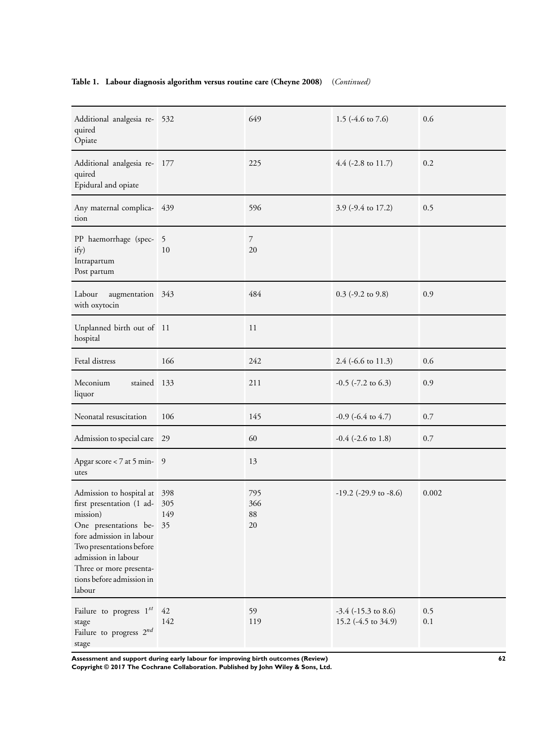**Table 1. Labour diagnosis algorithm versus routine care (Cheyne 2008)** *(Continued)*

| | | | | |
|---|---|---|---|---|
| Additional analgesia required<br>Opiate | 532 | 649 | 1.5 (-4.6 to 7.6) | 0.6 |
| Additional analgesia required<br>Epidural and opiate | 177 | 225 | 4.4 (-2.8 to 11.7) | 0.2 |
| Any maternal complication | 439 | 596 | 3.9 (-9.4 to 17.2) | 0.5 |
| PP haemorrhage (specify)<br>Intrapartum<br>Post partum | 5<br>10 | 7<br>20 | | |
| Labour augmentation with oxytocin | 343 | 484 | 0.3 (-9.2 to 9.8) | 0.9 |
| Unplanned birth out of hospital | 11 | 11 | | |
| Fetal distress | 166 | 242 | 2.4 (-6.6 to 11.3) | 0.6 |
| Meconium stained liquor | 133 | 211 | -0.5 (-7.2 to 6.3) | 0.9 |
| Neonatal resuscitation | 106 | 145 | -0.9 (-6.4 to 4.7) | 0.7 |
| Admission to special care | 29 | 60 | -0.4 (-2.6 to 1.8) | 0.7 |
| Apgar score < 7 at 5 minutes | 9 | 13 | | |
| Admission to hospital at first presentation (1 admission)<br>One presentations before admission in labour<br>Two presentations before admission in labour<br>Three or more presentations before admission in labour | 398<br>305<br>149<br>35 | 795<br>366<br>88<br>20 | -19.2 (-29.9 to -8.6) | 0.002 |
| Failure to progress $1^{st}$ stage<br>Failure to progress $2^{nd}$ stage | 42<br>142 | 59<br>119 | -3.4 (-15.3 to 8.6)<br>15.2 (-4.5 to 34.9) | 0.5<br>0.1 |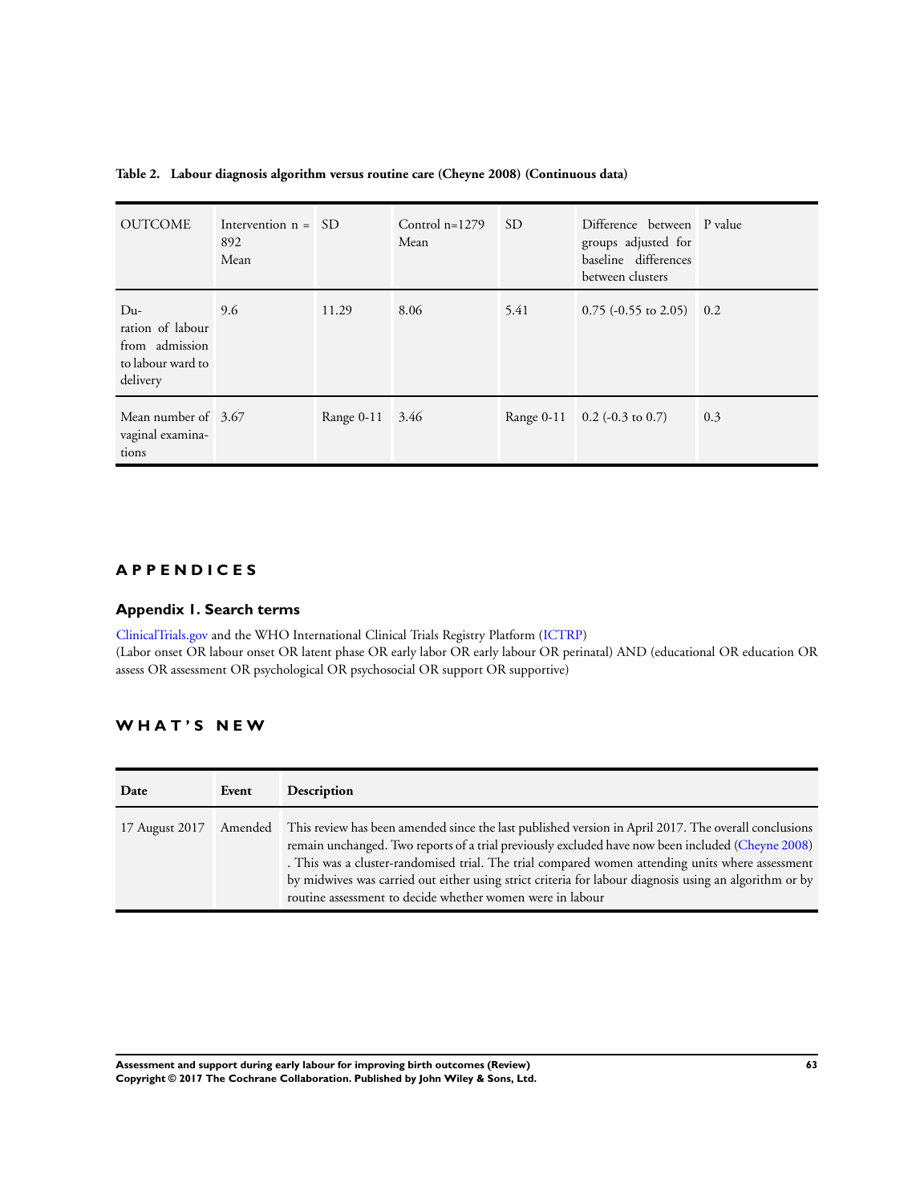**Table 2. Labour diagnosis algorithm versus routine care (Cheyne 2008) (Continuous data)**

| OUTCOME | Intervention n = 892 Mean | SD | Control n=1279 Mean | SD | Difference between groups adjusted for baseline differences between clusters | P value |
|---|---|---|---|---|---|---|
| Duration of labour from admission to labour ward to delivery | 9.6 | 11.29 | 8.06 | 5.41 | 0.75 (-0.55 to 2.05) | 0.2 |
| Mean number of vaginal examinations | 3.67 | Range 0-11 | 3.46 | Range 0-11 | 0.2 (-0.3 to 0.7) | 0.3 |

# APPENDICES

## Appendix 1. Search terms

ClinicalTrials.gov and the WHO International Clinical Trials Registry Platform (ICTRP)
(Labor onset OR labour onset OR latent phase OR early labor OR early labour OR perinatal) AND (educational OR education OR assess OR assessment OR psychological OR psychosocial OR support OR supportive)

# WHAT'S NEW

| Date | Event | Description |
|---|---|---|
| 17 August 2017 | Amended | This review has been amended since the last published version in April 2017. The overall conclusions remain unchanged. Two reports of a trial previously excluded have now been included (Cheyne 2008) . This was a cluster-randomised trial. The trial compared women attending units where assessment by midwives was carried out either using strict criteria for labour diagnosis using an algorithm or by routine assessment to decide whether women were in labour |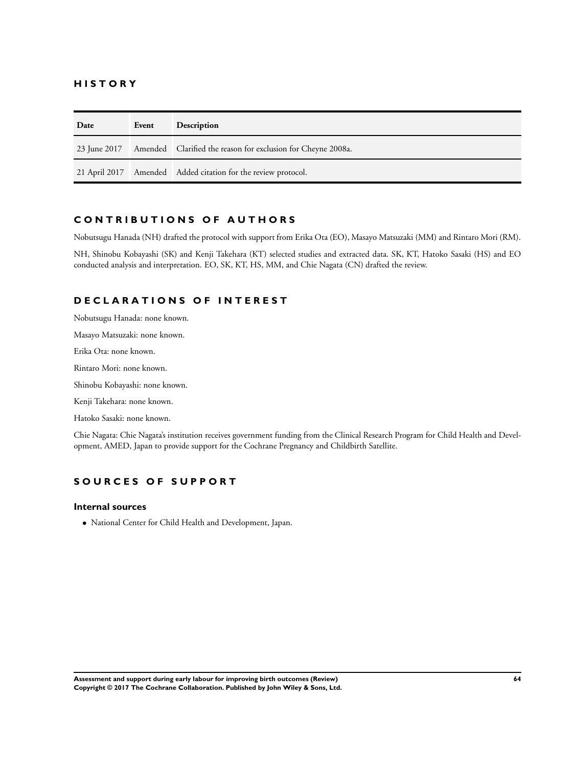## HISTORY

| Date | Event | Description |
|---|---|---|
| 23 June 2017 | Amended | Clarified the reason for exclusion for Cheyne 2008a. |
| 21 April 2017 | Amended | Added citation for the review protocol. |

## CONTRIBUTIONS OF AUTHORS

Nobutsugu Hanada (NH) drafted the protocol with support from Erika Ota (EO), Masayo Matsuzaki (MM) and Rintaro Mori (RM).

NH, Shinobu Kobayashi (SK) and Kenji Takehara (KT) selected studies and extracted data. SK, KT, Hatoko Sasaki (HS) and EO conducted analysis and interpretation. EO, SK, KT, HS, MM, and Chie Nagata (CN) drafted the review.

## DECLARATIONS OF INTEREST

Nobutsugu Hanada: none known.

Masayo Matsuzaki: none known.

Erika Ota: none known.

Rintaro Mori: none known.

Shinobu Kobayashi: none known.

Kenji Takehara: none known.

Hatoko Sasaki: none known.

Chie Nagata: Chie Nagata's institution receives government funding from the Clinical Research Program for Child Health and Development, AMED, Japan to provide support for the Cochrane Pregnancy and Childbirth Satellite.

## SOURCES OF SUPPORT

### Internal sources

- National Center for Child Health and Development, Japan.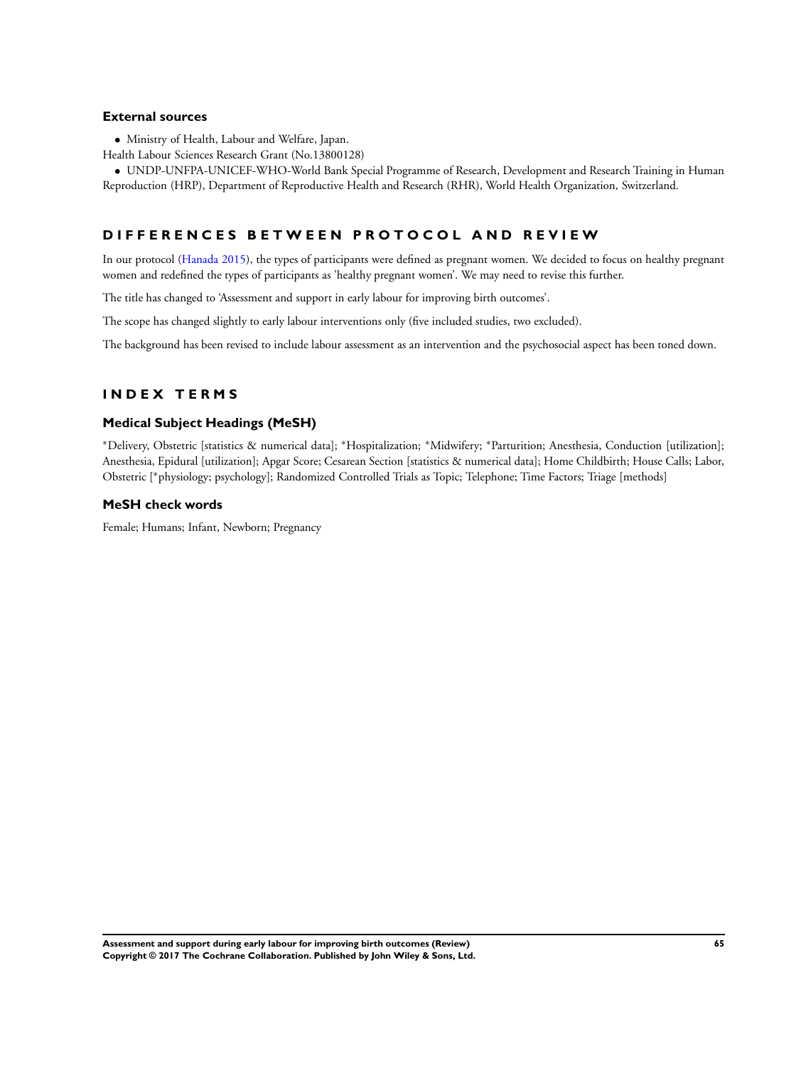### External sources

- Ministry of Health, Labour and Welfare, Japan.

Health Labour Sciences Research Grant (No.13800128)

- UNDP-UNFPA-UNICEF-WHO-World Bank Special Programme of Research, Development and Research Training in Human Reproduction (HRP), Department of Reproductive Health and Research (RHR), World Health Organization, Switzerland.

## DIFFERENCES BETWEEN PROTOCOL AND REVIEW

In our protocol (Hanada 2015), the types of participants were defined as pregnant women. We decided to focus on healthy pregnant women and redefined the types of participants as 'healthy pregnant women'. We may need to revise this further.

The title has changed to 'Assessment and support in early labour for improving birth outcomes'.

The scope has changed slightly to early labour interventions only (five included studies, two excluded).

The background has been revised to include labour assessment as an intervention and the psychosocial aspect has been toned down.

## INDEX TERMS

### Medical Subject Headings (MeSH)

*Delivery, Obstetric [statistics & numerical data]; *Hospitalization; *Midwifery; *Parturition; Anesthesia, Conduction [utilization]; Anesthesia, Epidural [utilization]; Apgar Score; Cesarean Section [statistics & numerical data]; Home Childbirth; House Calls; Labor, Obstetric [*physiology; psychology]; Randomized Controlled Trials as Topic; Telephone; Time Factors; Triage [methods]

### MeSH check words

Female; Humans; Infant, Newborn; Pregnancy